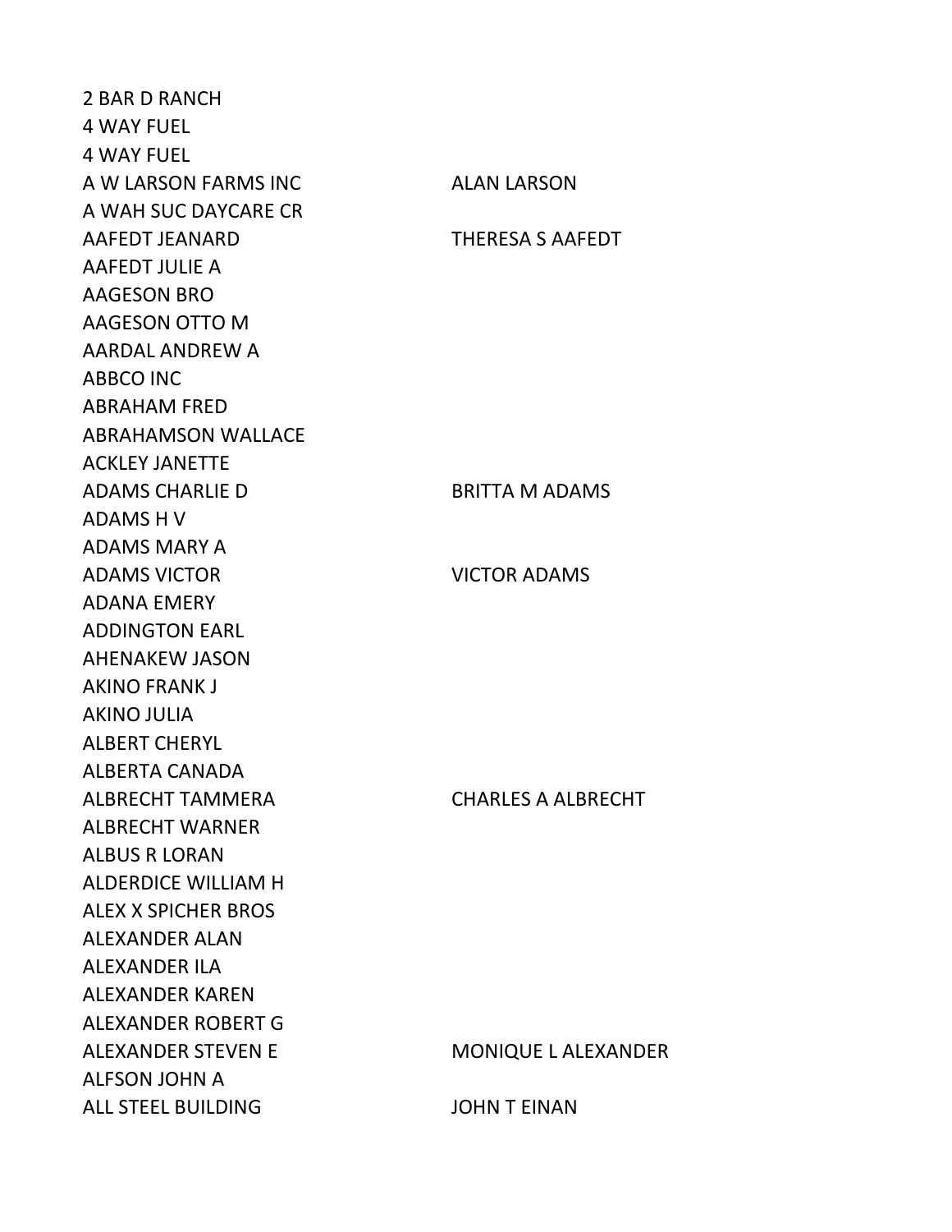| | |
|---|---|
| 2 BAR D RANCH | |
| 4 WAY FUEL | |
| 4 WAY FUEL | |
| A W LARSON FARMS INC | ALAN LARSON |
| A WAH SUC DAYCARE CR | |
| AAFEDT JEANARD | THERESA S AAFEDT |
| AAFEDT JULIE A | |
| AAGESON BRO | |
| AAGESON OTTO M | |
| AARDAL ANDREW A | |
| ABBCO INC | |
| ABRAHAM FRED | |
| ABRAHAMSON WALLACE | |
| ACKLEY JANETTE | |
| ADAMS CHARLIE D | BRITTA M ADAMS |
| ADAMS H V | |
| ADAMS MARY A | |
| ADAMS VICTOR | VICTOR ADAMS |
| ADANA EMERY | |
| ADDINGTON EARL | |
| AHENAKEW JASON | |
| AKINO FRANK J | |
| AKINO JULIA | |
| ALBERT CHERYL | |
| ALBERTA CANADA | |
| ALBRECHT TAMMERA | CHARLES A ALBRECHT |
| ALBRECHT WARNER | |
| ALBUS R LORAN | |
| ALDERDICE WILLIAM H | |
| ALEX X SPICHER BROS | |
| ALEXANDER ALAN | |
| ALEXANDER ILA | |
| ALEXANDER KAREN | |
| ALEXANDER ROBERT G | |
| ALEXANDER STEVEN E | MONIQUE L ALEXANDER |
| ALFSON JOHN A | |
| ALL STEEL BUILDING | JOHN T EINAN |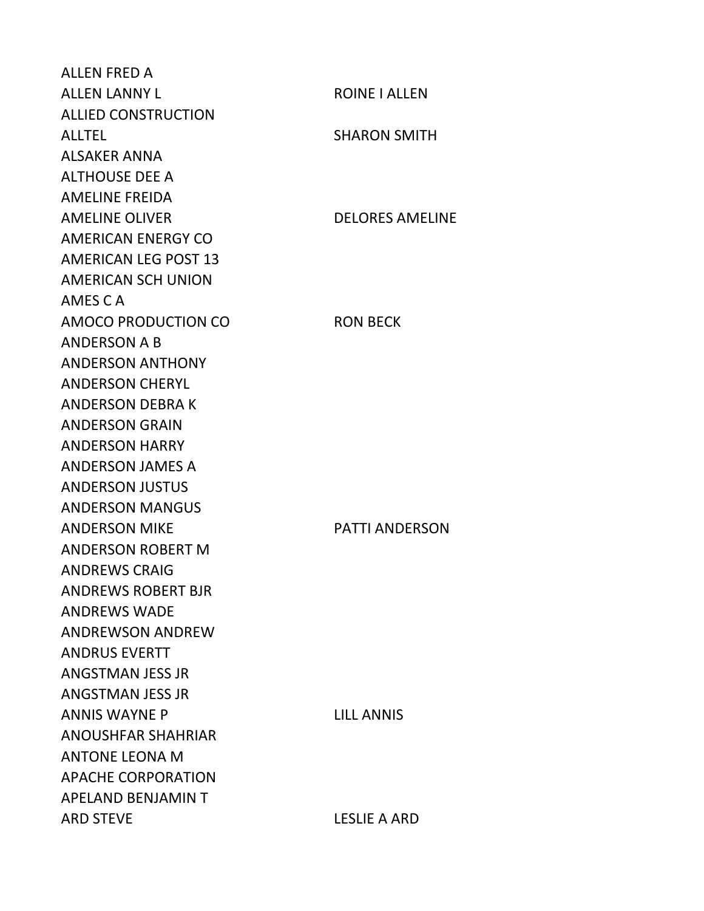| | |
|---|---|
| ALLEN FRED A | |
| ALLEN LANNY L | ROINE I ALLEN |
| ALLIED CONSTRUCTION | |
| ALLTEL | SHARON SMITH |
| ALSAKER ANNA | |
| ALTHOUSE DEE A | |
| AMELINE FREIDA | |
| AMELINE OLIVER | DELORES AMELINE |
| AMERICAN ENERGY CO | |
| AMERICAN LEG POST 13 | |
| AMERICAN SCH UNION | |
| AMES C A | |
| AMOCO PRODUCTION CO | RON BECK |
| ANDERSON A B | |
| ANDERSON ANTHONY | |
| ANDERSON CHERYL | |
| ANDERSON DEBRA K | |
| ANDERSON GRAIN | |
| ANDERSON HARRY | |
| ANDERSON JAMES A | |
| ANDERSON JUSTUS | |
| ANDERSON MANGUS | |
| ANDERSON MIKE | PATTI ANDERSON |
| ANDERSON ROBERT M | |
| ANDREWS CRAIG | |
| ANDREWS ROBERT BJR | |
| ANDREWS WADE | |
| ANDREWSON ANDREW | |
| ANDRUS EVERTT | |
| ANGSTMAN JESS JR | |
| ANGSTMAN JESS JR | |
| ANNIS WAYNE P | LILL ANNIS |
| ANOUSHFAR SHAHRIAR | |
| ANTONE LEONA M | |
| APACHE CORPORATION | |
| APELAND BENJAMIN T | |
| ARD STEVE | LESLIE A ARD |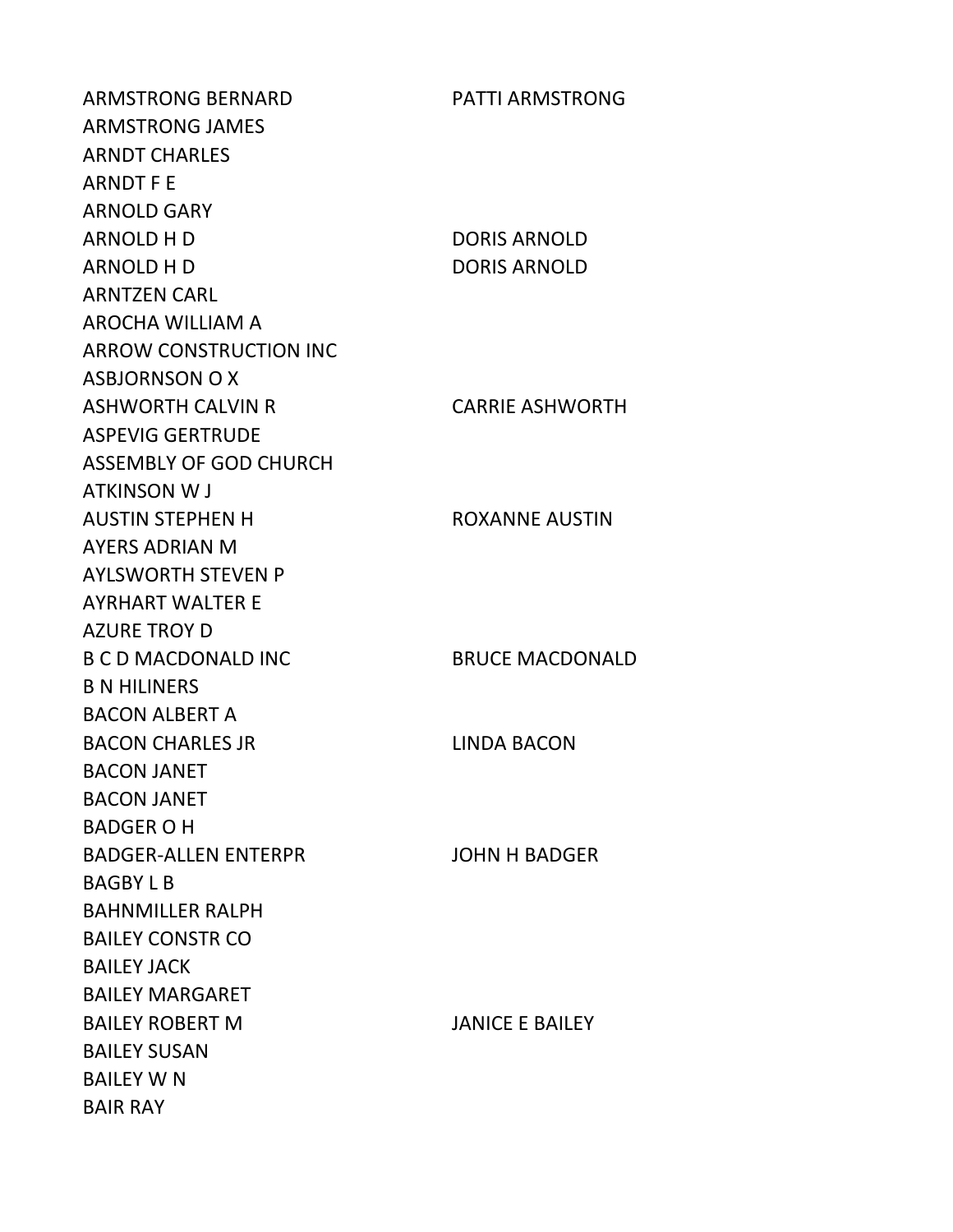| | |
|---|---|
| ARMSTRONG BERNARD | PATTI ARMSTRONG |
| ARMSTRONG JAMES | |
| ARNDT CHARLES | |
| ARNDT F E | |
| ARNOLD GARY | |
| ARNOLD H D | DORIS ARNOLD |
| ARNOLD H D | DORIS ARNOLD |
| ARNTZEN CARL | |
| AROCHA WILLIAM A | |
| ARROW CONSTRUCTION INC | |
| ASBJORNSON O X | |
| ASHWORTH CALVIN R | CARRIE ASHWORTH |
| ASPEVIG GERTRUDE | |
| ASSEMBLY OF GOD CHURCH | |
| ATKINSON W J | |
| AUSTIN STEPHEN H | ROXANNE AUSTIN |
| AYERS ADRIAN M | |
| AYLSWORTH STEVEN P | |
| AYRHART WALTER E | |
| AZURE TROY D | |
| B C D MACDONALD INC | BRUCE MACDONALD |
| B N HILINERS | |
| BACON ALBERT A | |
| BACON CHARLES JR | LINDA BACON |
| BACON JANET | |
| BACON JANET | |
| BADGER O H | |
| BADGER-ALLEN ENTERPR | JOHN H BADGER |
| BAGBY L B | |
| BAHNMILLER RALPH | |
| BAILEY CONSTR CO | |
| BAILEY JACK | |
| BAILEY MARGARET | |
| BAILEY ROBERT M | JANICE E BAILEY |
| BAILEY SUSAN | |
| BAILEY W N | |
| BAIR RAY | |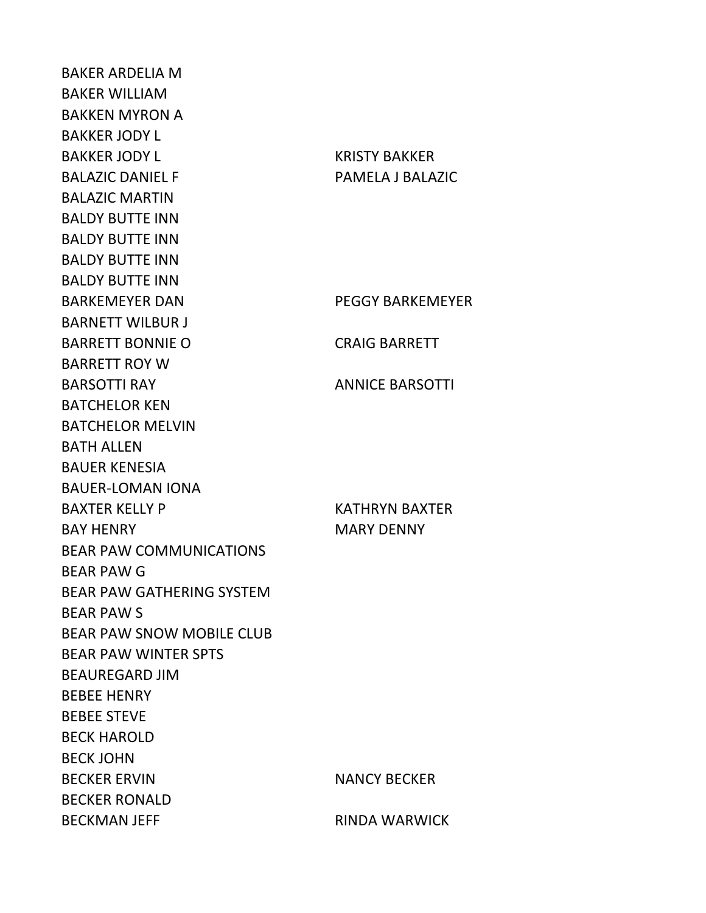| | |
|---|---|
| BAKER ARDELIA M | |
| BAKER WILLIAM | |
| BAKKEN MYRON A | |
| BAKKER JODY L | |
| BAKKER JODY L | KRISTY BAKKER |
| BALAZIC DANIEL F | PAMELA J BALAZIC |
| BALAZIC MARTIN | |
| BALDY BUTTE INN | |
| BALDY BUTTE INN | |
| BALDY BUTTE INN | |
| BALDY BUTTE INN | |
| BARKEMEYER DAN | PEGGY BARKEMEYER |
| BARNETT WILBUR J | |
| BARRETT BONNIE O | CRAIG BARRETT |
| BARRETT ROY W | |
| BARSOTTI RAY | ANNICE BARSOTTI |
| BATCHELOR KEN | |
| BATCHELOR MELVIN | |
| BATH ALLEN | |
| BAUER KENESIA | |
| BAUER-LOMAN IONA | |
| BAXTER KELLY P | KATHRYN BAXTER |
| BAY HENRY | MARY DENNY |
| BEAR PAW COMMUNICATIONS | |
| BEAR PAW G | |
| BEAR PAW GATHERING SYSTEM | |
| BEAR PAW S | |
| BEAR PAW SNOW MOBILE CLUB | |
| BEAR PAW WINTER SPTS | |
| BEAUREGARD JIM | |
| BEBEE HENRY | |
| BEBEE STEVE | |
| BECK HAROLD | |
| BECK JOHN | |
| BECKER ERVIN | NANCY BECKER |
| BECKER RONALD | |
| BECKMAN JEFF | RINDA WARWICK |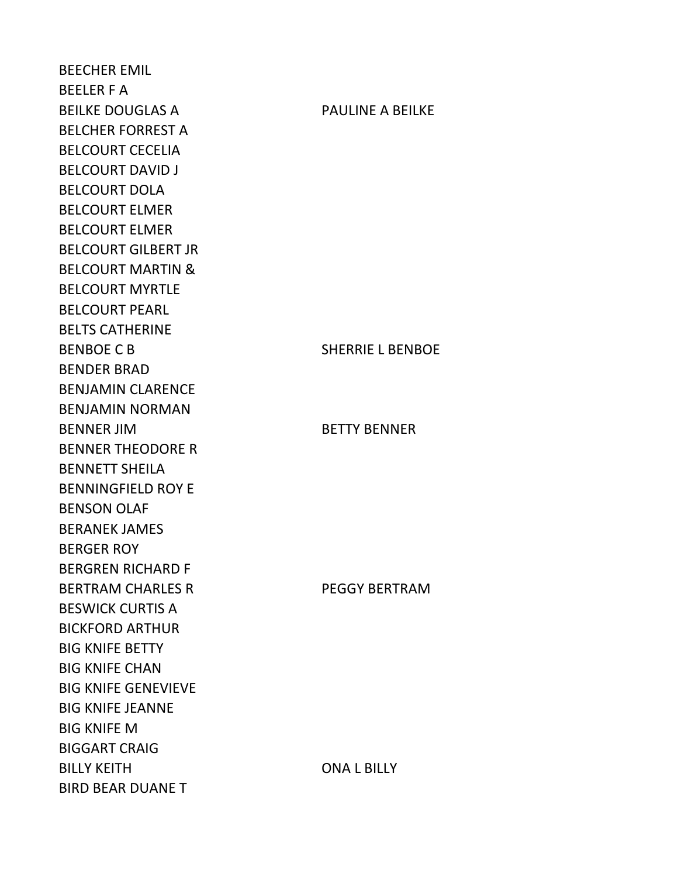| | |
|---|---|
| BEECHER EMIL | |
| BEELER F A | |
| BEILKE DOUGLAS A | PAULINE A BEILKE |
| BELCHER FORREST A | |
| BELCOURT CECELIA | |
| BELCOURT DAVID J | |
| BELCOURT DOLA | |
| BELCOURT ELMER | |
| BELCOURT ELMER | |
| BELCOURT GILBERT JR | |
| BELCOURT MARTIN & | |
| BELCOURT MYRTLE | |
| BELCOURT PEARL | |
| BELTS CATHERINE | |
| BENBOE C B | SHERRIE L BENBOE |
| BENDER BRAD | |
| BENJAMIN CLARENCE | |
| BENJAMIN NORMAN | |
| BENNER JIM | BETTY BENNER |
| BENNER THEODORE R | |
| BENNETT SHEILA | |
| BENNINGFIELD ROY E | |
| BENSON OLAF | |
| BERANEK JAMES | |
| BERGER ROY | |
| BERGREN RICHARD F | |
| BERTRAM CHARLES R | PEGGY BERTRAM |
| BESWICK CURTIS A | |
| BICKFORD ARTHUR | |
| BIG KNIFE BETTY | |
| BIG KNIFE CHAN | |
| BIG KNIFE GENEVIEVE | |
| BIG KNIFE JEANNE | |
| BIG KNIFE M | |
| BIGGART CRAIG | |
| BILLY KEITH | ONA L BILLY |
| BIRD BEAR DUANE T | |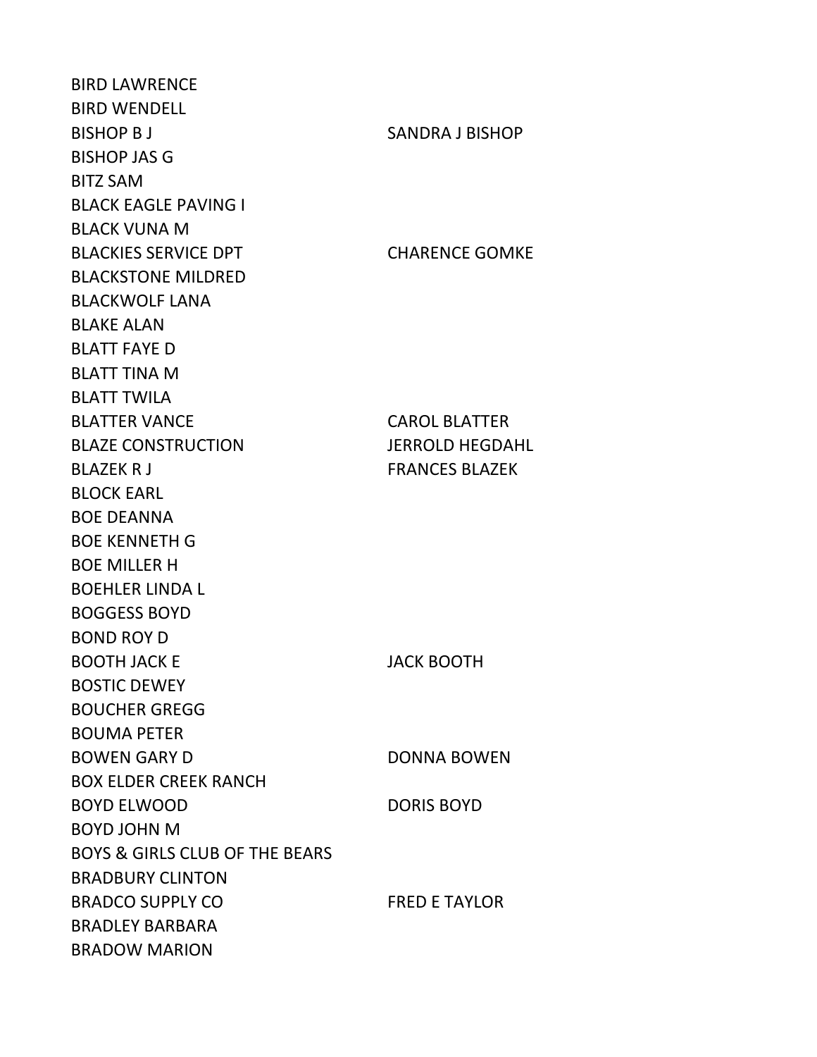| | |
|---|---|
| BIRD LAWRENCE | |
| BIRD WENDELL | |
| BISHOP B J | SANDRA J BISHOP |
| BISHOP JAS G | |
| BITZ SAM | |
| BLACK EAGLE PAVING I | |
| BLACK VUNA M | |
| BLACKIES SERVICE DPT | CHARENCE GOMKE |
| BLACKSTONE MILDRED | |
| BLACKWOLF LANA | |
| BLAKE ALAN | |
| BLATT FAYE D | |
| BLATT TINA M | |
| BLATT TWILA | |
| BLATTER VANCE | CAROL BLATTER |
| BLAZE CONSTRUCTION | JERROLD HEGDAHL |
| BLAZEK R J | FRANCES BLAZEK |
| BLOCK EARL | |
| BOE DEANNA | |
| BOE KENNETH G | |
| BOE MILLER H | |
| BOEHLER LINDA L | |
| BOGGESS BOYD | |
| BOND ROY D | |
| BOOTH JACK E | JACK BOOTH |
| BOSTIC DEWEY | |
| BOUCHER GREGG | |
| BOUMA PETER | |
| BOWEN GARY D | DONNA BOWEN |
| BOX ELDER CREEK RANCH | |
| BOYD ELWOOD | DORIS BOYD |
| BOYD JOHN M | |
| BOYS & GIRLS CLUB OF THE BEARS | |
| BRADBURY CLINTON | |
| BRADCO SUPPLY CO | FRED E TAYLOR |
| BRADLEY BARBARA | |
| BRADOW MARION | |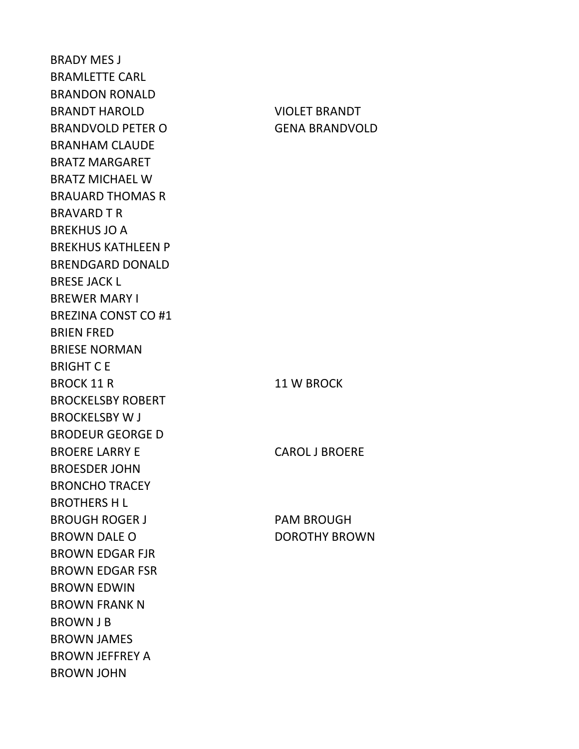| | |
|---|---|
| BRADY MES J | |
| BRAMLETTE CARL | |
| BRANDON RONALD | |
| BRANDT HAROLD | VIOLET BRANDT |
| BRANDVOLD PETER O | GENA BRANDVOLD |
| BRANHAM CLAUDE | |
| BRATZ MARGARET | |
| BRATZ MICHAEL W | |
| BRAUARD THOMAS R | |
| BRAVARD T R | |
| BREKHUS JO A | |
| BREKHUS KATHLEEN P | |
| BRENDGARD DONALD | |
| BRESE JACK L | |
| BREWER MARY I | |
| BREZINA CONST CO #1 | |
| BRIEN FRED | |
| BRIESE NORMAN | |
| BRIGHT C E | |
| BROCK 11 R | 11 W BROCK |
| BROCKELSBY ROBERT | |
| BROCKELSBY W J | |
| BRODEUR GEORGE D | |
| BROERE LARRY E | CAROL J BROERE |
| BROESDER JOHN | |
| BRONCHO TRACEY | |
| BROTHERS H L | |
| BROUGH ROGER J | PAM BROUGH |
| BROWN DALE O | DOROTHY BROWN |
| BROWN EDGAR FJR | |
| BROWN EDGAR FSR | |
| BROWN EDWIN | |
| BROWN FRANK N | |
| BROWN J B | |
| BROWN JAMES | |
| BROWN JEFFREY A | |
| BROWN JOHN | |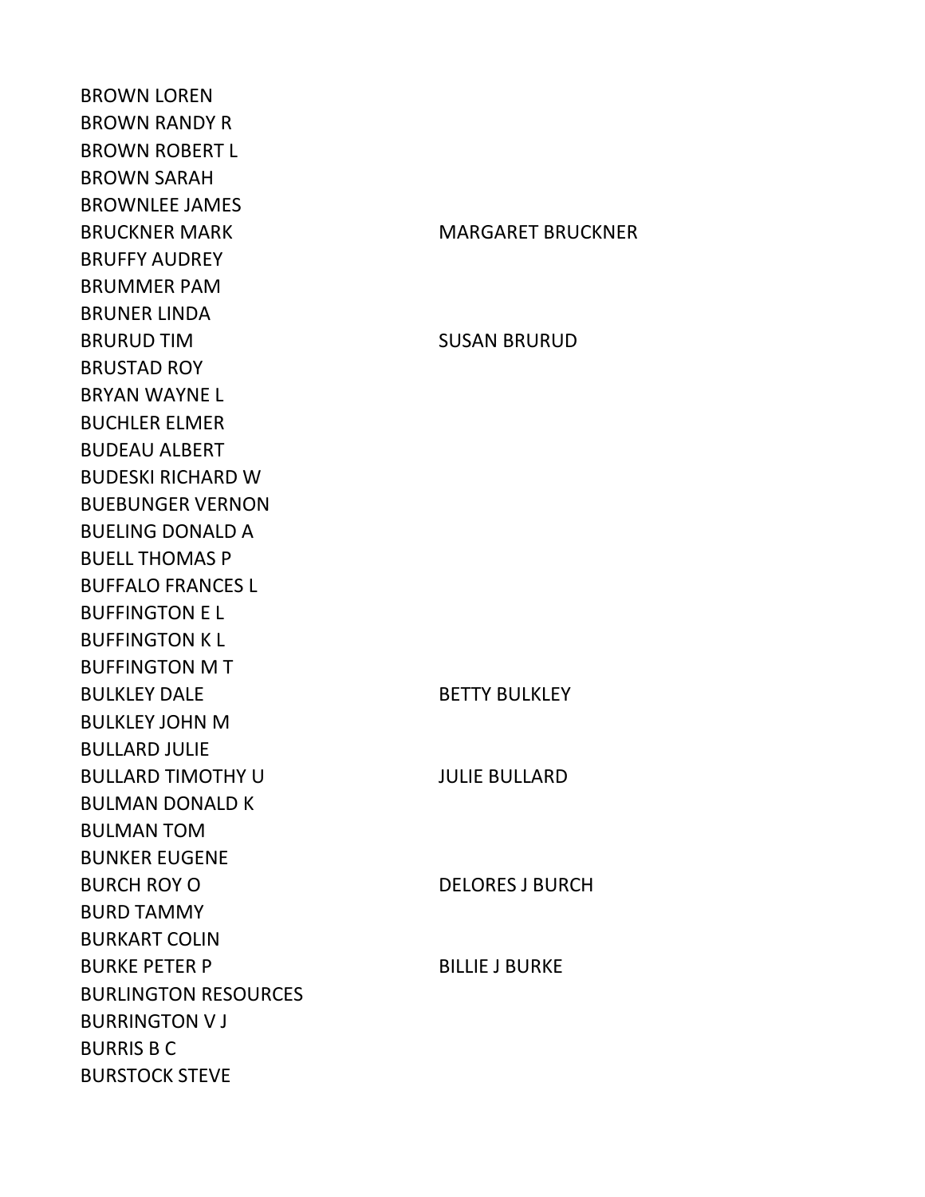| | |
|---|---|
| BROWN LOREN | |
| BROWN RANDY R | |
| BROWN ROBERT L | |
| BROWN SARAH | |
| BROWNLEE JAMES | |
| BRUCKNER MARK | MARGARET BRUCKNER |
| BRUFFY AUDREY | |
| BRUMMER PAM | |
| BRUNER LINDA | |
| BRURUD TIM | SUSAN BRURUD |
| BRUSTAD ROY | |
| BRYAN WAYNE L | |
| BUCHLER ELMER | |
| BUDEAU ALBERT | |
| BUDESKI RICHARD W | |
| BUEBUNGER VERNON | |
| BUELING DONALD A | |
| BUELL THOMAS P | |
| BUFFALO FRANCES L | |
| BUFFINGTON E L | |
| BUFFINGTON K L | |
| BUFFINGTON M T | |
| BULKLEY DALE | BETTY BULKLEY |
| BULKLEY JOHN M | |
| BULLARD JULIE | |
| BULLARD TIMOTHY U | JULIE BULLARD |
| BULMAN DONALD K | |
| BULMAN TOM | |
| BUNKER EUGENE | |
| BURCH ROY O | DELORES J BURCH |
| BURD TAMMY | |
| BURKART COLIN | |
| BURKE PETER P | BILLIE J BURKE |
| BURLINGTON RESOURCES | |
| BURRINGTON V J | |
| BURRIS B C | |
| BURSTOCK STEVE | |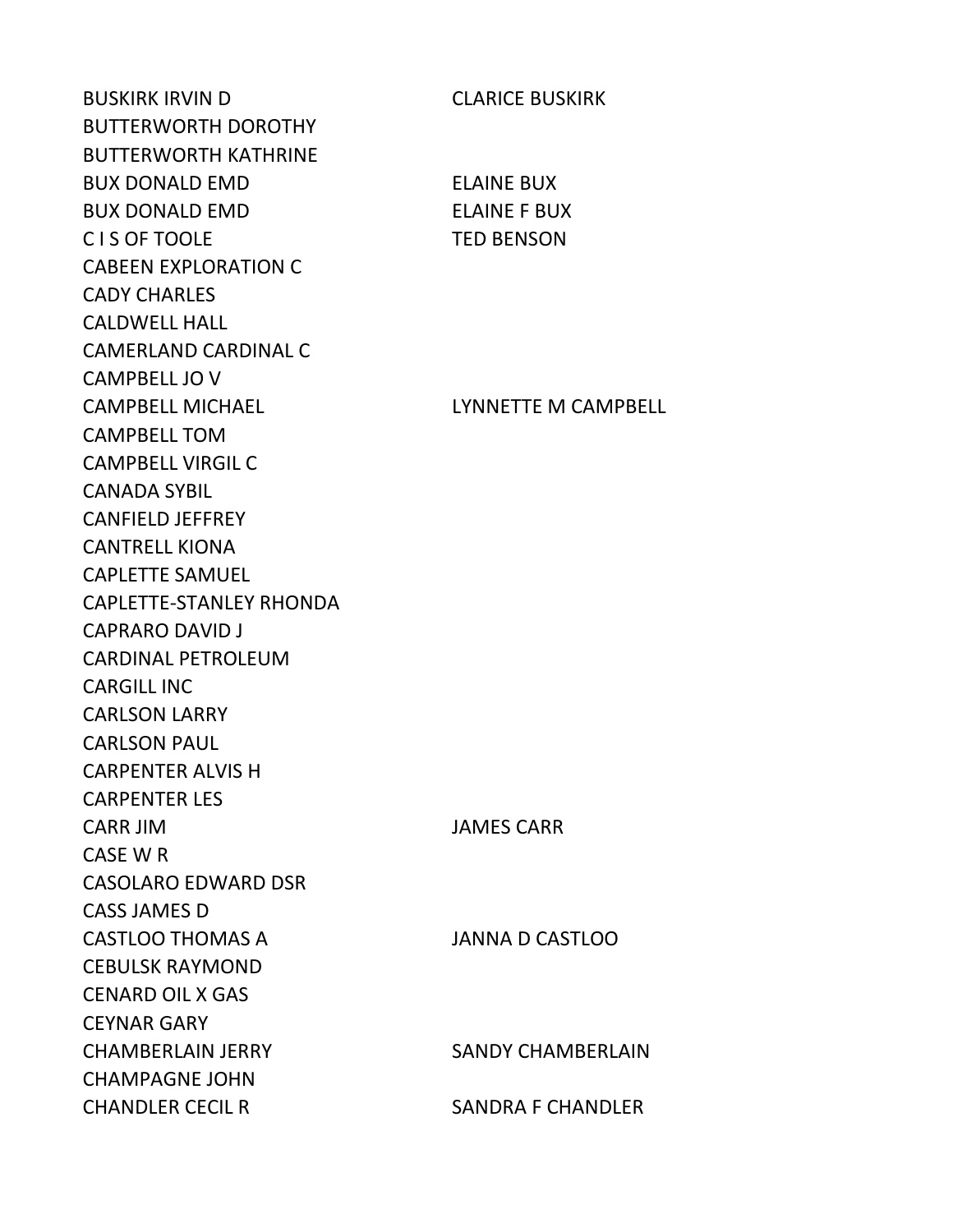| | |
|---|---|
| BUSKIRK IRVIN D | CLARICE BUSKIRK |
| BUTTERWORTH DOROTHY | |
| BUTTERWORTH KATHRINE | |
| BUX DONALD EMD | ELAINE BUX |
| BUX DONALD EMD | ELAINE F BUX |
| C I S OF TOOLE | TED BENSON |
| CABEEN EXPLORATION C | |
| CADY CHARLES | |
| CALDWELL HALL | |
| CAMERLAND CARDINAL C | |
| CAMPBELL JO V | |
| CAMPBELL MICHAEL | LYNNETTE M CAMPBELL |
| CAMPBELL TOM | |
| CAMPBELL VIRGIL C | |
| CANADA SYBIL | |
| CANFIELD JEFFREY | |
| CANTRELL KIONA | |
| CAPLETTE SAMUEL | |
| CAPLETTE-STANLEY RHONDA | |
| CAPRARO DAVID J | |
| CARDINAL PETROLEUM | |
| CARGILL INC | |
| CARLSON LARRY | |
| CARLSON PAUL | |
| CARPENTER ALVIS H | |
| CARPENTER LES | |
| CARR JIM | JAMES CARR |
| CASE W R | |
| CASOLARO EDWARD DSR | |
| CASS JAMES D | |
| CASTLOO THOMAS A | JANNA D CASTLOO |
| CEBULSK RAYMOND | |
| CENARD OIL X GAS | |
| CEYNAR GARY | |
| CHAMBERLAIN JERRY | SANDY CHAMBERLAIN |
| CHAMPAGNE JOHN | |
| CHANDLER CECIL R | SANDRA F CHANDLER |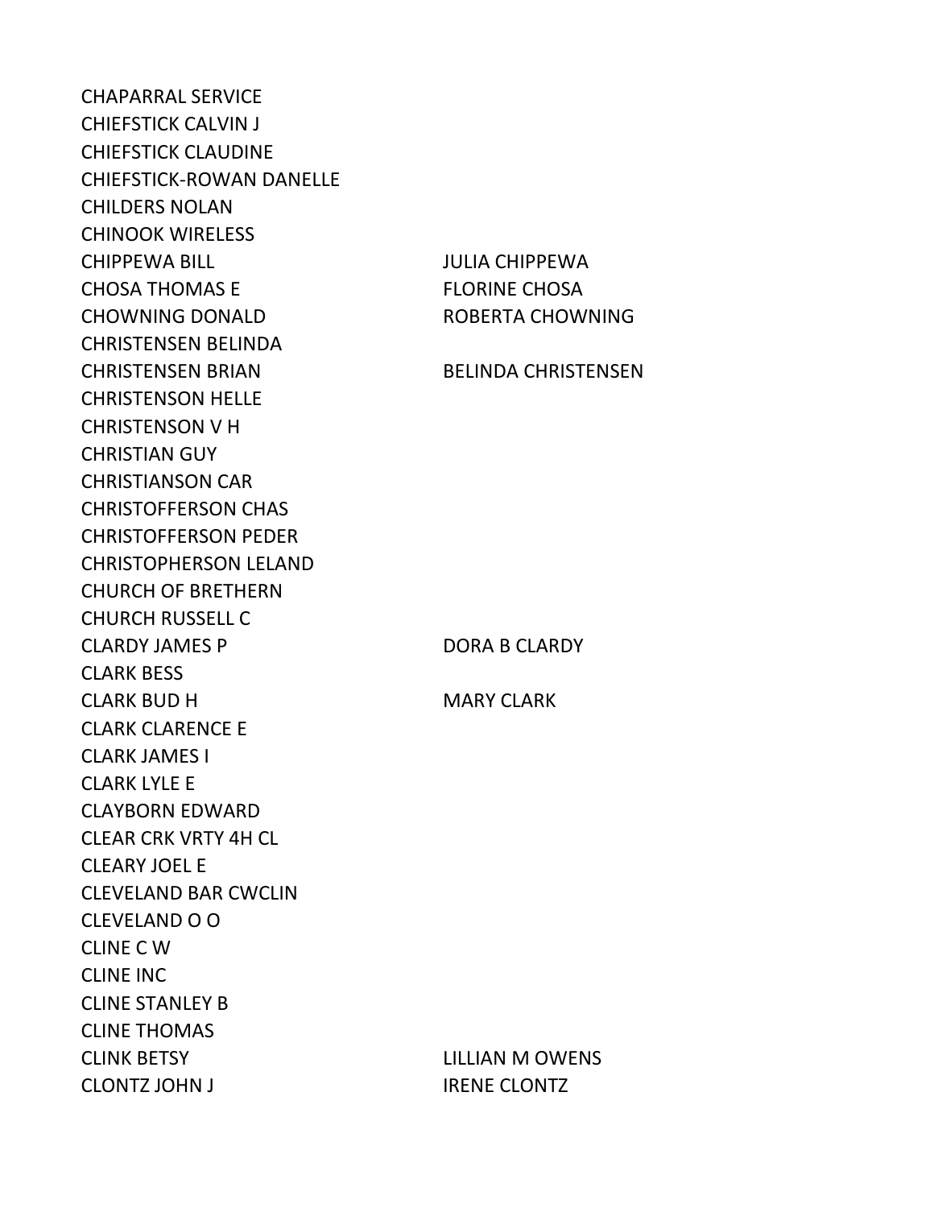| | |
|---|---|
| CHAPARRAL SERVICE | |
| CHIEFSTICK CALVIN J | |
| CHIEFSTICK CLAUDINE | |
| CHIEFSTICK-ROWAN DANELLE | |
| CHILDERS NOLAN | |
| CHINOOK WIRELESS | |
| CHIPPEWA BILL | JULIA CHIPPEWA |
| CHOSA THOMAS E | FLORINE CHOSA |
| CHOWNING DONALD | ROBERTA CHOWNING |
| CHRISTENSEN BELINDA | |
| CHRISTENSEN BRIAN | BELINDA CHRISTENSEN |
| CHRISTENSON HELLE | |
| CHRISTENSON V H | |
| CHRISTIAN GUY | |
| CHRISTIANSON CAR | |
| CHRISTOFFERSON CHAS | |
| CHRISTOFFERSON PEDER | |
| CHRISTOPHERSON LELAND | |
| CHURCH OF BRETHERN | |
| CHURCH RUSSELL C | |
| CLARDY JAMES P | DORA B CLARDY |
| CLARK BESS | |
| CLARK BUD H | MARY CLARK |
| CLARK CLARENCE E | |
| CLARK JAMES I | |
| CLARK LYLE E | |
| CLAYBORN EDWARD | |
| CLEAR CRK VRTY 4H CL | |
| CLEARY JOEL E | |
| CLEVELAND BAR CWCLIN | |
| CLEVELAND O O | |
| CLINE C W | |
| CLINE INC | |
| CLINE STANLEY B | |
| CLINE THOMAS | |
| CLINK BETSY | LILLIAN M OWENS |
| CLONTZ JOHN J | IRENE CLONTZ |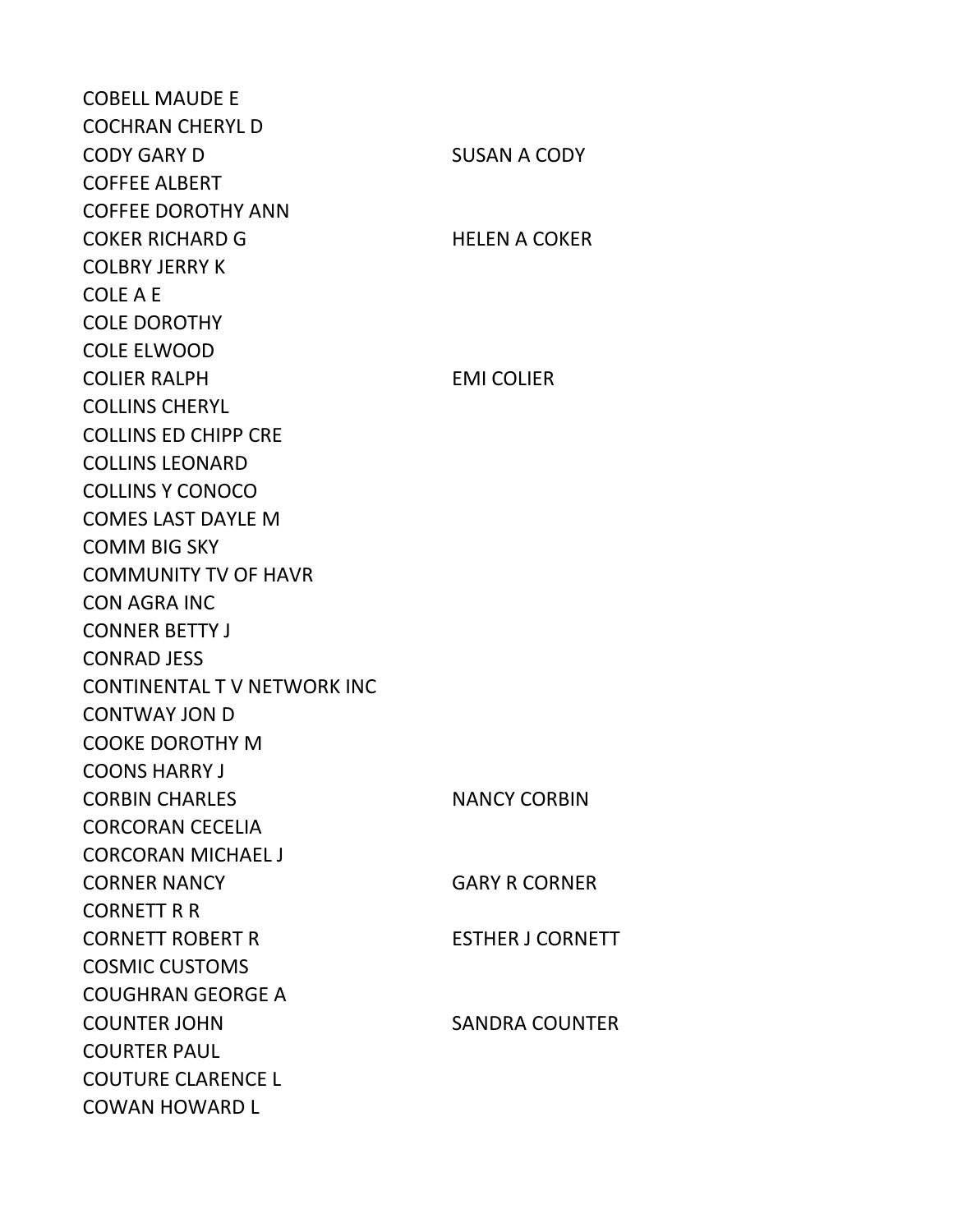| | |
|---|---|
| COBELL MAUDE E | |
| COCHRAN CHERYL D | |
| CODY GARY D | SUSAN A CODY |
| COFFEE ALBERT | |
| COFFEE DOROTHY ANN | |
| COKER RICHARD G | HELEN A COKER |
| COLBRY JERRY K | |
| COLE A E | |
| COLE DOROTHY | |
| COLE ELWOOD | |
| COLIER RALPH | EMI COLIER |
| COLLINS CHERYL | |
| COLLINS ED CHIPP CRE | |
| COLLINS LEONARD | |
| COLLINS Y CONOCO | |
| COMES LAST DAYLE M | |
| COMM BIG SKY | |
| COMMUNITY TV OF HAVR | |
| CON AGRA INC | |
| CONNER BETTY J | |
| CONRAD JESS | |
| CONTINENTAL T V NETWORK INC | |
| CONTWAY JON D | |
| COOKE DOROTHY M | |
| COONS HARRY J | |
| CORBIN CHARLES | NANCY CORBIN |
| CORCORAN CECELIA | |
| CORCORAN MICHAEL J | |
| CORNER NANCY | GARY R CORNER |
| CORNETT R R | |
| CORNETT ROBERT R | ESTHER J CORNETT |
| COSMIC CUSTOMS | |
| COUGHRAN GEORGE A | |
| COUNTER JOHN | SANDRA COUNTER |
| COURTER PAUL | |
| COUTURE CLARENCE L | |
| COWAN HOWARD L | |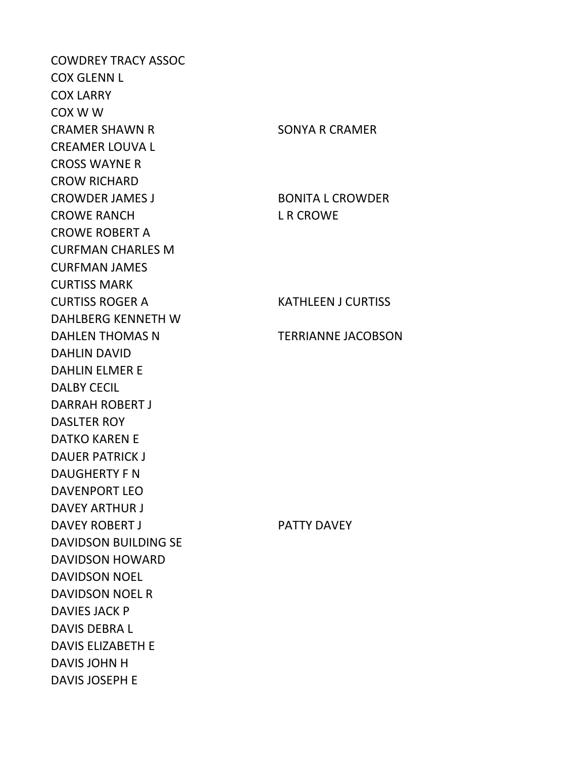| | |
|---|---|
| COWDREY TRACY ASSOC | |
| COX GLENN L | |
| COX LARRY | |
| COX W W | |
| CRAMER SHAWN R | SONYA R CRAMER |
| CREAMER LOUVA L | |
| CROSS WAYNE R | |
| CROW RICHARD | |
| CROWDER JAMES J | BONITA L CROWDER |
| CROWE RANCH | L R CROWE |
| CROWE ROBERT A | |
| CURFMAN CHARLES M | |
| CURFMAN JAMES | |
| CURTISS MARK | |
| CURTISS ROGER A | KATHLEEN J CURTISS |
| DAHLBERG KENNETH W | |
| DAHLEN THOMAS N | TERRIANNE JACOBSON |
| DAHLIN DAVID | |
| DAHLIN ELMER E | |
| DALBY CECIL | |
| DARRAH ROBERT J | |
| DASLTER ROY | |
| DATKO KAREN E | |
| DAUER PATRICK J | |
| DAUGHERTY F N | |
| DAVENPORT LEO | |
| DAVEY ARTHUR J | |
| DAVEY ROBERT J | PATTY DAVEY |
| DAVIDSON BUILDING SE | |
| DAVIDSON HOWARD | |
| DAVIDSON NOEL | |
| DAVIDSON NOEL R | |
| DAVIES JACK P | |
| DAVIS DEBRA L | |
| DAVIS ELIZABETH E | |
| DAVIS JOHN H | |
| DAVIS JOSEPH E | |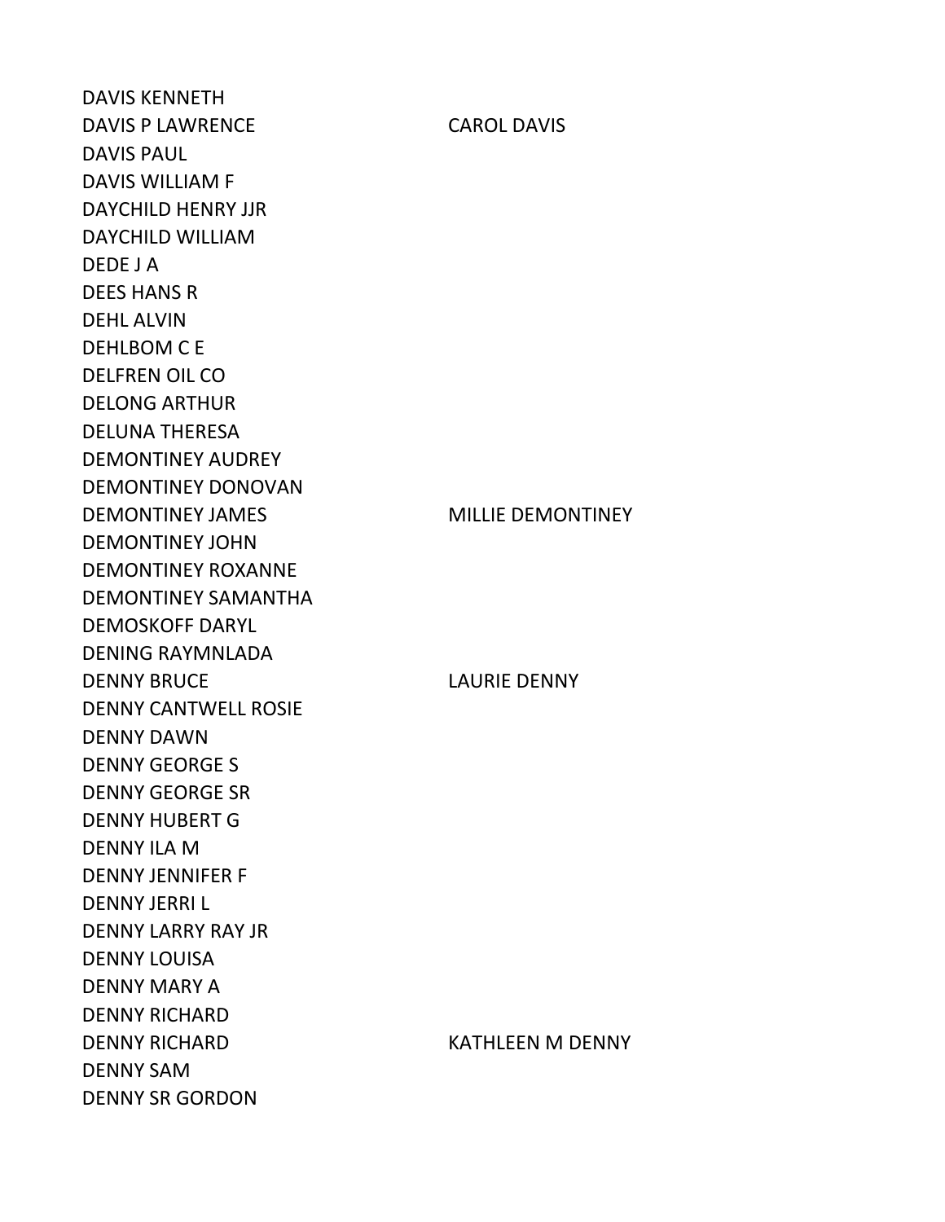| | |
|---|---|
| DAVIS KENNETH | |
| DAVIS P LAWRENCE | CAROL DAVIS |
| DAVIS PAUL | |
| DAVIS WILLIAM F | |
| DAYCHILD HENRY JJR | |
| DAYCHILD WILLIAM | |
| DEDE J A | |
| DEES HANS R | |
| DEHL ALVIN | |
| DEHLBOM C E | |
| DELFREN OIL CO | |
| DELONG ARTHUR | |
| DELUNA THERESA | |
| DEMONTINEY AUDREY | |
| DEMONTINEY DONOVAN | |
| DEMONTINEY JAMES | MILLIE DEMONTINEY |
| DEMONTINEY JOHN | |
| DEMONTINEY ROXANNE | |
| DEMONTINEY SAMANTHA | |
| DEMOSKOFF DARYL | |
| DENING RAYMNLADA | |
| DENNY BRUCE | LAURIE DENNY |
| DENNY CANTWELL ROSIE | |
| DENNY DAWN | |
| DENNY GEORGE S | |
| DENNY GEORGE SR | |
| DENNY HUBERT G | |
| DENNY ILA M | |
| DENNY JENNIFER F | |
| DENNY JERRI L | |
| DENNY LARRY RAY JR | |
| DENNY LOUISA | |
| DENNY MARY A | |
| DENNY RICHARD | |
| DENNY RICHARD | KATHLEEN M DENNY |
| DENNY SAM | |
| DENNY SR GORDON | |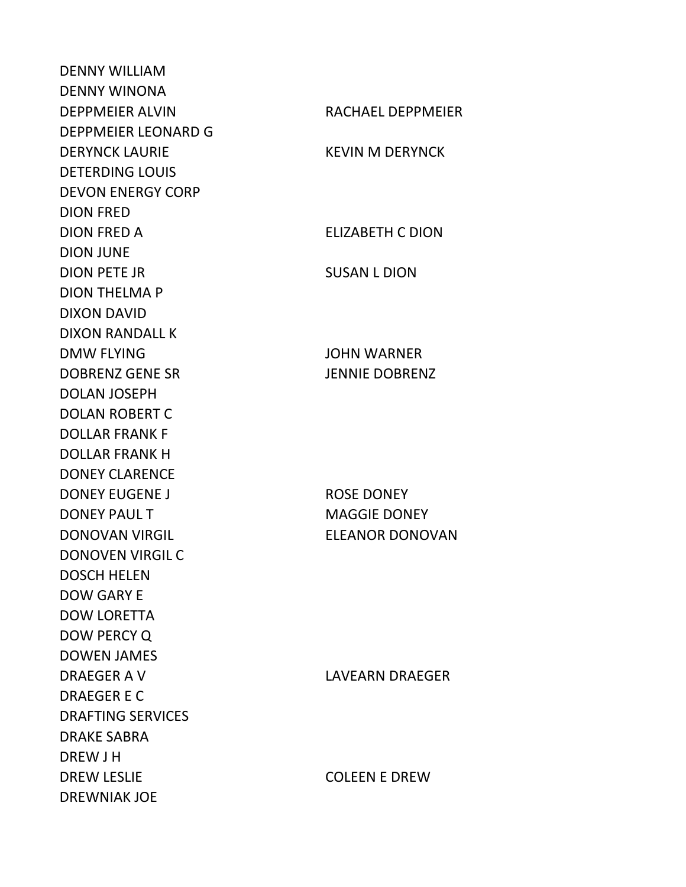| | |
|---|---|
| DENNY WILLIAM | |
| DENNY WINONA | |
| DEPPMEIER ALVIN | RACHAEL DEPPMEIER |
| DEPPMEIER LEONARD G | |
| DERYNCK LAURIE | KEVIN M DERYNCK |
| DETERDING LOUIS | |
| DEVON ENERGY CORP | |
| DION FRED | |
| DION FRED A | ELIZABETH C DION |
| DION JUNE | |
| DION PETE JR | SUSAN L DION |
| DION THELMA P | |
| DIXON DAVID | |
| DIXON RANDALL K | |
| DMW FLYING | JOHN WARNER |
| DOBRENZ GENE SR | JENNIE DOBRENZ |
| DOLAN JOSEPH | |
| DOLAN ROBERT C | |
| DOLLAR FRANK F | |
| DOLLAR FRANK H | |
| DONEY CLARENCE | |
| DONEY EUGENE J | ROSE DONEY |
| DONEY PAUL T | MAGGIE DONEY |
| DONOVAN VIRGIL | ELEANOR DONOVAN |
| DONOVEN VIRGIL C | |
| DOSCH HELEN | |
| DOW GARY E | |
| DOW LORETTA | |
| DOW PERCY Q | |
| DOWEN JAMES | |
| DRAEGER A V | LAVEARN DRAEGER |
| DRAEGER E C | |
| DRAFTING SERVICES | |
| DRAKE SABRA | |
| DREW J H | |
| DREW LESLIE | COLEEN E DREW |
| DREWNIAK JOE | |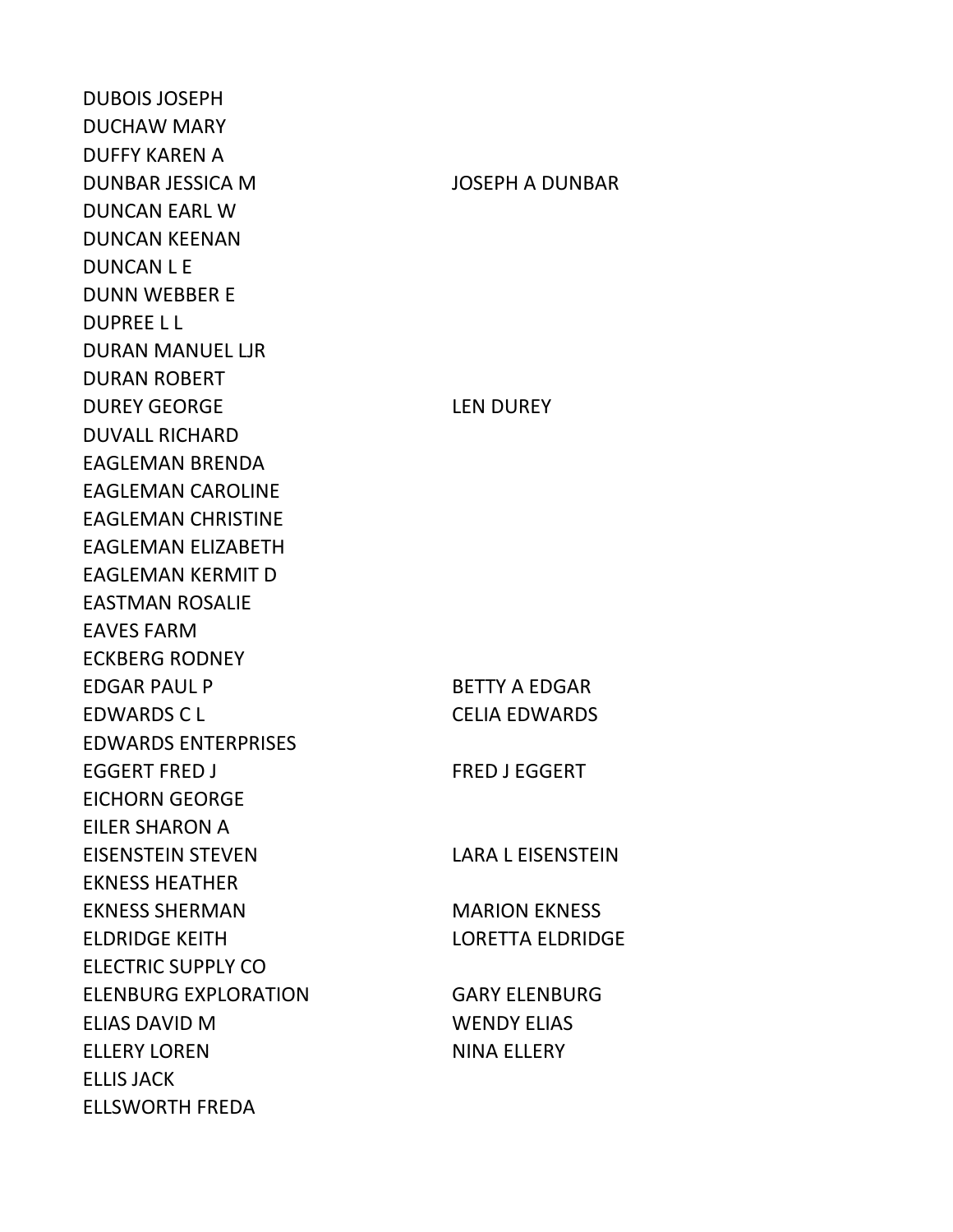| | |
|---|---|
| DUBOIS JOSEPH | |
| DUCHAW MARY | |
| DUFFY KAREN A | |
| DUNBAR JESSICA M | JOSEPH A DUNBAR |
| DUNCAN EARL W | |
| DUNCAN KEENAN | |
| DUNCAN L E | |
| DUNN WEBBER E | |
| DUPREE L L | |
| DURAN MANUEL LJR | |
| DURAN ROBERT | |
| DUREY GEORGE | LEN DUREY |
| DUVALL RICHARD | |
| EAGLEMAN BRENDA | |
| EAGLEMAN CAROLINE | |
| EAGLEMAN CHRISTINE | |
| EAGLEMAN ELIZABETH | |
| EAGLEMAN KERMIT D | |
| EASTMAN ROSALIE | |
| EAVES FARM | |
| ECKBERG RODNEY | |
| EDGAR PAUL P | BETTY A EDGAR |
| EDWARDS C L | CELIA EDWARDS |
| EDWARDS ENTERPRISES | |
| EGGERT FRED J | FRED J EGGERT |
| EICHORN GEORGE | |
| EILER SHARON A | |
| EISENSTEIN STEVEN | LARA L EISENSTEIN |
| EKNESS HEATHER | |
| EKNESS SHERMAN | MARION EKNESS |
| ELDRIDGE KEITH | LORETTA ELDRIDGE |
| ELECTRIC SUPPLY CO | |
| ELENBURG EXPLORATION | GARY ELENBURG |
| ELIAS DAVID M | WENDY ELIAS |
| ELLERY LOREN | NINA ELLERY |
| ELLIS JACK | |
| ELLSWORTH FREDA | |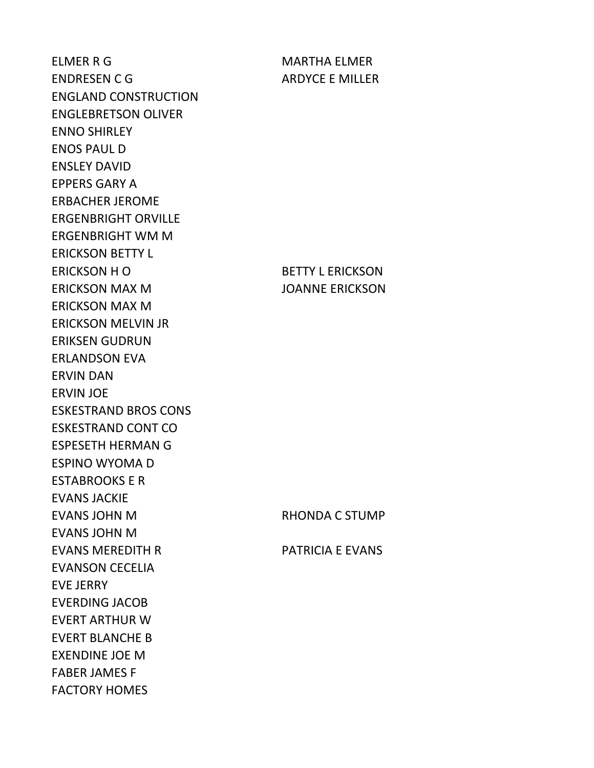| | |
|---|---|
| ELMER R G | MARTHA ELMER |
| ENDRESEN C G | ARDYCE E MILLER |
| ENGLAND CONSTRUCTION | |
| ENGLEBRETSON OLIVER | |
| ENNO SHIRLEY | |
| ENOS PAUL D | |
| ENSLEY DAVID | |
| EPPERS GARY A | |
| ERBACHER JEROME | |
| ERGENBRIGHT ORVILLE | |
| ERGENBRIGHT WM M | |
| ERICKSON BETTY L | |
| ERICKSON H O | BETTY L ERICKSON |
| ERICKSON MAX M | JOANNE ERICKSON |
| ERICKSON MAX M | |
| ERICKSON MELVIN JR | |
| ERIKSEN GUDRUN | |
| ERLANDSON EVA | |
| ERVIN DAN | |
| ERVIN JOE | |
| ESKESTRAND BROS CONS | |
| ESKESTRAND CONT CO | |
| ESPESETH HERMAN G | |
| ESPINO WYOMA D | |
| ESTABROOKS E R | |
| EVANS JACKIE | |
| EVANS JOHN M | RHONDA C STUMP |
| EVANS JOHN M | |
| EVANS MEREDITH R | PATRICIA E EVANS |
| EVANSON CECELIA | |
| EVE JERRY | |
| EVERDING JACOB | |
| EVERT ARTHUR W | |
| EVERT BLANCHE B | |
| EXENDINE JOE M | |
| FABER JAMES F | |
| FACTORY HOMES | |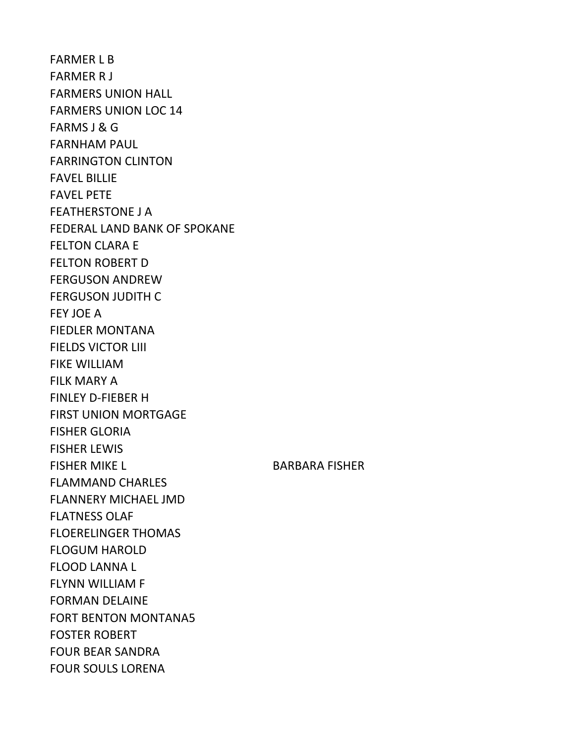FARMER L B
FARMER R J
FARMERS UNION HALL
FARMERS UNION LOC 14
FARMS J & G
FARNHAM PAUL
FARRINGTON CLINTON
FAVEL BILLIE
FAVEL PETE
FEATHERSTONE J A
FEDERAL LAND BANK OF SPOKANE
FELTON CLARA E
FELTON ROBERT D
FERGUSON ANDREW
FERGUSON JUDITH C
FEY JOE A
FIEDLER MONTANA
FIELDS VICTOR LIII
FIKE WILLIAM
FILK MARY A
FINLEY D-FIEBER H
FIRST UNION MORTGAGE
FISHER GLORIA
FISHER LEWIS
FISHER MIKE L BARBARA FISHER
FLAMMAND CHARLES
FLANNERY MICHAEL JMD
FLATNESS OLAF
FLOERELINGER THOMAS
FLOGUM HAROLD
FLOOD LANNA L
FLYNN WILLIAM F
FORMAN DELAINE
FORT BENTON MONTANA5
FOSTER ROBERT
FOUR BEAR SANDRA
FOUR SOULS LORENA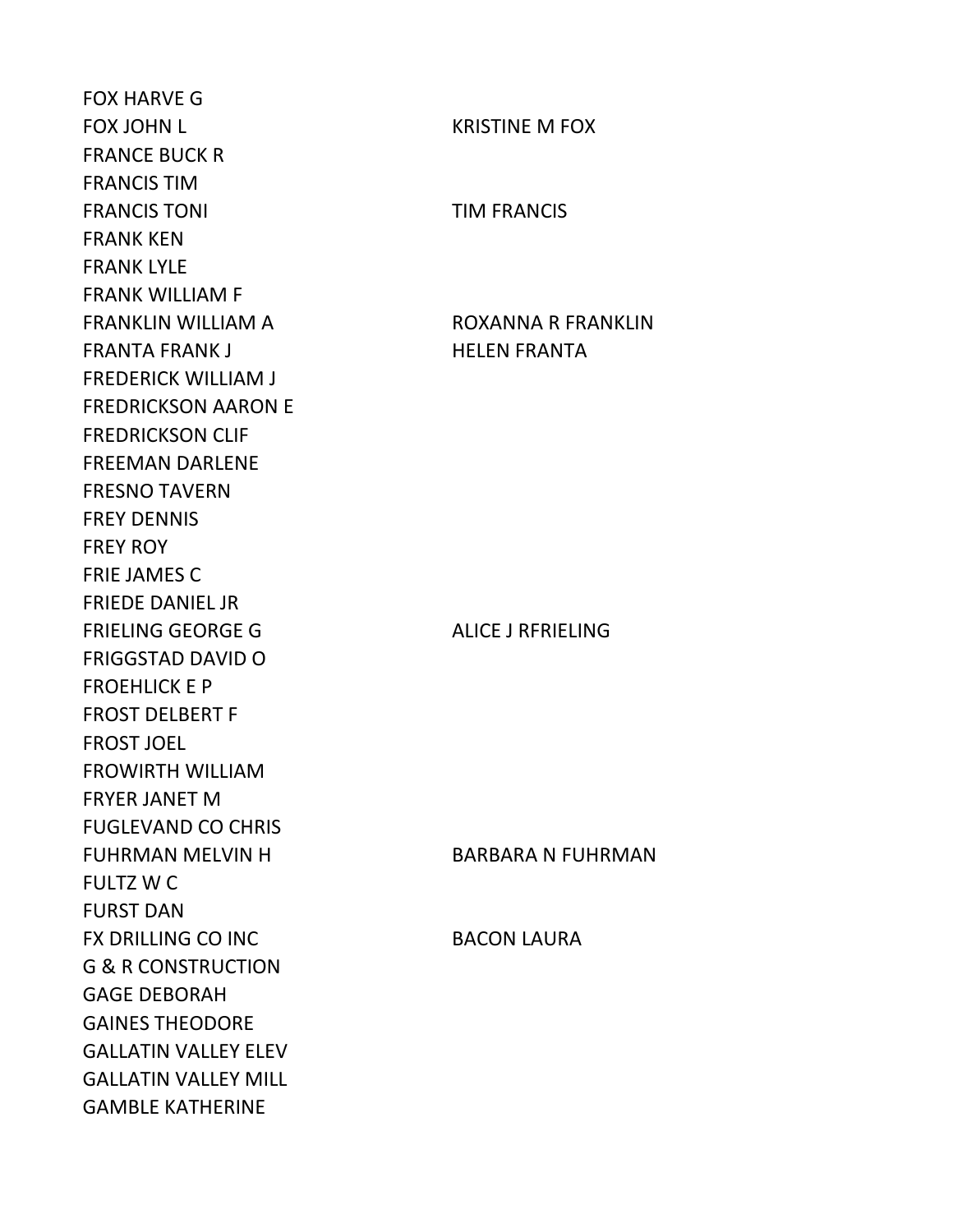| | |
|---|---|
| FOX HARVE G | |
| FOX JOHN L | KRISTINE M FOX |
| FRANCE BUCK R | |
| FRANCIS TIM | |
| FRANCIS TONI | TIM FRANCIS |
| FRANK KEN | |
| FRANK LYLE | |
| FRANK WILLIAM F | |
| FRANKLIN WILLIAM A | ROXANNA R FRANKLIN |
| FRANTA FRANK J | HELEN FRANTA |
| FREDERICK WILLIAM J | |
| FREDRICKSON AARON E | |
| FREDRICKSON CLIF | |
| FREEMAN DARLENE | |
| FRESNO TAVERN | |
| FREY DENNIS | |
| FREY ROY | |
| FRIE JAMES C | |
| FRIEDE DANIEL JR | |
| FRIELING GEORGE G | ALICE J RFRIELING |
| FRIGGSTAD DAVID O | |
| FROEHLICK E P | |
| FROST DELBERT F | |
| FROST JOEL | |
| FROWIRTH WILLIAM | |
| FRYER JANET M | |
| FUGLEVAND CO CHRIS | |
| FUHRMAN MELVIN H | BARBARA N FUHRMAN |
| FULTZ W C | |
| FURST DAN | |
| FX DRILLING CO INC | BACON LAURA |
| G & R CONSTRUCTION | |
| GAGE DEBORAH | |
| GAINES THEODORE | |
| GALLATIN VALLEY ELEV | |
| GALLATIN VALLEY MILL | |
| GAMBLE KATHERINE | |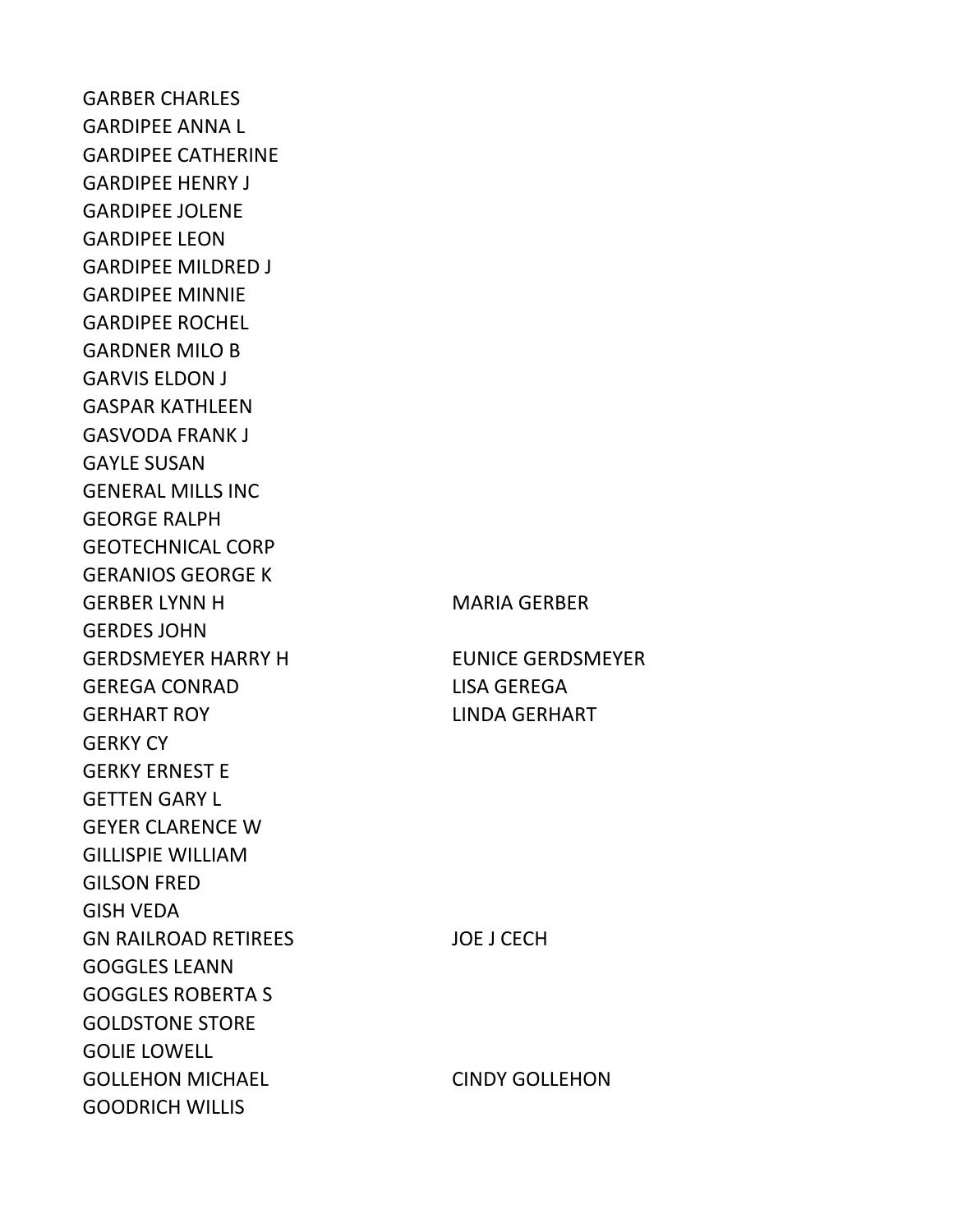| | |
|---|---|
| GARBER CHARLES | |
| GARDIPEE ANNA L | |
| GARDIPEE CATHERINE | |
| GARDIPEE HENRY J | |
| GARDIPEE JOLENE | |
| GARDIPEE LEON | |
| GARDIPEE MILDRED J | |
| GARDIPEE MINNIE | |
| GARDIPEE ROCHEL | |
| GARDNER MILO B | |
| GARVIS ELDON J | |
| GASPAR KATHLEEN | |
| GASVODA FRANK J | |
| GAYLE SUSAN | |
| GENERAL MILLS INC | |
| GEORGE RALPH | |
| GEOTECHNICAL CORP | |
| GERANIOS GEORGE K | |
| GERBER LYNN H | MARIA GERBER |
| GERDES JOHN | |
| GERDSMEYER HARRY H | EUNICE GERDSMEYER |
| GEREGA CONRAD | LISA GEREGA |
| GERHART ROY | LINDA GERHART |
| GERKY CY | |
| GERKY ERNEST E | |
| GETTEN GARY L | |
| GEYER CLARENCE W | |
| GILLISPIE WILLIAM | |
| GILSON FRED | |
| GISH VEDA | |
| GN RAILROAD RETIREES | JOE J CECH |
| GOGGLES LEANN | |
| GOGGLES ROBERTA S | |
| GOLDSTONE STORE | |
| GOLIE LOWELL | |
| GOLLEHON MICHAEL | CINDY GOLLEHON |
| GOODRICH WILLIS | |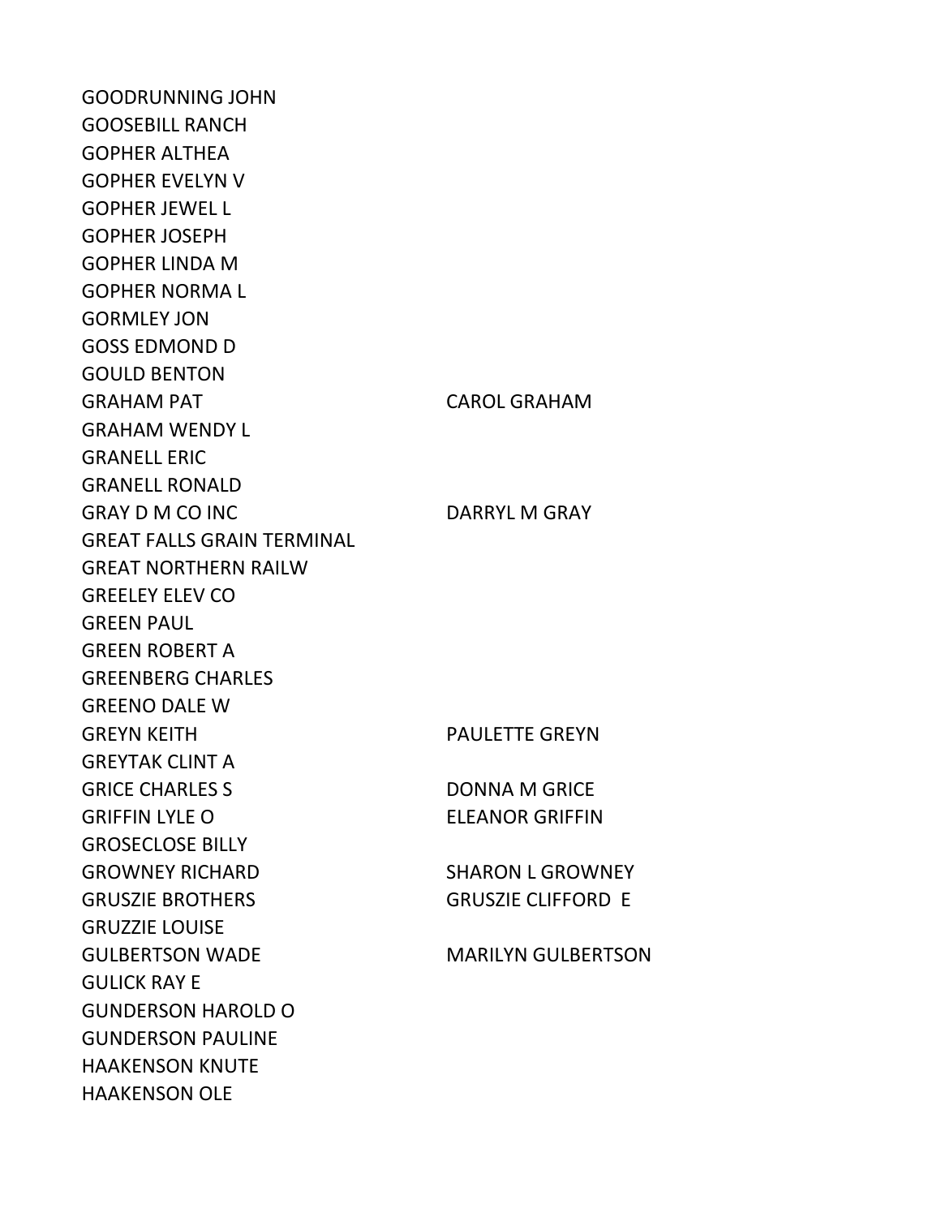| | |
|---|---|
| GOODRUNNING JOHN | |
| GOOSEBILL RANCH | |
| GOPHER ALTHEA | |
| GOPHER EVELYN V | |
| GOPHER JEWEL L | |
| GOPHER JOSEPH | |
| GOPHER LINDA M | |
| GOPHER NORMA L | |
| GORMLEY JON | |
| GOSS EDMOND D | |
| GOULD BENTON | |
| GRAHAM PAT | CAROL GRAHAM |
| GRAHAM WENDY L | |
| GRANELL ERIC | |
| GRANELL RONALD | |
| GRAY D M CO INC | DARRYL M GRAY |
| GREAT FALLS GRAIN TERMINAL | |
| GREAT NORTHERN RAILW | |
| GREELEY ELEV CO | |
| GREEN PAUL | |
| GREEN ROBERT A | |
| GREENBERG CHARLES | |
| GREENO DALE W | |
| GREYN KEITH | PAULETTE GREYN |
| GREYTAK CLINT A | |
| GRICE CHARLES S | DONNA M GRICE |
| GRIFFIN LYLE O | ELEANOR GRIFFIN |
| GROSECLOSE BILLY | |
| GROWNEY RICHARD | SHARON L GROWNEY |
| GRUSZIE BROTHERS | GRUSZIE CLIFFORD E |
| GRUZZIE LOUISE | |
| GULBERTSON WADE | MARILYN GULBERTSON |
| GULICK RAY E | |
| GUNDERSON HAROLD O | |
| GUNDERSON PAULINE | |
| HAAKENSON KNUTE | |
| HAAKENSON OLE | |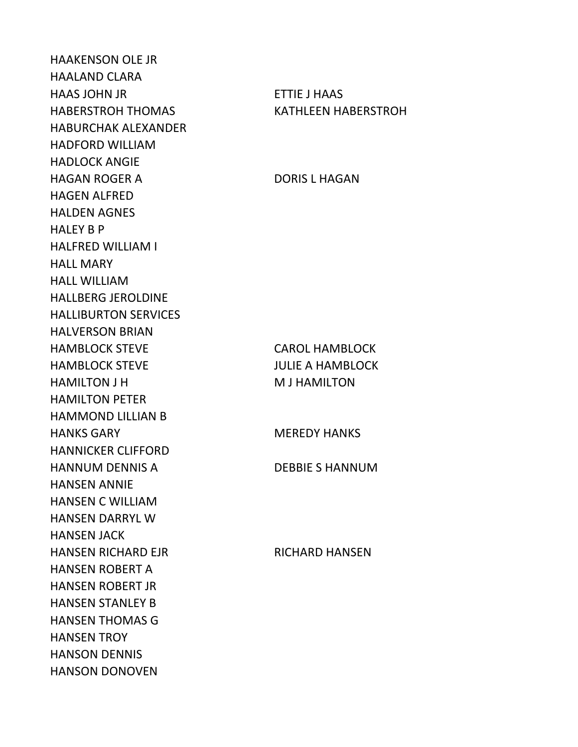| | |
|---|---|
| HAAKENSON OLE JR | |
| HAALAND CLARA | |
| HAAS JOHN JR | ETTIE J HAAS |
| HABERSTROH THOMAS | KATHLEEN HABERSTROH |
| HABURCHAK ALEXANDER | |
| HADFORD WILLIAM | |
| HADLOCK ANGIE | |
| HAGAN ROGER A | DORIS L HAGAN |
| HAGEN ALFRED | |
| HALDEN AGNES | |
| HALEY B P | |
| HALFRED WILLIAM I | |
| HALL MARY | |
| HALL WILLIAM | |
| HALLBERG JEROLDINE | |
| HALLIBURTON SERVICES | |
| HALVERSON BRIAN | |
| HAMBLOCK STEVE | CAROL HAMBLOCK |
| HAMBLOCK STEVE | JULIE A HAMBLOCK |
| HAMILTON J H | M J HAMILTON |
| HAMILTON PETER | |
| HAMMOND LILLIAN B | |
| HANKS GARY | MEREDY HANKS |
| HANNICKER CLIFFORD | |
| HANNUM DENNIS A | DEBBIE S HANNUM |
| HANSEN ANNIE | |
| HANSEN C WILLIAM | |
| HANSEN DARRYL W | |
| HANSEN JACK | |
| HANSEN RICHARD EJR | RICHARD HANSEN |
| HANSEN ROBERT A | |
| HANSEN ROBERT JR | |
| HANSEN STANLEY B | |
| HANSEN THOMAS G | |
| HANSEN TROY | |
| HANSON DENNIS | |
| HANSON DONOVEN | |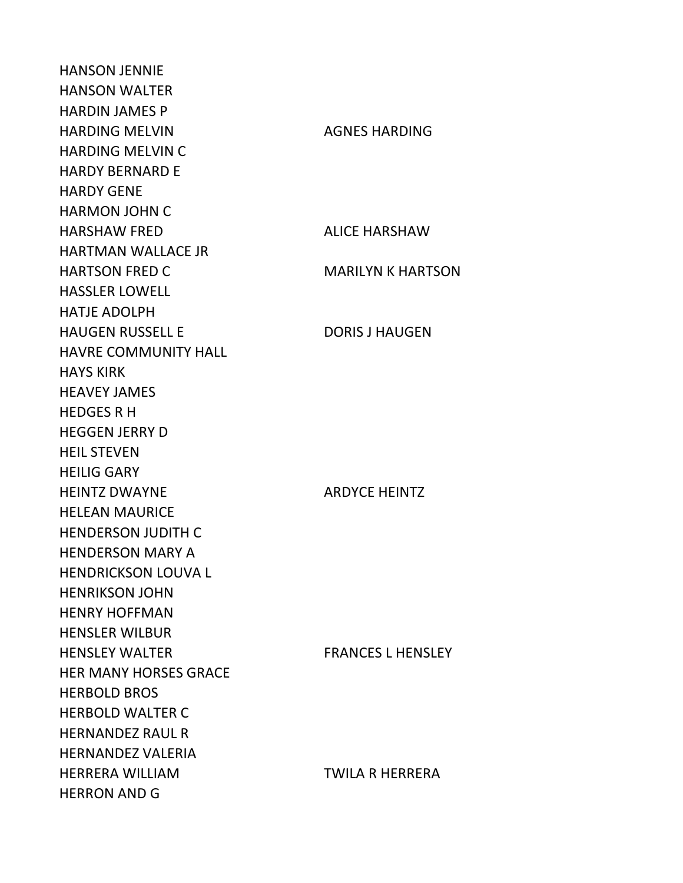| | |
|---|---|
| HANSON JENNIE | |
| HANSON WALTER | |
| HARDIN JAMES P | |
| HARDING MELVIN | AGNES HARDING |
| HARDING MELVIN C | |
| HARDY BERNARD E | |
| HARDY GENE | |
| HARMON JOHN C | |
| HARSHAW FRED | ALICE HARSHAW |
| HARTMAN WALLACE JR | |
| HARTSON FRED C | MARILYN K HARTSON |
| HASSLER LOWELL | |
| HATJE ADOLPH | |
| HAUGEN RUSSELL E | DORIS J HAUGEN |
| HAVRE COMMUNITY HALL | |
| HAYS KIRK | |
| HEAVEY JAMES | |
| HEDGES R H | |
| HEGGEN JERRY D | |
| HEIL STEVEN | |
| HEILIG GARY | |
| HEINTZ DWAYNE | ARDYCE HEINTZ |
| HELEAN MAURICE | |
| HENDERSON JUDITH C | |
| HENDERSON MARY A | |
| HENDRICKSON LOUVA L | |
| HENRIKSON JOHN | |
| HENRY HOFFMAN | |
| HENSLER WILBUR | |
| HENSLEY WALTER | FRANCES L HENSLEY |
| HER MANY HORSES GRACE | |
| HERBOLD BROS | |
| HERBOLD WALTER C | |
| HERNANDEZ RAUL R | |
| HERNANDEZ VALERIA | |
| HERRERA WILLIAM | TWILA R HERRERA |
| HERRON AND G | |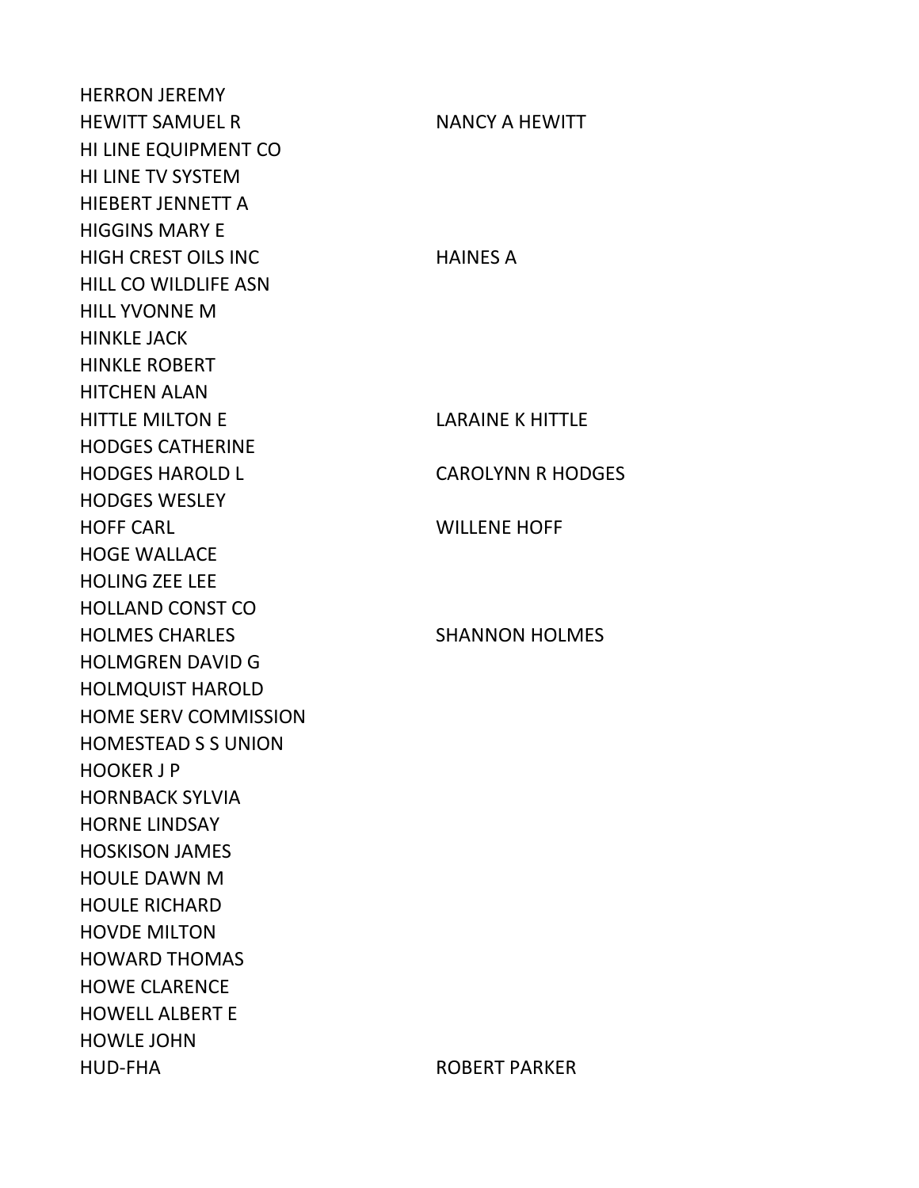| | |
|---|---|
| HERRON JEREMY | |
| HEWITT SAMUEL R | NANCY A HEWITT |
| HI LINE EQUIPMENT CO | |
| HI LINE TV SYSTEM | |
| HIEBERT JENNETT A | |
| HIGGINS MARY E | |
| HIGH CREST OILS INC | HAINES A |
| HILL CO WILDLIFE ASN | |
| HILL YVONNE M | |
| HINKLE JACK | |
| HINKLE ROBERT | |
| HITCHEN ALAN | |
| HITTLE MILTON E | LARAINE K HITTLE |
| HODGES CATHERINE | |
| HODGES HAROLD L | CAROLYNN R HODGES |
| HODGES WESLEY | |
| HOFF CARL | WILLENE HOFF |
| HOGE WALLACE | |
| HOLING ZEE LEE | |
| HOLLAND CONST CO | |
| HOLMES CHARLES | SHANNON HOLMES |
| HOLMGREN DAVID G | |
| HOLMQUIST HAROLD | |
| HOME SERV COMMISSION | |
| HOMESTEAD S S UNION | |
| HOOKER J P | |
| HORNBACK SYLVIA | |
| HORNE LINDSAY | |
| HOSKISON JAMES | |
| HOULE DAWN M | |
| HOULE RICHARD | |
| HOVDE MILTON | |
| HOWARD THOMAS | |
| HOWE CLARENCE | |
| HOWELL ALBERT E | |
| HOWLE JOHN | |
| HUD-FHA | ROBERT PARKER |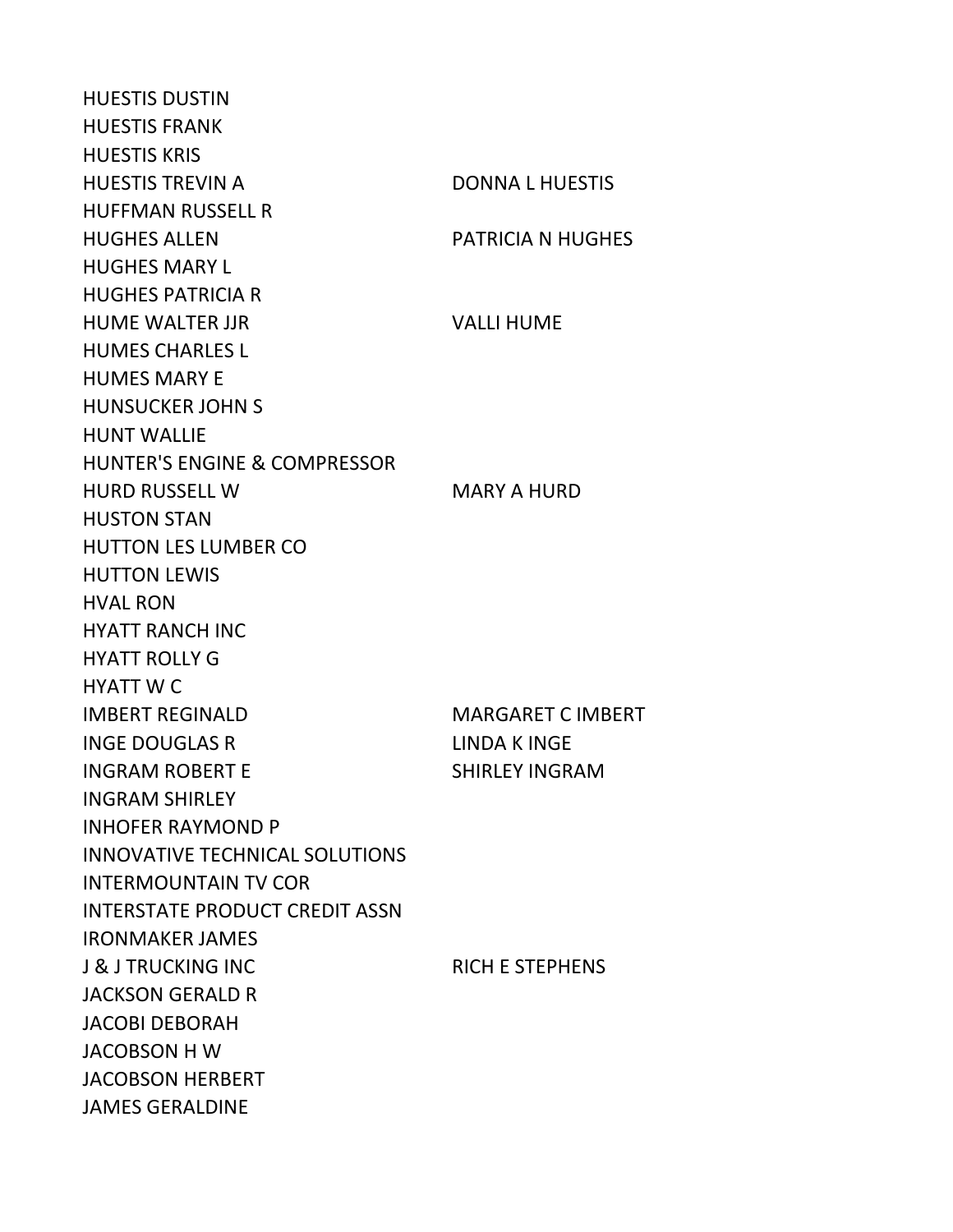| | |
|---|---|
| HUESTIS DUSTIN | |
| HUESTIS FRANK | |
| HUESTIS KRIS | |
| HUESTIS TREVIN A | DONNA L HUESTIS |
| HUFFMAN RUSSELL R | |
| HUGHES ALLEN | PATRICIA N HUGHES |
| HUGHES MARY L | |
| HUGHES PATRICIA R | |
| HUME WALTER JJR | VALLI HUME |
| HUMES CHARLES L | |
| HUMES MARY E | |
| HUNSUCKER JOHN S | |
| HUNT WALLIE | |
| HUNTER'S ENGINE & COMPRESSOR | |
| HURD RUSSELL W | MARY A HURD |
| HUSTON STAN | |
| HUTTON LES LUMBER CO | |
| HUTTON LEWIS | |
| HVAL RON | |
| HYATT RANCH INC | |
| HYATT ROLLY G | |
| HYATT W C | |
| IMBERT REGINALD | MARGARET C IMBERT |
| INGE DOUGLAS R | LINDA K INGE |
| INGRAM ROBERT E | SHIRLEY INGRAM |
| INGRAM SHIRLEY | |
| INHOFER RAYMOND P | |
| INNOVATIVE TECHNICAL SOLUTIONS | |
| INTERMOUNTAIN TV COR | |
| INTERSTATE PRODUCT CREDIT ASSN | |
| IRONMAKER JAMES | |
| J & J TRUCKING INC | RICH E STEPHENS |
| JACKSON GERALD R | |
| JACOBI DEBORAH | |
| JACOBSON H W | |
| JACOBSON HERBERT | |
| JAMES GERALDINE | |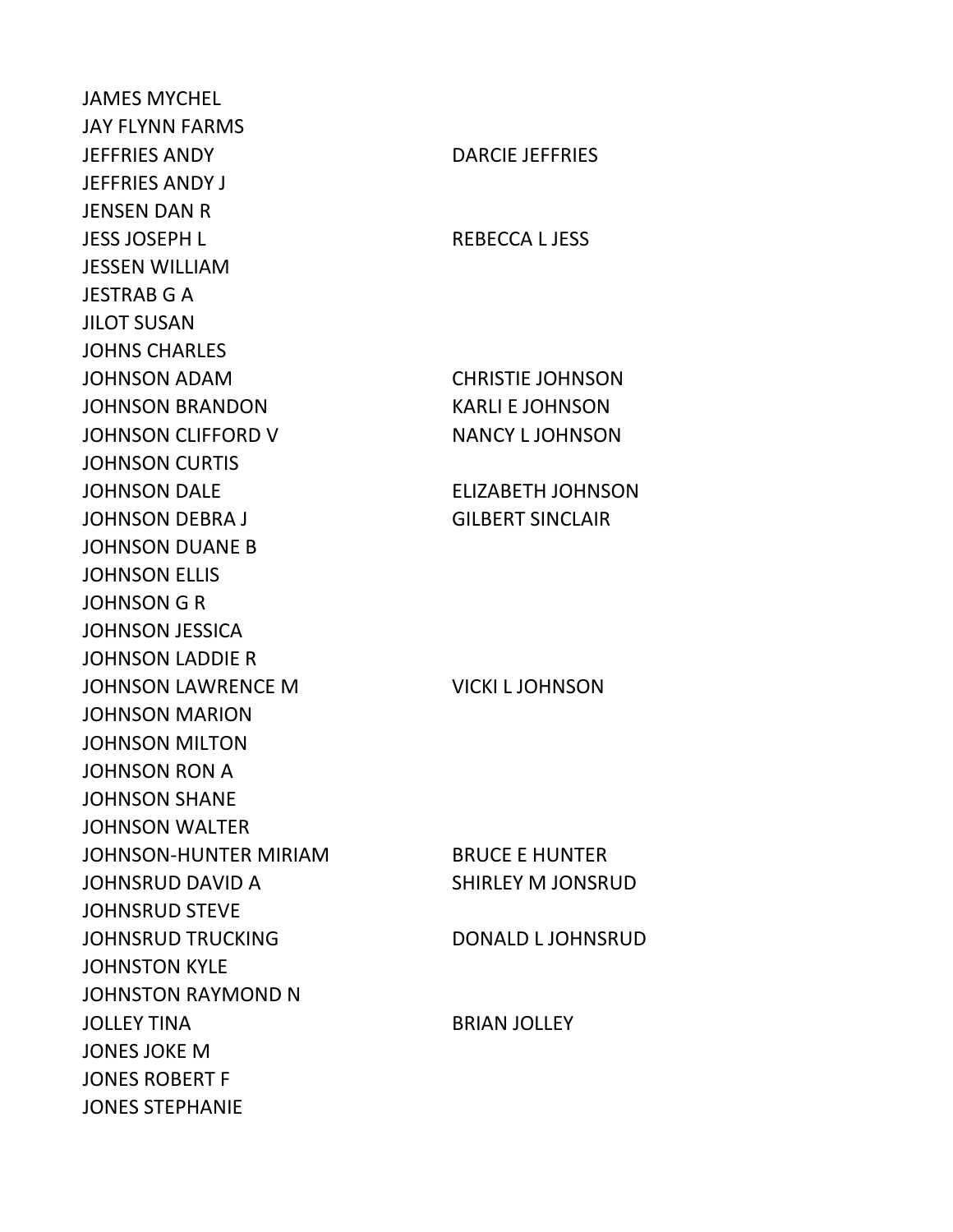| | |
|---|---|
| JAMES MYCHEL | |
| JAY FLYNN FARMS | |
| JEFFRIES ANDY | DARCIE JEFFRIES |
| JEFFRIES ANDY J | |
| JENSEN DAN R | |
| JESS JOSEPH L | REBECCA L JESS |
| JESSEN WILLIAM | |
| JESTRAB G A | |
| JILOT SUSAN | |
| JOHNS CHARLES | |
| JOHNSON ADAM | CHRISTIE JOHNSON |
| JOHNSON BRANDON | KARLI E JOHNSON |
| JOHNSON CLIFFORD V | NANCY L JOHNSON |
| JOHNSON CURTIS | |
| JOHNSON DALE | ELIZABETH JOHNSON |
| JOHNSON DEBRA J | GILBERT SINCLAIR |
| JOHNSON DUANE B | |
| JOHNSON ELLIS | |
| JOHNSON G R | |
| JOHNSON JESSICA | |
| JOHNSON LADDIE R | |
| JOHNSON LAWRENCE M | VICKI L JOHNSON |
| JOHNSON MARION | |
| JOHNSON MILTON | |
| JOHNSON RON A | |
| JOHNSON SHANE | |
| JOHNSON WALTER | |
| JOHNSON-HUNTER MIRIAM | BRUCE E HUNTER |
| JOHNSRUD DAVID A | SHIRLEY M JONSRUD |
| JOHNSRUD STEVE | |
| JOHNSRUD TRUCKING | DONALD L JOHNSRUD |
| JOHNSTON KYLE | |
| JOHNSTON RAYMOND N | |
| JOLLEY TINA | BRIAN JOLLEY |
| JONES JOKE M | |
| JONES ROBERT F | |
| JONES STEPHANIE | |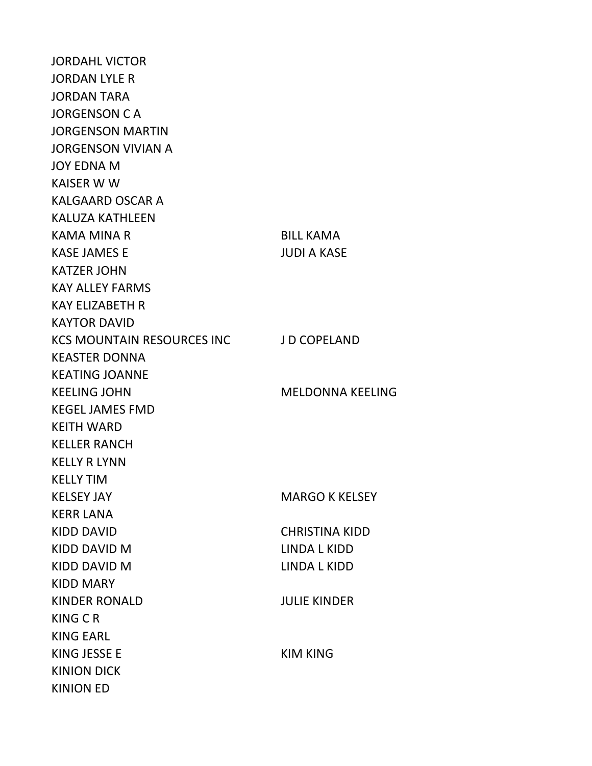| | |
|---|---|
| JORDAHL VICTOR | |
| JORDAN LYLE R | |
| JORDAN TARA | |
| JORGENSON C A | |
| JORGENSON MARTIN | |
| JORGENSON VIVIAN A | |
| JOY EDNA M | |
| KAISER W W | |
| KALGAARD OSCAR A | |
| KALUZA KATHLEEN | |
| KAMA MINA R | BILL KAMA |
| KASE JAMES E | JUDI A KASE |
| KATZER JOHN | |
| KAY ALLEY FARMS | |
| KAY ELIZABETH R | |
| KAYTOR DAVID | |
| KCS MOUNTAIN RESOURCES INC | J D COPELAND |
| KEASTER DONNA | |
| KEATING JOANNE | |
| KEELING JOHN | MELDONNA KEELING |
| KEGEL JAMES FMD | |
| KEITH WARD | |
| KELLER RANCH | |
| KELLY R LYNN | |
| KELLY TIM | |
| KELSEY JAY | MARGO K KELSEY |
| KERR LANA | |
| KIDD DAVID | CHRISTINA KIDD |
| KIDD DAVID M | LINDA L KIDD |
| KIDD DAVID M | LINDA L KIDD |
| KIDD MARY | |
| KINDER RONALD | JULIE KINDER |
| KING C R | |
| KING EARL | |
| KING JESSE E | KIM KING |
| KINION DICK | |
| KINION ED | |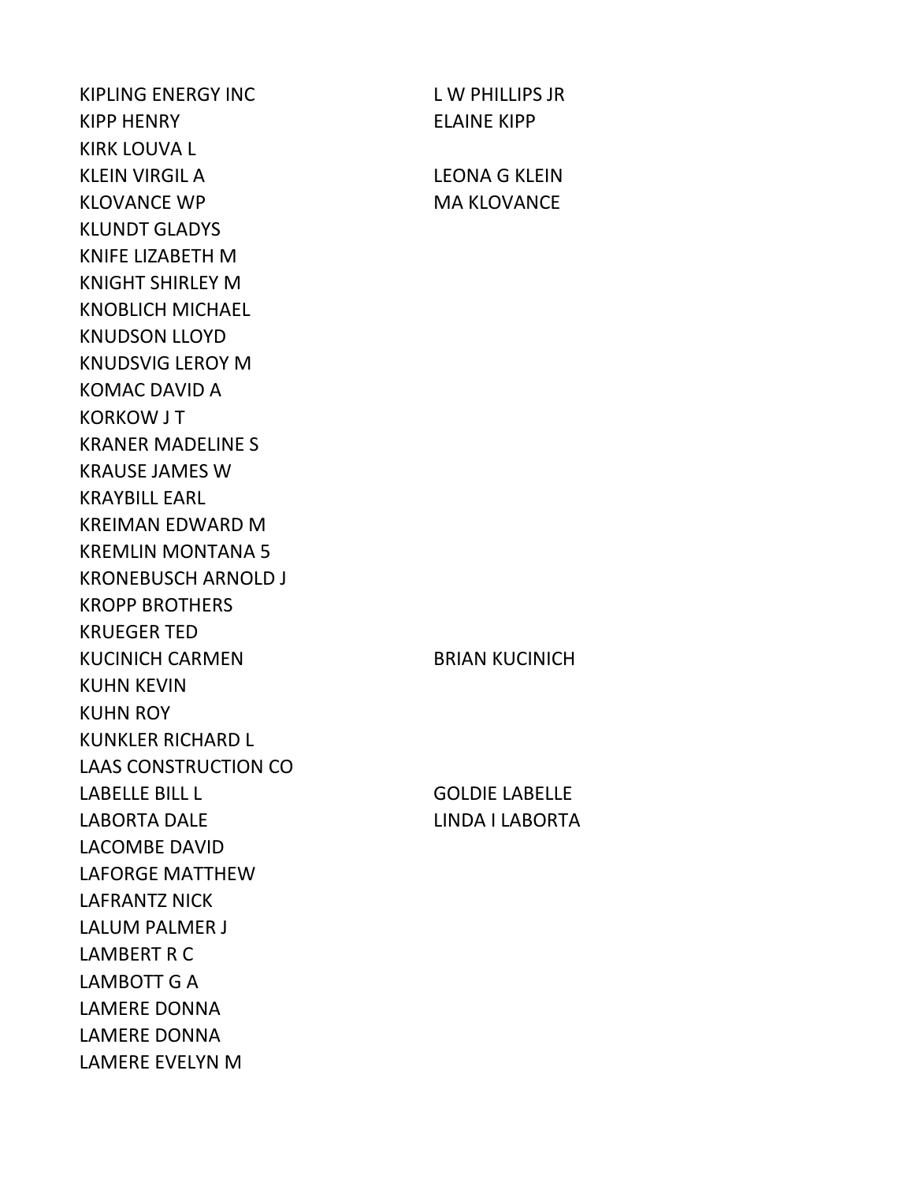| | |
|---|---|
| KIPLING ENERGY INC | L W PHILLIPS JR |
| KIPP HENRY | ELAINE KIPP |
| KIRK LOUVA L | |
| KLEIN VIRGIL A | LEONA G KLEIN |
| KLOVANCE WP | MA KLOVANCE |
| KLUNDT GLADYS | |
| KNIFE LIZABETH M | |
| KNIGHT SHIRLEY M | |
| KNOBLICH MICHAEL | |
| KNUDSON LLOYD | |
| KNUDSVIG LEROY M | |
| KOMAC DAVID A | |
| KORKOW J T | |
| KRANER MADELINE S | |
| KRAUSE JAMES W | |
| KRAYBILL EARL | |
| KREIMAN EDWARD M | |
| KREMLIN MONTANA 5 | |
| KRONEBUSCH ARNOLD J | |
| KROPP BROTHERS | |
| KRUEGER TED | |
| KUCINICH CARMEN | BRIAN KUCINICH |
| KUHN KEVIN | |
| KUHN ROY | |
| KUNKLER RICHARD L | |
| LAAS CONSTRUCTION CO | |
| LABELLE BILL L | GOLDIE LABELLE |
| LABORTA DALE | LINDA I LABORTA |
| LACOMBE DAVID | |
| LAFORGE MATTHEW | |
| LAFRANTZ NICK | |
| LALUM PALMER J | |
| LAMBERT R C | |
| LAMBOTT G A | |
| LAMERE DONNA | |
| LAMERE DONNA | |
| LAMERE EVELYN M | |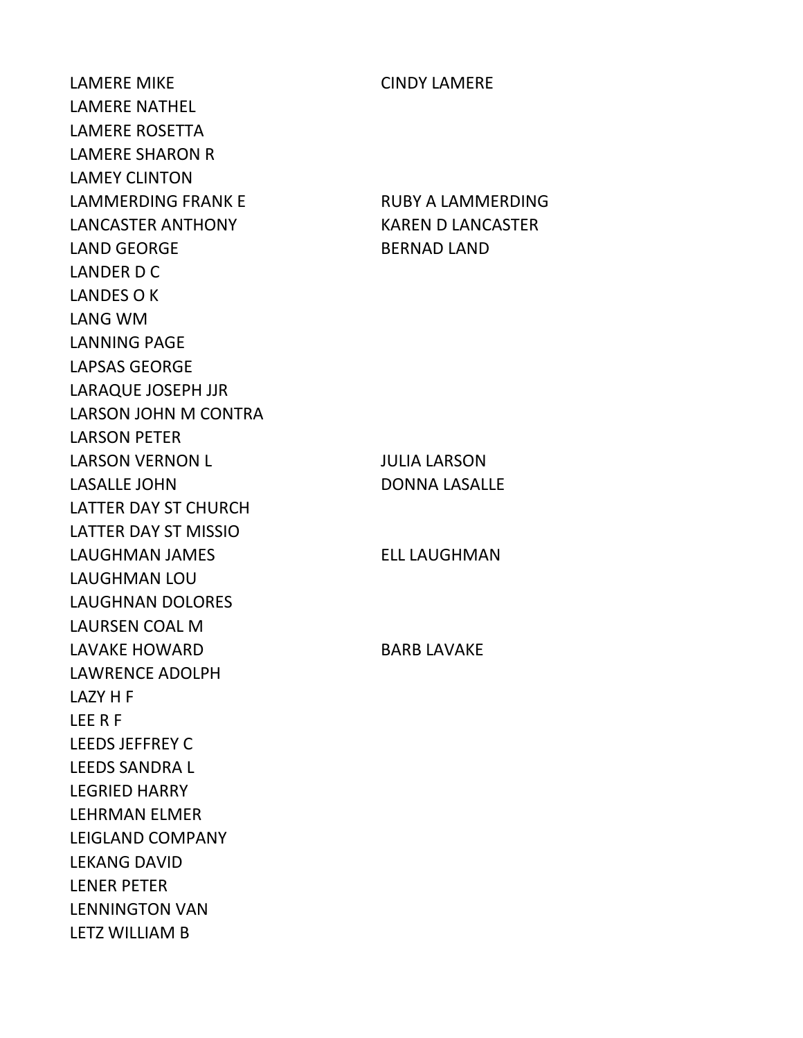| | |
|---|---|
| LAMERE MIKE | CINDY LAMERE |
| LAMERE NATHEL | |
| LAMERE ROSETTA | |
| LAMERE SHARON R | |
| LAMEY CLINTON | |
| LAMMERDING FRANK E | RUBY A LAMMERDING |
| LANCASTER ANTHONY | KAREN D LANCASTER |
| LAND GEORGE | BERNAD LAND |
| LANDER D C | |
| LANDES O K | |
| LANG WM | |
| LANNING PAGE | |
| LAPSAS GEORGE | |
| LARAQUE JOSEPH JJR | |
| LARSON JOHN M CONTRA | |
| LARSON PETER | |
| LARSON VERNON L | JULIA LARSON |
| LASALLE JOHN | DONNA LASALLE |
| LATTER DAY ST CHURCH | |
| LATTER DAY ST MISSIO | |
| LAUGHMAN JAMES | ELL LAUGHMAN |
| LAUGHMAN LOU | |
| LAUGHNAN DOLORES | |
| LAURSEN COAL M | |
| LAVAKE HOWARD | BARB LAVAKE |
| LAWRENCE ADOLPH | |
| LAZY H F | |
| LEE R F | |
| LEEDS JEFFREY C | |
| LEEDS SANDRA L | |
| LEGRIED HARRY | |
| LEHRMAN ELMER | |
| LEIGLAND COMPANY | |
| LEKANG DAVID | |
| LENER PETER | |
| LENNINGTON VAN | |
| LETZ WILLIAM B | |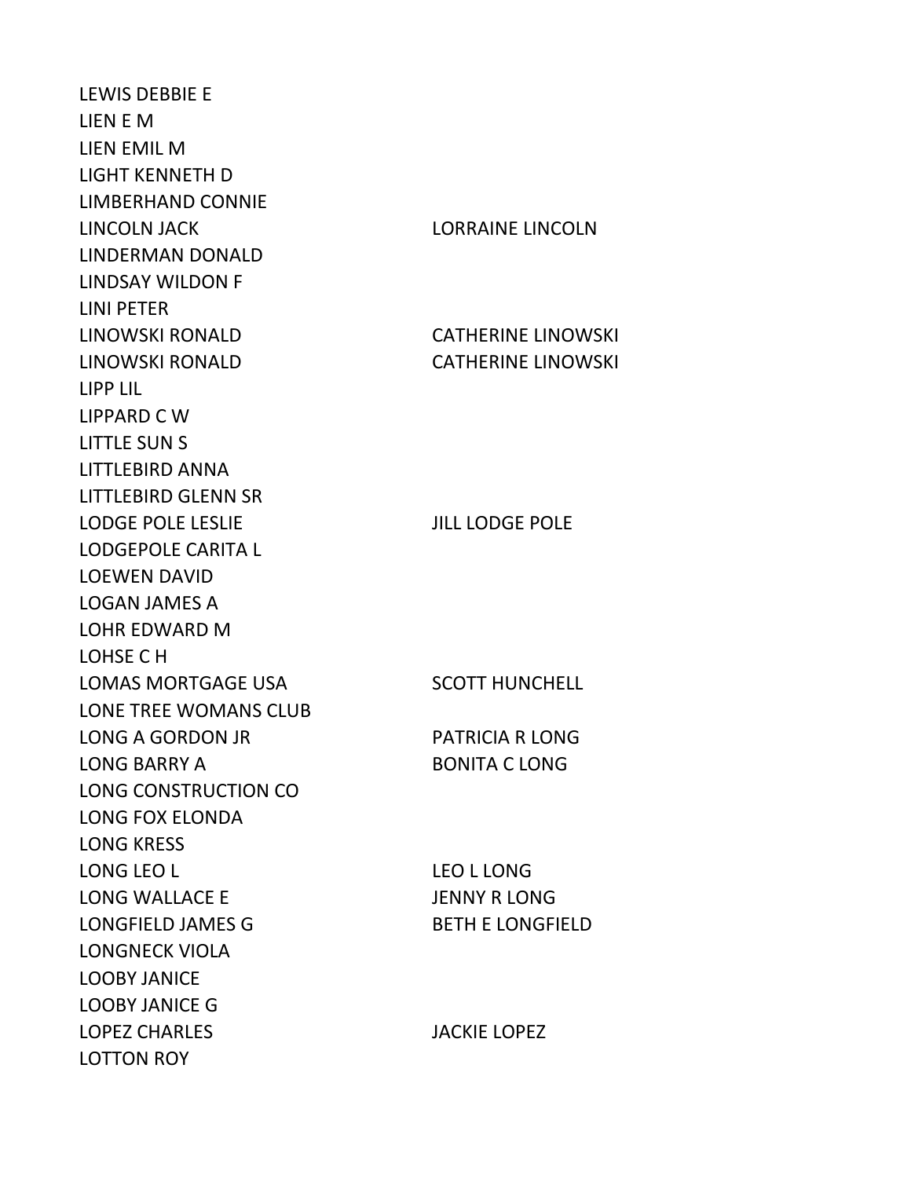| | |
|---|---|
| LEWIS DEBBIE E | |
| LIEN E M | |
| LIEN EMIL M | |
| LIGHT KENNETH D | |
| LIMBERHAND CONNIE | |
| LINCOLN JACK | LORRAINE LINCOLN |
| LINDERMAN DONALD | |
| LINDSAY WILDON F | |
| LINI PETER | |
| LINOWSKI RONALD | CATHERINE LINOWSKI |
| LINOWSKI RONALD | CATHERINE LINOWSKI |
| LIPP LIL | |
| LIPPARD C W | |
| LITTLE SUN S | |
| LITTLEBIRD ANNA | |
| LITTLEBIRD GLENN SR | |
| LODGE POLE LESLIE | JILL LODGE POLE |
| LODGEPOLE CARITA L | |
| LOEWEN DAVID | |
| LOGAN JAMES A | |
| LOHR EDWARD M | |
| LOHSE C H | |
| LOMAS MORTGAGE USA | SCOTT HUNCHELL |
| LONE TREE WOMANS CLUB | |
| LONG A GORDON JR | PATRICIA R LONG |
| LONG BARRY A | BONITA C LONG |
| LONG CONSTRUCTION CO | |
| LONG FOX ELONDA | |
| LONG KRESS | |
| LONG LEO L | LEO L LONG |
| LONG WALLACE E | JENNY R LONG |
| LONGFIELD JAMES G | BETH E LONGFIELD |
| LONGNECK VIOLA | |
| LOOBY JANICE | |
| LOOBY JANICE G | |
| LOPEZ CHARLES | JACKIE LOPEZ |
| LOTTON ROY | |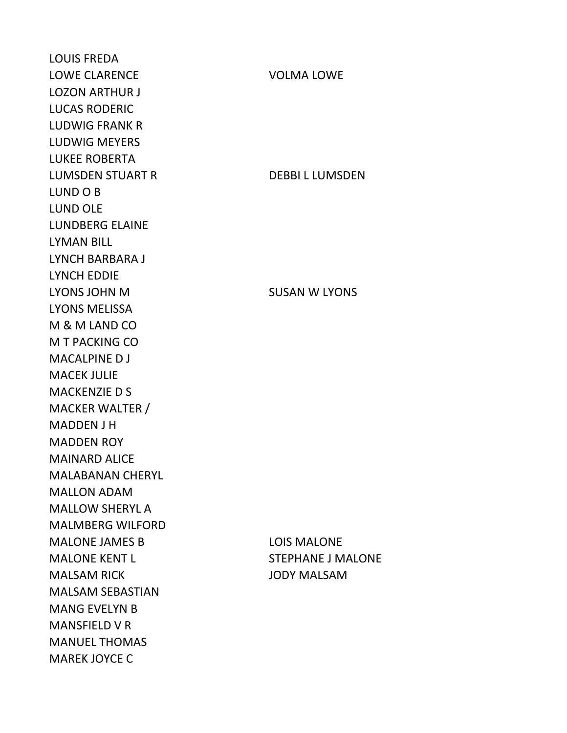| | |
|---|---|
| LOUIS FREDA | |
| LOWE CLARENCE | VOLMA LOWE |
| LOZON ARTHUR J | |
| LUCAS RODERIC | |
| LUDWIG FRANK R | |
| LUDWIG MEYERS | |
| LUKEE ROBERTA | |
| LUMSDEN STUART R | DEBBI L LUMSDEN |
| LUND O B | |
| LUND OLE | |
| LUNDBERG ELAINE | |
| LYMAN BILL | |
| LYNCH BARBARA J | |
| LYNCH EDDIE | |
| LYONS JOHN M | SUSAN W LYONS |
| LYONS MELISSA | |
| M & M LAND CO | |
| M T PACKING CO | |
| MACALPINE D J | |
| MACEK JULIE | |
| MACKENZIE D S | |
| MACKER WALTER / | |
| MADDEN J H | |
| MADDEN ROY | |
| MAINARD ALICE | |
| MALABANAN CHERYL | |
| MALLON ADAM | |
| MALLOW SHERYL A | |
| MALMBERG WILFORD | |
| MALONE JAMES B | LOIS MALONE |
| MALONE KENT L | STEPHANE J MALONE |
| MALSAM RICK | JODY MALSAM |
| MALSAM SEBASTIAN | |
| MANG EVELYN B | |
| MANSFIELD V R | |
| MANUEL THOMAS | |
| MAREK JOYCE C | |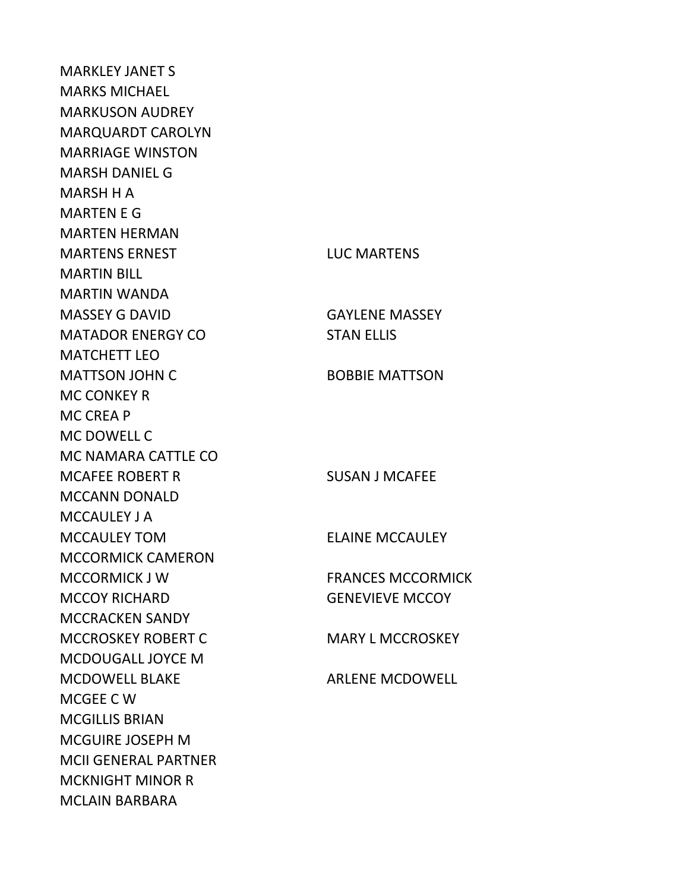| | |
|---|---|
| MARKLEY JANET S | |
| MARKS MICHAEL | |
| MARKUSON AUDREY | |
| MARQUARDT CAROLYN | |
| MARRIAGE WINSTON | |
| MARSH DANIEL G | |
| MARSH H A | |
| MARTEN E G | |
| MARTEN HERMAN | |
| MARTENS ERNEST | LUC MARTENS |
| MARTIN BILL | |
| MARTIN WANDA | |
| MASSEY G DAVID | GAYLENE MASSEY |
| MATADOR ENERGY CO | STAN ELLIS |
| MATCHETT LEO | |
| MATTSON JOHN C | BOBBIE MATTSON |
| MC CONKEY R | |
| MC CREA P | |
| MC DOWELL C | |
| MC NAMARA CATTLE CO | |
| MCAFEE ROBERT R | SUSAN J MCAFEE |
| MCCANN DONALD | |
| MCCAULEY J A | |
| MCCAULEY TOM | ELAINE MCCAULEY |
| MCCORMICK CAMERON | |
| MCCORMICK J W | FRANCES MCCORMICK |
| MCCOY RICHARD | GENEVIEVE MCCOY |
| MCCRACKEN SANDY | |
| MCCROSKEY ROBERT C | MARY L MCCROSKEY |
| MCDOUGALL JOYCE M | |
| MCDOWELL BLAKE | ARLENE MCDOWELL |
| MCGEE C W | |
| MCGILLIS BRIAN | |
| MCGUIRE JOSEPH M | |
| MCII GENERAL PARTNER | |
| MCKNIGHT MINOR R | |
| MCLAIN BARBARA | |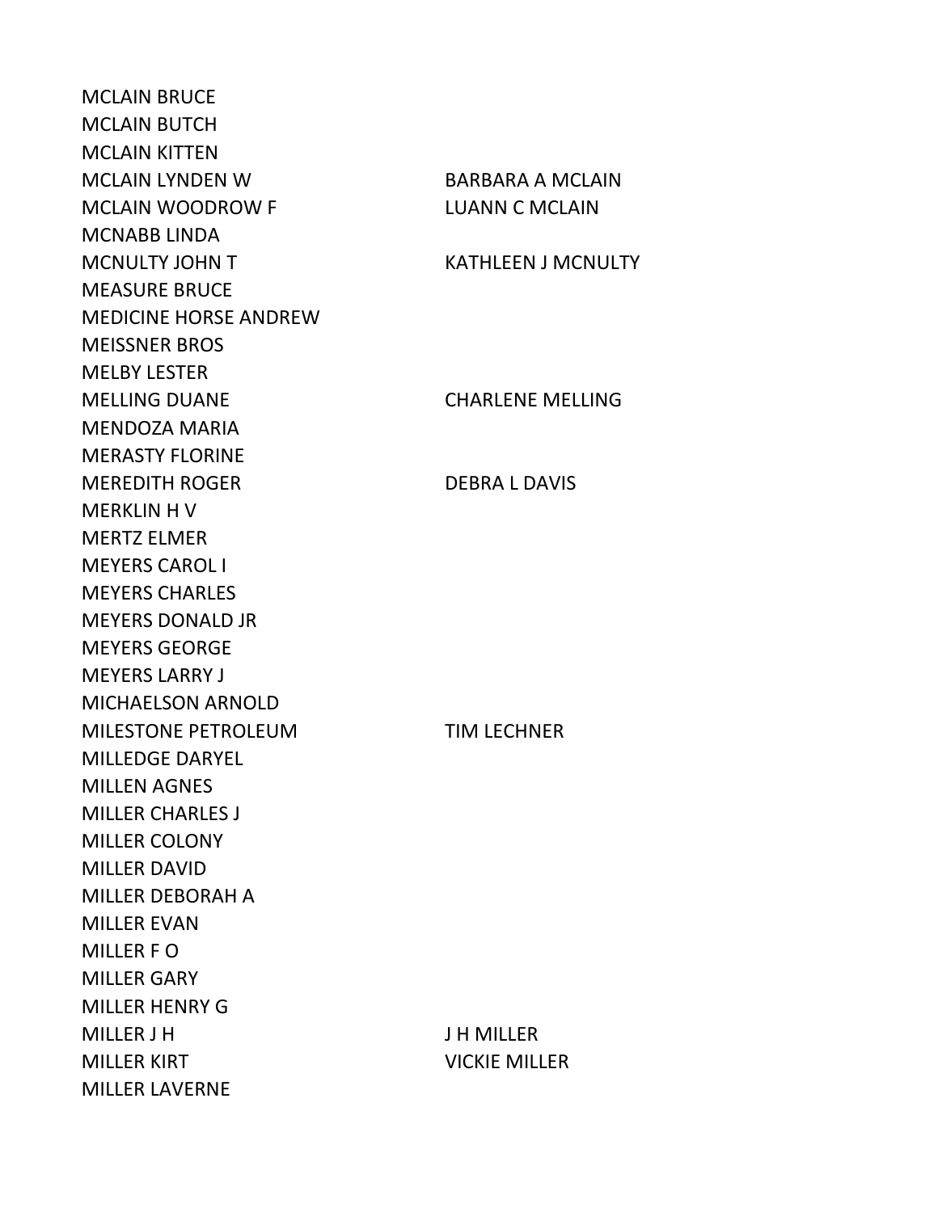| | |
|---|---|
| MCLAIN BRUCE | |
| MCLAIN BUTCH | |
| MCLAIN KITTEN | |
| MCLAIN LYNDEN W | BARBARA A MCLAIN |
| MCLAIN WOODROW F | LUANN C MCLAIN |
| MCNABB LINDA | |
| MCNULTY JOHN T | KATHLEEN J MCNULTY |
| MEASURE BRUCE | |
| MEDICINE HORSE ANDREW | |
| MEISSNER BROS | |
| MELBY LESTER | |
| MELLING DUANE | CHARLENE MELLING |
| MENDOZA MARIA | |
| MERASTY FLORINE | |
| MEREDITH ROGER | DEBRA L DAVIS |
| MERKLIN H V | |
| MERTZ ELMER | |
| MEYERS CAROL I | |
| MEYERS CHARLES | |
| MEYERS DONALD JR | |
| MEYERS GEORGE | |
| MEYERS LARRY J | |
| MICHAELSON ARNOLD | |
| MILESTONE PETROLEUM | TIM LECHNER |
| MILLEDGE DARYEL | |
| MILLEN AGNES | |
| MILLER CHARLES J | |
| MILLER COLONY | |
| MILLER DAVID | |
| MILLER DEBORAH A | |
| MILLER EVAN | |
| MILLER F O | |
| MILLER GARY | |
| MILLER HENRY G | |
| MILLER J H | J H MILLER |
| MILLER KIRT | VICKIE MILLER |
| MILLER LAVERNE | |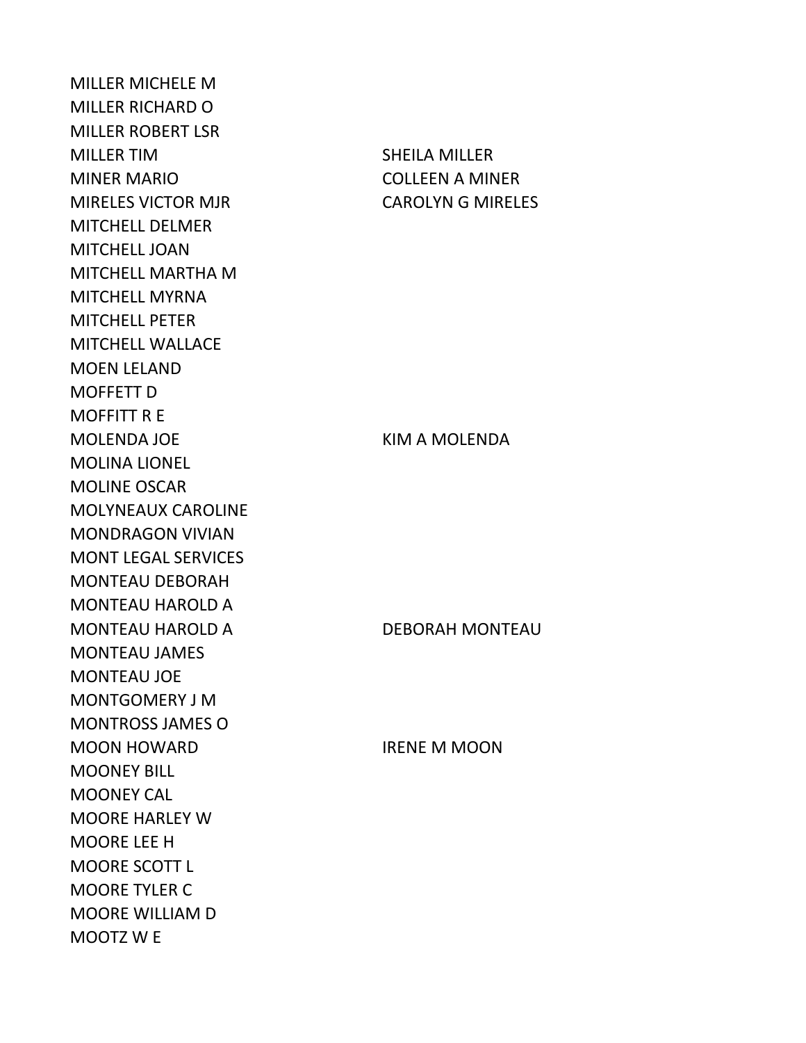| | |
|---|---|
| MILLER MICHELE M | |
| MILLER RICHARD O | |
| MILLER ROBERT LSR | |
| MILLER TIM | SHEILA MILLER |
| MINER MARIO | COLLEEN A MINER |
| MIRELES VICTOR MJR | CAROLYN G MIRELES |
| MITCHELL DELMER | |
| MITCHELL JOAN | |
| MITCHELL MARTHA M | |
| MITCHELL MYRNA | |
| MITCHELL PETER | |
| MITCHELL WALLACE | |
| MOEN LELAND | |
| MOFFETT D | |
| MOFFITT R E | |
| MOLENDA JOE | KIM A MOLENDA |
| MOLINA LIONEL | |
| MOLINE OSCAR | |
| MOLYNEAUX CAROLINE | |
| MONDRAGON VIVIAN | |
| MONT LEGAL SERVICES | |
| MONTEAU DEBORAH | |
| MONTEAU HAROLD A | |
| MONTEAU HAROLD A | DEBORAH MONTEAU |
| MONTEAU JAMES | |
| MONTEAU JOE | |
| MONTGOMERY J M | |
| MONTROSS JAMES O | |
| MOON HOWARD | IRENE M MOON |
| MOONEY BILL | |
| MOONEY CAL | |
| MOORE HARLEY W | |
| MOORE LEE H | |
| MOORE SCOTT L | |
| MOORE TYLER C | |
| MOORE WILLIAM D | |
| MOOTZ W E | |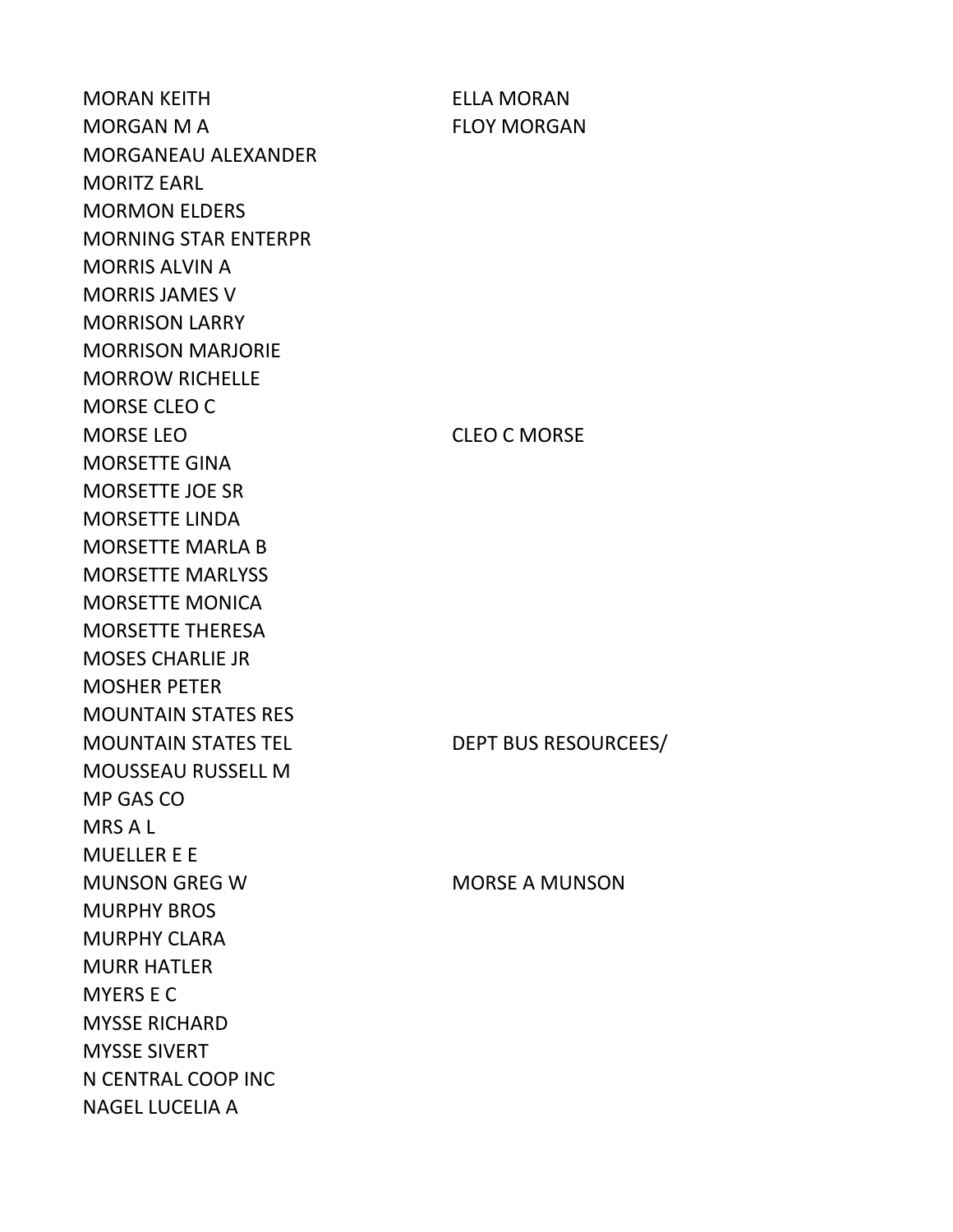| | |
|---|---|
| MORAN KEITH | ELLA MORAN |
| MORGAN M A | FLOY MORGAN |
| MORGANEAU ALEXANDER | |
| MORITZ EARL | |
| MORMON ELDERS | |
| MORNING STAR ENTERPR | |
| MORRIS ALVIN A | |
| MORRIS JAMES V | |
| MORRISON LARRY | |
| MORRISON MARJORIE | |
| MORROW RICHELLE | |
| MORSE CLEO C | |
| MORSE LEO | CLEO C MORSE |
| MORSETTE GINA | |
| MORSETTE JOE SR | |
| MORSETTE LINDA | |
| MORSETTE MARLA B | |
| MORSETTE MARLYSS | |
| MORSETTE MONICA | |
| MORSETTE THERESA | |
| MOSES CHARLIE JR | |
| MOSHER PETER | |
| MOUNTAIN STATES RES | |
| MOUNTAIN STATES TEL | DEPT BUS RESOURCEES/ |
| MOUSSEAU RUSSELL M | |
| MP GAS CO | |
| MRS A L | |
| MUELLER E E | |
| MUNSON GREG W | MORSE A MUNSON |
| MURPHY BROS | |
| MURPHY CLARA | |
| MURR HATLER | |
| MYERS E C | |
| MYSSE RICHARD | |
| MYSSE SIVERT | |
| N CENTRAL COOP INC | |
| NAGEL LUCELIA A | |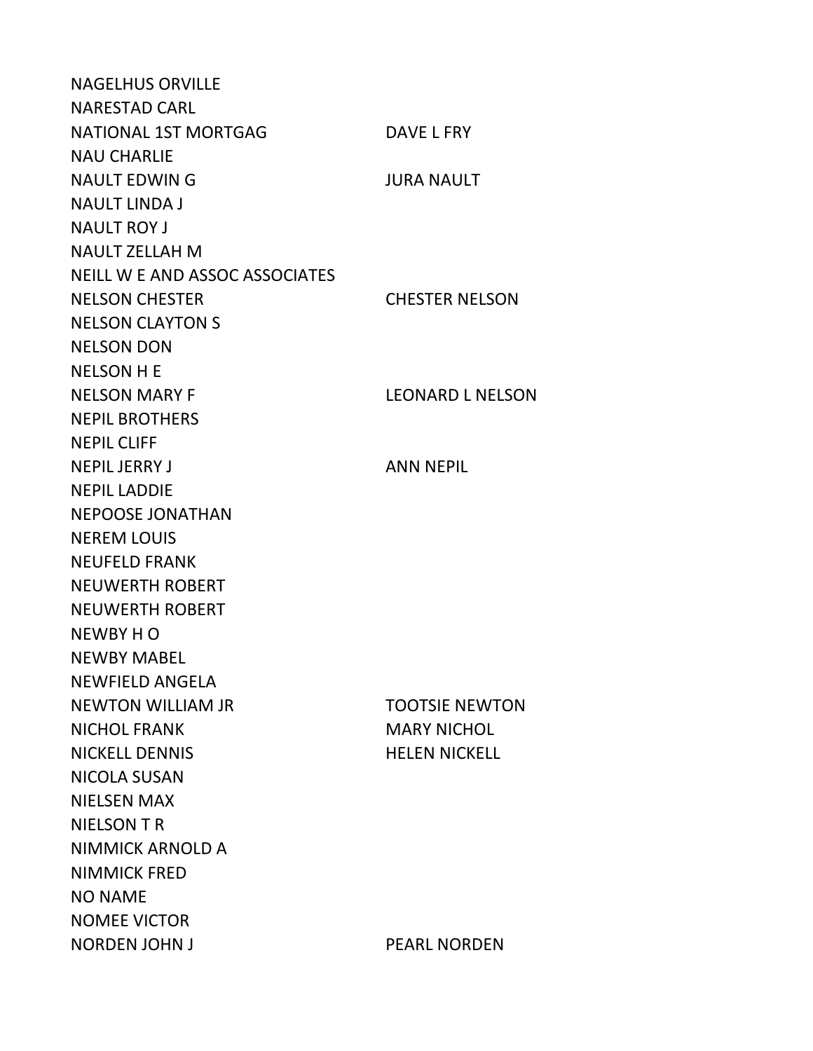| | |
|---|---|
| NAGELHUS ORVILLE | |
| NARESTAD CARL | |
| NATIONAL 1ST MORTGAG | DAVE L FRY |
| NAU CHARLIE | |
| NAULT EDWIN G | JURA NAULT |
| NAULT LINDA J | |
| NAULT ROY J | |
| NAULT ZELLAH M | |
| NEILL W E AND ASSOC ASSOCIATES | |
| NELSON CHESTER | CHESTER NELSON |
| NELSON CLAYTON S | |
| NELSON DON | |
| NELSON H E | |
| NELSON MARY F | LEONARD L NELSON |
| NEPIL BROTHERS | |
| NEPIL CLIFF | |
| NEPIL JERRY J | ANN NEPIL |
| NEPIL LADDIE | |
| NEPOOSE JONATHAN | |
| NEREM LOUIS | |
| NEUFELD FRANK | |
| NEUWERTH ROBERT | |
| NEUWERTH ROBERT | |
| NEWBY H O | |
| NEWBY MABEL | |
| NEWFIELD ANGELA | |
| NEWTON WILLIAM JR | TOOTSIE NEWTON |
| NICHOL FRANK | MARY NICHOL |
| NICKELL DENNIS | HELEN NICKELL |
| NICOLA SUSAN | |
| NIELSEN MAX | |
| NIELSON T R | |
| NIMMICK ARNOLD A | |
| NIMMICK FRED | |
| NO NAME | |
| NOMEE VICTOR | |
| NORDEN JOHN J | PEARL NORDEN |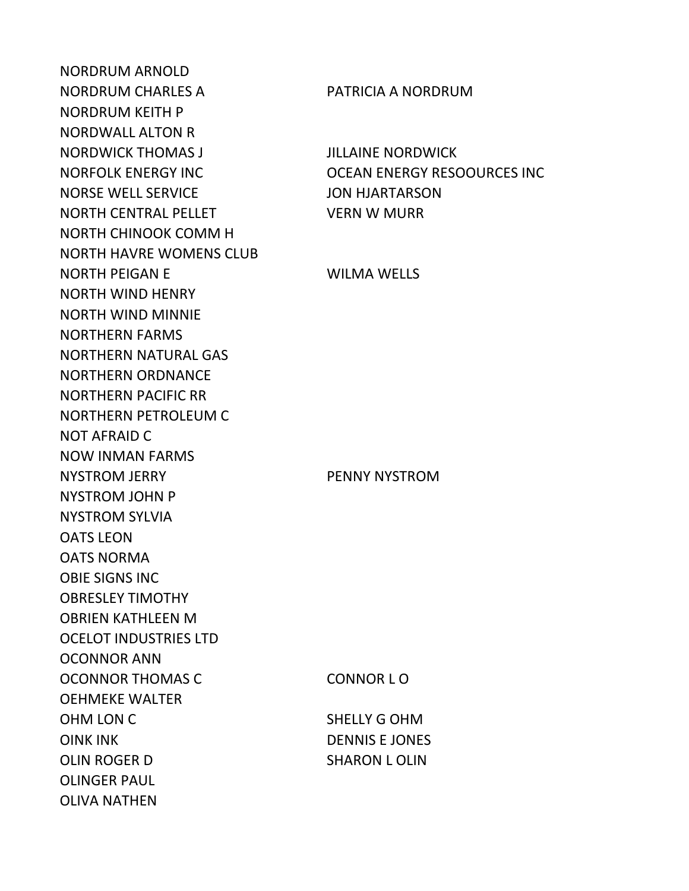| | |
|---|---|
| NORDRUM ARNOLD | |
| NORDRUM CHARLES A | PATRICIA A NORDRUM |
| NORDRUM KEITH P | |
| NORDWALL ALTON R | |
| NORDWICK THOMAS J | JILLAINE NORDWICK |
| NORFOLK ENERGY INC | OCEAN ENERGY RESOOURCES INC |
| NORSE WELL SERVICE | JON HJARTARSON |
| NORTH CENTRAL PELLET | VERN W MURR |
| NORTH CHINOOK COMM H | |
| NORTH HAVRE WOMENS CLUB | |
| NORTH PEIGAN E | WILMA WELLS |
| NORTH WIND HENRY | |
| NORTH WIND MINNIE | |
| NORTHERN FARMS | |
| NORTHERN NATURAL GAS | |
| NORTHERN ORDNANCE | |
| NORTHERN PACIFIC RR | |
| NORTHERN PETROLEUM C | |
| NOT AFRAID C | |
| NOW INMAN FARMS | |
| NYSTROM JERRY | PENNY NYSTROM |
| NYSTROM JOHN P | |
| NYSTROM SYLVIA | |
| OATS LEON | |
| OATS NORMA | |
| OBIE SIGNS INC | |
| OBRESLEY TIMOTHY | |
| OBRIEN KATHLEEN M | |
| OCELOT INDUSTRIES LTD | |
| OCONNOR ANN | |
| OCONNOR THOMAS C | CONNOR L O |
| OEHMEKE WALTER | |
| OHM LON C | SHELLY G OHM |
| OINK INK | DENNIS E JONES |
| OLIN ROGER D | SHARON L OLIN |
| OLINGER PAUL | |
| OLIVA NATHEN | |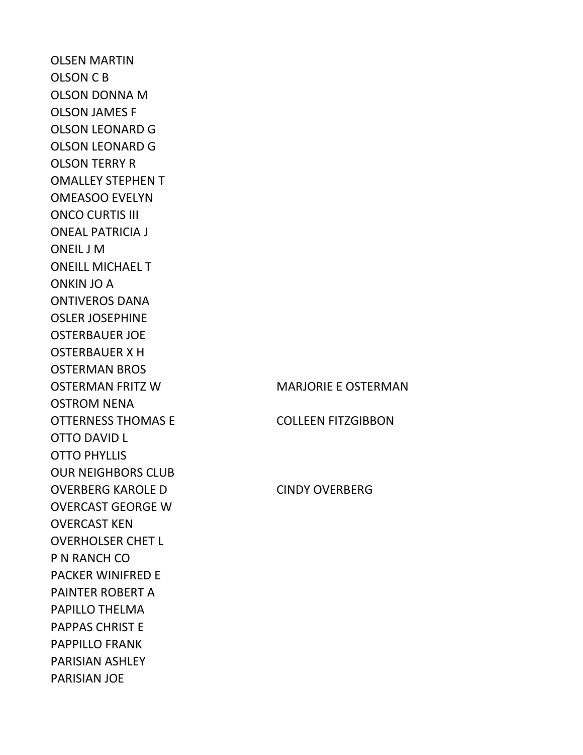| | |
|---|---|
| OLSEN MARTIN | |
| OLSON C B | |
| OLSON DONNA M | |
| OLSON JAMES F | |
| OLSON LEONARD G | |
| OLSON LEONARD G | |
| OLSON TERRY R | |
| OMALLEY STEPHEN T | |
| OMEASOO EVELYN | |
| ONCO CURTIS III | |
| ONEAL PATRICIA J | |
| ONEIL J M | |
| ONEILL MICHAEL T | |
| ONKIN JO A | |
| ONTIVEROS DANA | |
| OSLER JOSEPHINE | |
| OSTERBAUER JOE | |
| OSTERBAUER X H | |
| OSTERMAN BROS | |
| OSTERMAN FRITZ W | MARJORIE E OSTERMAN |
| OSTROM NENA | |
| OTTERNESS THOMAS E | COLLEEN FITZGIBBON |
| OTTO DAVID L | |
| OTTO PHYLLIS | |
| OUR NEIGHBORS CLUB | |
| OVERBERG KAROLE D | CINDY OVERBERG |
| OVERCAST GEORGE W | |
| OVERCAST KEN | |
| OVERHOLSER CHET L | |
| P N RANCH CO | |
| PACKER WINIFRED E | |
| PAINTER ROBERT A | |
| PAPILLO THELMA | |
| PAPPAS CHRIST E | |
| PAPPILLO FRANK | |
| PARISIAN ASHLEY | |
| PARISIAN JOE | |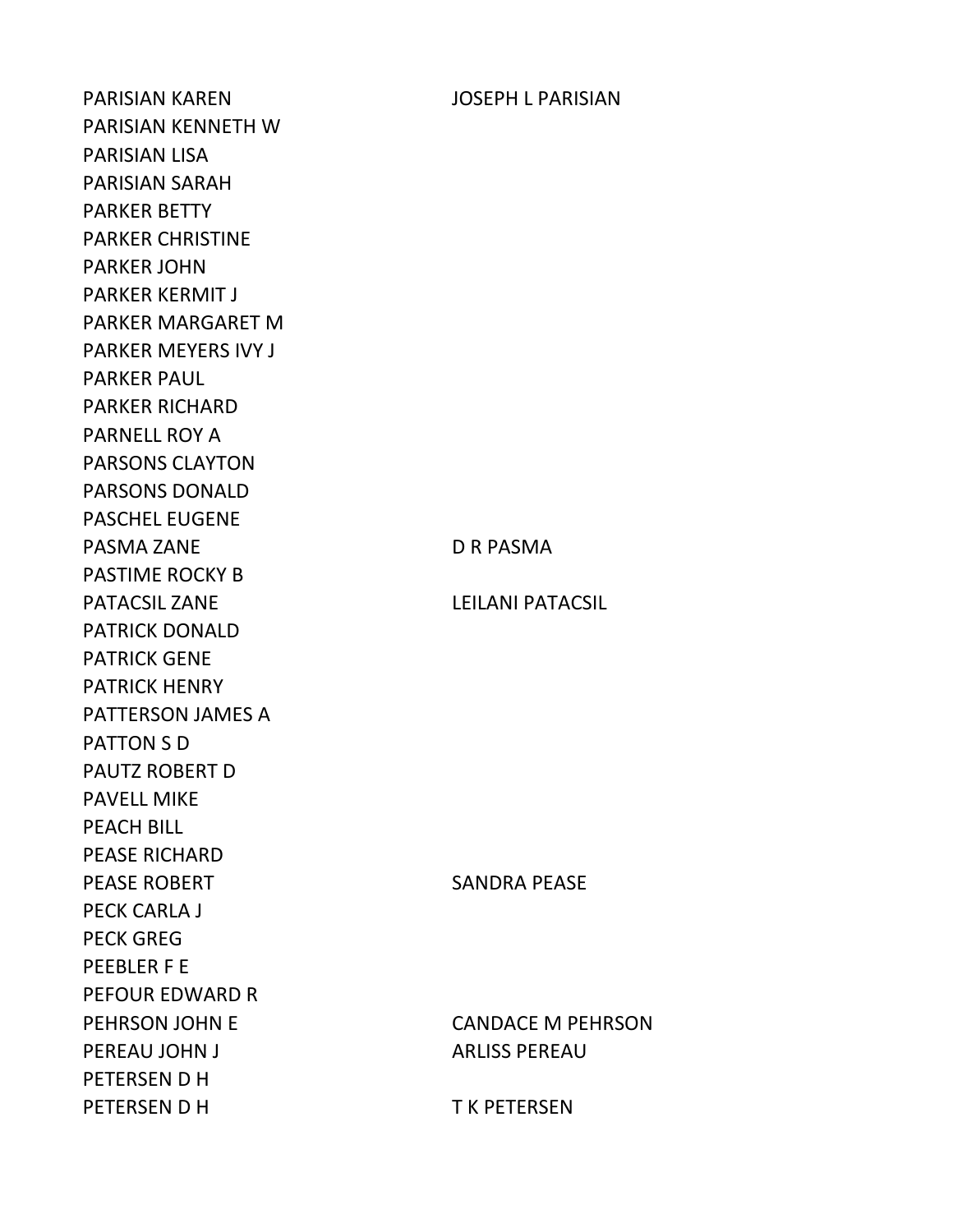| | |
|---|---|
| PARISIAN KAREN | JOSEPH L PARISIAN |
| PARISIAN KENNETH W | |
| PARISIAN LISA | |
| PARISIAN SARAH | |
| PARKER BETTY | |
| PARKER CHRISTINE | |
| PARKER JOHN | |
| PARKER KERMIT J | |
| PARKER MARGARET M | |
| PARKER MEYERS IVY J | |
| PARKER PAUL | |
| PARKER RICHARD | |
| PARNELL ROY A | |
| PARSONS CLAYTON | |
| PARSONS DONALD | |
| PASCHEL EUGENE | |
| PASMA ZANE | D R PASMA |
| PASTIME ROCKY B | |
| PATACSIL ZANE | LEILANI PATACSIL |
| PATRICK DONALD | |
| PATRICK GENE | |
| PATRICK HENRY | |
| PATTERSON JAMES A | |
| PATTON S D | |
| PAUTZ ROBERT D | |
| PAVELL MIKE | |
| PEACH BILL | |
| PEASE RICHARD | |
| PEASE ROBERT | SANDRA PEASE |
| PECK CARLA J | |
| PECK GREG | |
| PEEBLER F E | |
| PEFOUR EDWARD R | |
| PEHRSON JOHN E | CANDACE M PEHRSON |
| PEREAU JOHN J | ARLISS PEREAU |
| PETERSEN D H | |
| PETERSEN D H | T K PETERSEN |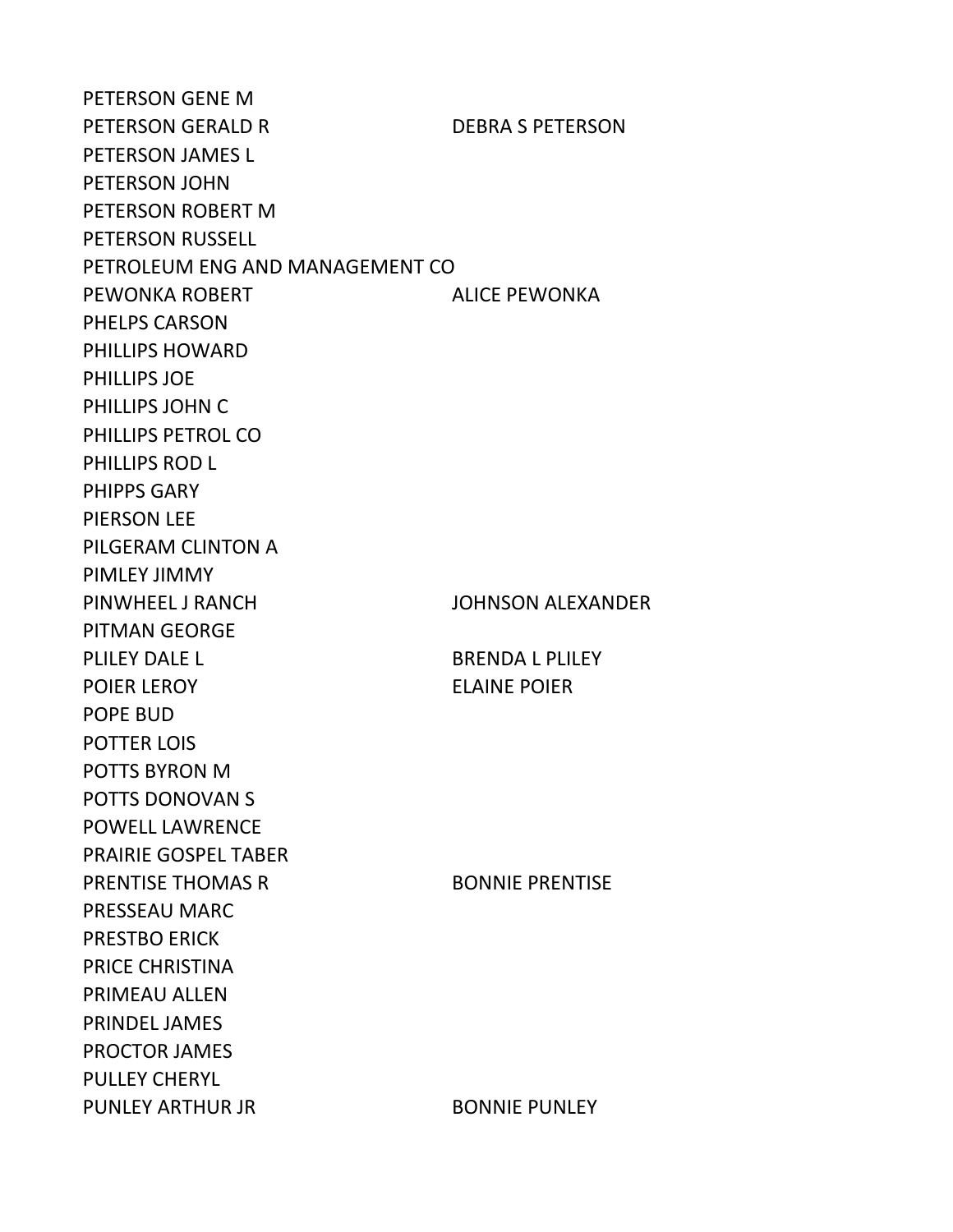| | |
|---|---|
| PETERSON GENE M | |
| PETERSON GERALD R | DEBRA S PETERSON |
| PETERSON JAMES L | |
| PETERSON JOHN | |
| PETERSON ROBERT M | |
| PETERSON RUSSELL | |
| PETROLEUM ENG AND MANAGEMENT CO | |
| PEWONKA ROBERT | ALICE PEWONKA |
| PHELPS CARSON | |
| PHILLIPS HOWARD | |
| PHILLIPS JOE | |
| PHILLIPS JOHN C | |
| PHILLIPS PETROL CO | |
| PHILLIPS ROD L | |
| PHIPPS GARY | |
| PIERSON LEE | |
| PILGERAM CLINTON A | |
| PIMLEY JIMMY | |
| PINWHEEL J RANCH | JOHNSON ALEXANDER |
| PITMAN GEORGE | |
| PLILEY DALE L | BRENDA L PLILEY |
| POIER LEROY | ELAINE POIER |
| POPE BUD | |
| POTTER LOIS | |
| POTTS BYRON M | |
| POTTS DONOVAN S | |
| POWELL LAWRENCE | |
| PRAIRIE GOSPEL TABER | |
| PRENTISE THOMAS R | BONNIE PRENTISE |
| PRESSEAU MARC | |
| PRESTBO ERICK | |
| PRICE CHRISTINA | |
| PRIMEAU ALLEN | |
| PRINDEL JAMES | |
| PROCTOR JAMES | |
| PULLEY CHERYL | |
| PUNLEY ARTHUR JR | BONNIE PUNLEY |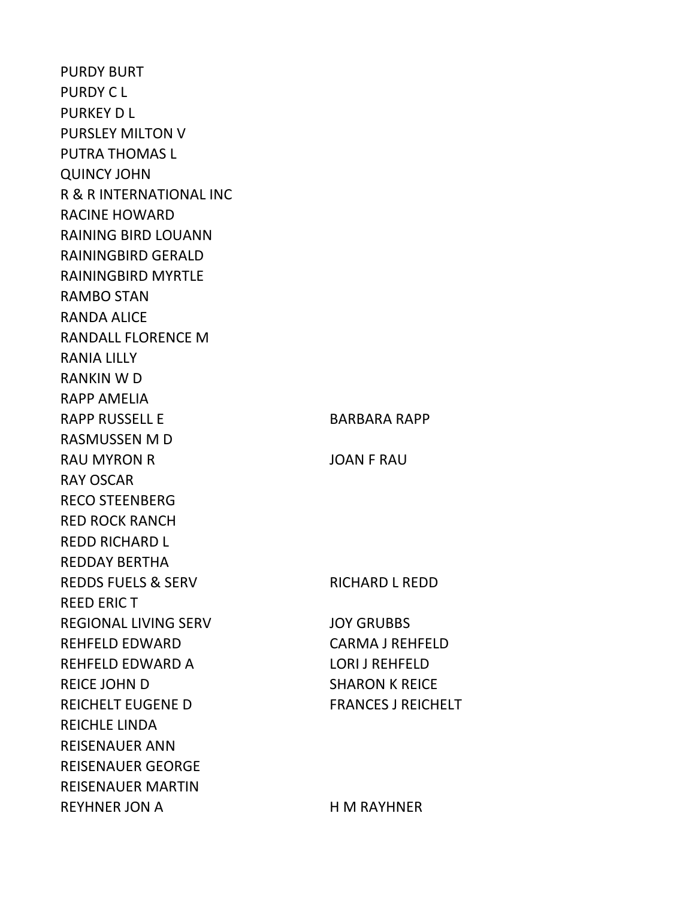| | |
|---|---|
| PURDY BURT | |
| PURDY C L | |
| PURKEY D L | |
| PURSLEY MILTON V | |
| PUTRA THOMAS L | |
| QUINCY JOHN | |
| R & R INTERNATIONAL INC | |
| RACINE HOWARD | |
| RAINING BIRD LOUANN | |
| RAININGBIRD GERALD | |
| RAININGBIRD MYRTLE | |
| RAMBO STAN | |
| RANDA ALICE | |
| RANDALL FLORENCE M | |
| RANIA LILLY | |
| RANKIN W D | |
| RAPP AMELIA | |
| RAPP RUSSELL E | BARBARA RAPP |
| RASMUSSEN M D | |
| RAU MYRON R | JOAN F RAU |
| RAY OSCAR | |
| RECO STEENBERG | |
| RED ROCK RANCH | |
| REDD RICHARD L | |
| REDDAY BERTHA | |
| REDDS FUELS & SERV | RICHARD L REDD |
| REED ERIC T | |
| REGIONAL LIVING SERV | JOY GRUBBS |
| REHFELD EDWARD | CARMA J REHFELD |
| REHFELD EDWARD A | LORI J REHFELD |
| REICE JOHN D | SHARON K REICE |
| REICHELT EUGENE D | FRANCES J REICHELT |
| REICHLE LINDA | |
| REISENAUER ANN | |
| REISENAUER GEORGE | |
| REISENAUER MARTIN | |
| REYHNER JON A | H M RAYHNER |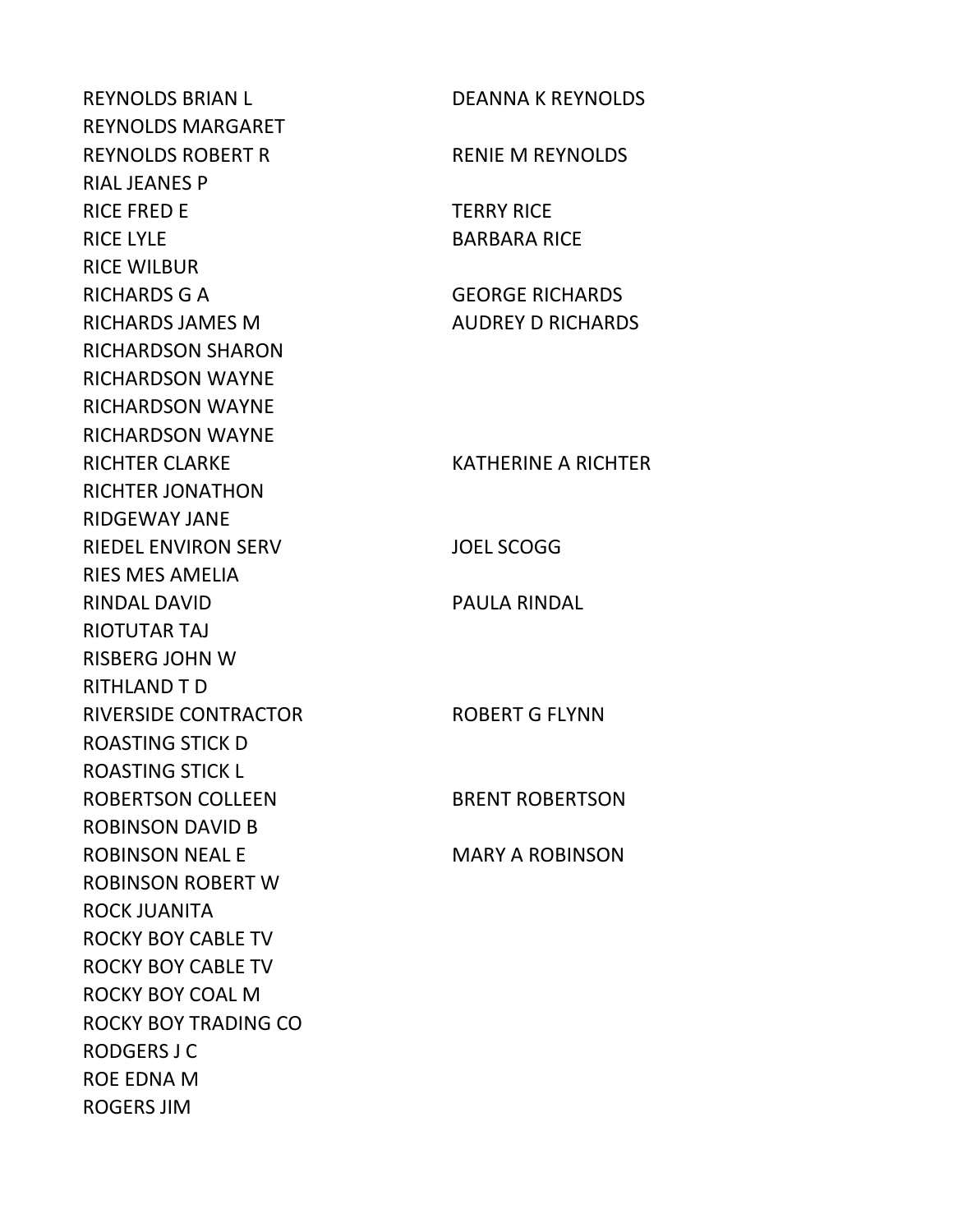| | |
|---|---|
| REYNOLDS BRIAN L | DEANNA K REYNOLDS |
| REYNOLDS MARGARET | |
| REYNOLDS ROBERT R | RENIE M REYNOLDS |
| RIAL JEANES P | |
| RICE FRED E | TERRY RICE |
| RICE LYLE | BARBARA RICE |
| RICE WILBUR | |
| RICHARDS G A | GEORGE RICHARDS |
| RICHARDS JAMES M | AUDREY D RICHARDS |
| RICHARDSON SHARON | |
| RICHARDSON WAYNE | |
| RICHARDSON WAYNE | |
| RICHARDSON WAYNE | |
| RICHTER CLARKE | KATHERINE A RICHTER |
| RICHTER JONATHON | |
| RIDGEWAY JANE | |
| RIEDEL ENVIRON SERV | JOEL SCOGG |
| RIES MES AMELIA | |
| RINDAL DAVID | PAULA RINDAL |
| RIOTUTAR TAJ | |
| RISBERG JOHN W | |
| RITHLAND T D | |
| RIVERSIDE CONTRACTOR | ROBERT G FLYNN |
| ROASTING STICK D | |
| ROASTING STICK L | |
| ROBERTSON COLLEEN | BRENT ROBERTSON |
| ROBINSON DAVID B | |
| ROBINSON NEAL E | MARY A ROBINSON |
| ROBINSON ROBERT W | |
| ROCK JUANITA | |
| ROCKY BOY CABLE TV | |
| ROCKY BOY CABLE TV | |
| ROCKY BOY COAL M | |
| ROCKY BOY TRADING CO | |
| RODGERS J C | |
| ROE EDNA M | |
| ROGERS JIM | |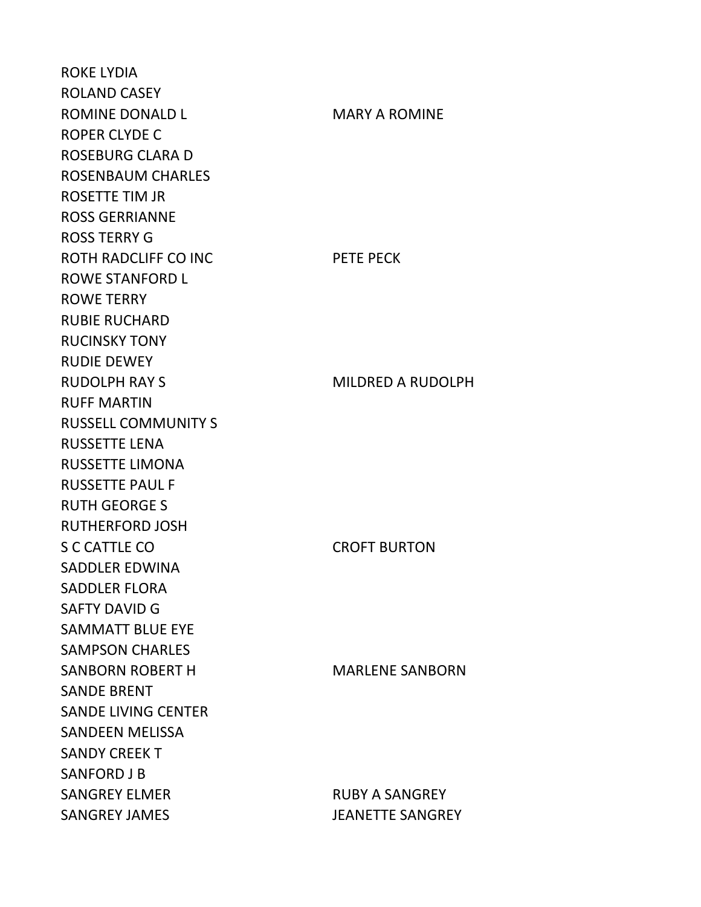| | |
|---|---|
| ROKE LYDIA | |
| ROLAND CASEY | |
| ROMINE DONALD L | MARY A ROMINE |
| ROPER CLYDE C | |
| ROSEBURG CLARA D | |
| ROSENBAUM CHARLES | |
| ROSETTE TIM JR | |
| ROSS GERRIANNE | |
| ROSS TERRY G | |
| ROTH RADCLIFF CO INC | PETE PECK |
| ROWE STANFORD L | |
| ROWE TERRY | |
| RUBIE RUCHARD | |
| RUCINSKY TONY | |
| RUDIE DEWEY | |
| RUDOLPH RAY S | MILDRED A RUDOLPH |
| RUFF MARTIN | |
| RUSSELL COMMUNITY S | |
| RUSSETTE LENA | |
| RUSSETTE LIMONA | |
| RUSSETTE PAUL F | |
| RUTH GEORGE S | |
| RUTHERFORD JOSH | |
| S C CATTLE CO | CROFT BURTON |
| SADDLER EDWINA | |
| SADDLER FLORA | |
| SAFTY DAVID G | |
| SAMMATT BLUE EYE | |
| SAMPSON CHARLES | |
| SANBORN ROBERT H | MARLENE SANBORN |
| SANDE BRENT | |
| SANDE LIVING CENTER | |
| SANDEEN MELISSA | |
| SANDY CREEK T | |
| SANFORD J B | |
| SANGREY ELMER | RUBY A SANGREY |
| SANGREY JAMES | JEANETTE SANGREY |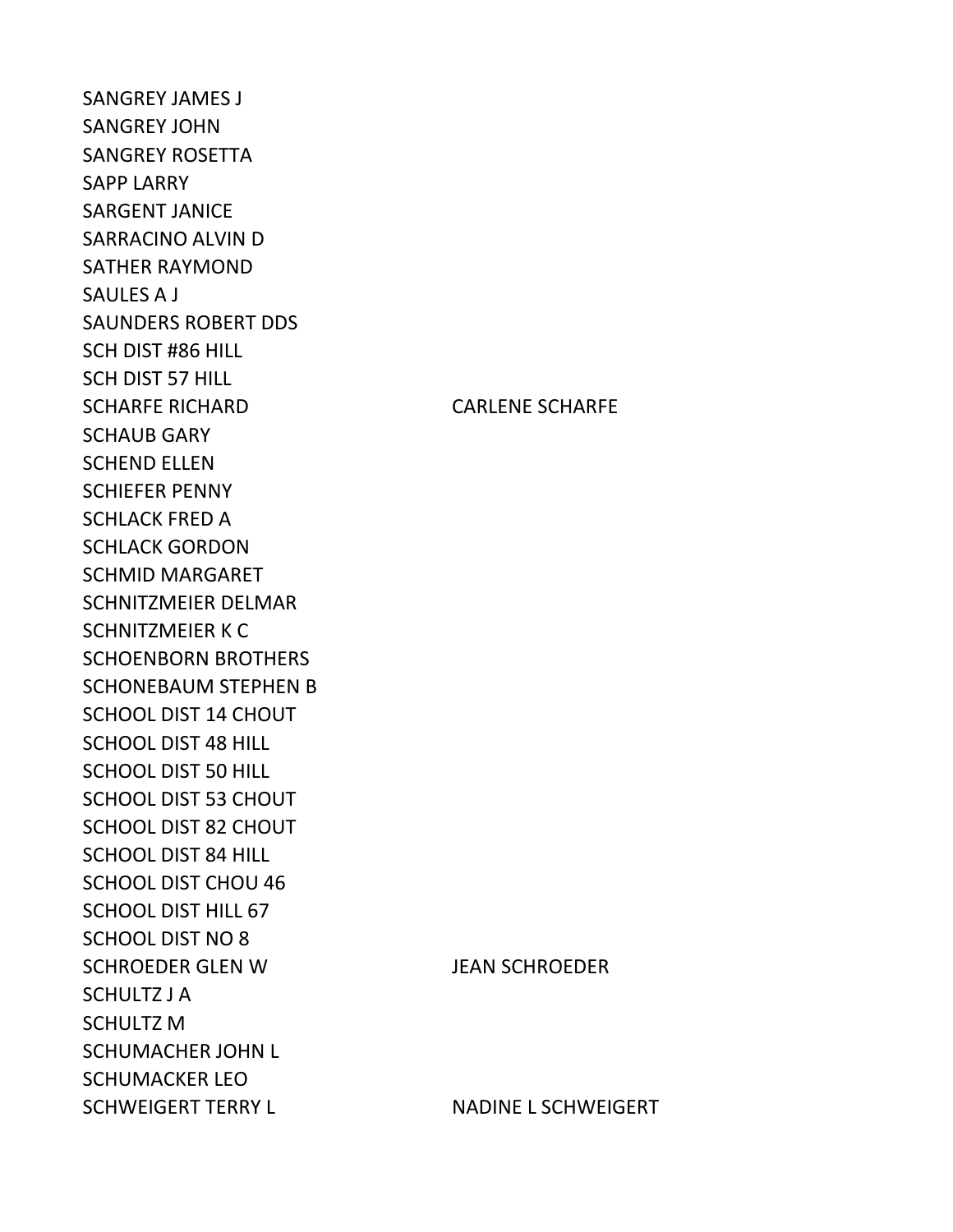| | |
|---|---|
| SANGREY JAMES J | |
| SANGREY JOHN | |
| SANGREY ROSETTA | |
| SAPP LARRY | |
| SARGENT JANICE | |
| SARRACINO ALVIN D | |
| SATHER RAYMOND | |
| SAULES A J | |
| SAUNDERS ROBERT DDS | |
| SCH DIST #86 HILL | |
| SCH DIST 57 HILL | |
| SCHARFE RICHARD | CARLENE SCHARFE |
| SCHAUB GARY | |
| SCHEND ELLEN | |
| SCHIEFER PENNY | |
| SCHLACK FRED A | |
| SCHLACK GORDON | |
| SCHMID MARGARET | |
| SCHNITZMEIER DELMAR | |
| SCHNITZMEIER K C | |
| SCHOENBORN BROTHERS | |
| SCHONEBAUM STEPHEN B | |
| SCHOOL DIST 14 CHOUT | |
| SCHOOL DIST 48 HILL | |
| SCHOOL DIST 50 HILL | |
| SCHOOL DIST 53 CHOUT | |
| SCHOOL DIST 82 CHOUT | |
| SCHOOL DIST 84 HILL | |
| SCHOOL DIST CHOU 46 | |
| SCHOOL DIST HILL 67 | |
| SCHOOL DIST NO 8 | |
| SCHROEDER GLEN W | JEAN SCHROEDER |
| SCHULTZ J A | |
| SCHULTZ M | |
| SCHUMACHER JOHN L | |
| SCHUMACKER LEO | |
| SCHWEIGERT TERRY L | NADINE L SCHWEIGERT |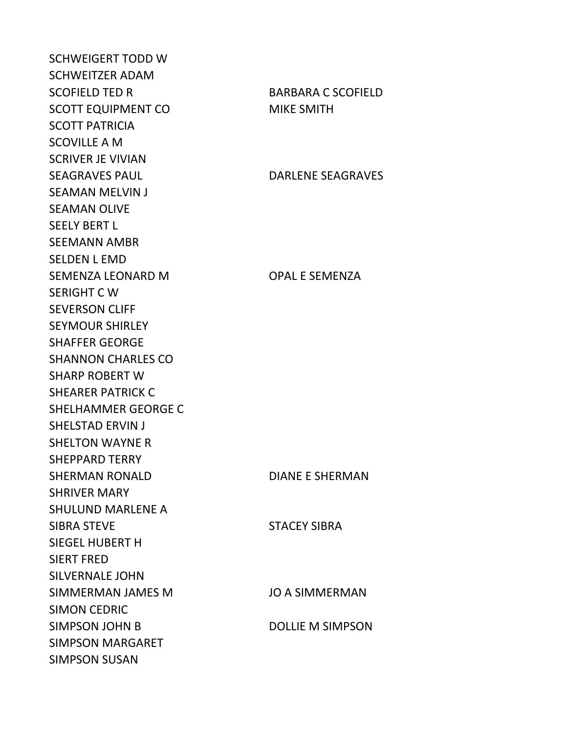| | |
|---|---|
| SCHWEIGERT TODD W | |
| SCHWEITZER ADAM | |
| SCOFIELD TED R | BARBARA C SCOFIELD |
| SCOTT EQUIPMENT CO | MIKE SMITH |
| SCOTT PATRICIA | |
| SCOVILLE A M | |
| SCRIVER JE VIVIAN | |
| SEAGRAVES PAUL | DARLENE SEAGRAVES |
| SEAMAN MELVIN J | |
| SEAMAN OLIVE | |
| SEELY BERT L | |
| SEEMANN AMBR | |
| SELDEN L EMD | |
| SEMENZA LEONARD M | OPAL E SEMENZA |
| SERIGHT C W | |
| SEVERSON CLIFF | |
| SEYMOUR SHIRLEY | |
| SHAFFER GEORGE | |
| SHANNON CHARLES CO | |
| SHARP ROBERT W | |
| SHEARER PATRICK C | |
| SHELHAMMER GEORGE C | |
| SHELSTAD ERVIN J | |
| SHELTON WAYNE R | |
| SHEPPARD TERRY | |
| SHERMAN RONALD | DIANE E SHERMAN |
| SHRIVER MARY | |
| SHULUND MARLENE A | |
| SIBRA STEVE | STACEY SIBRA |
| SIEGEL HUBERT H | |
| SIERT FRED | |
| SILVERNALE JOHN | |
| SIMMERMAN JAMES M | JO A SIMMERMAN |
| SIMON CEDRIC | |
| SIMPSON JOHN B | DOLLIE M SIMPSON |
| SIMPSON MARGARET | |
| SIMPSON SUSAN | |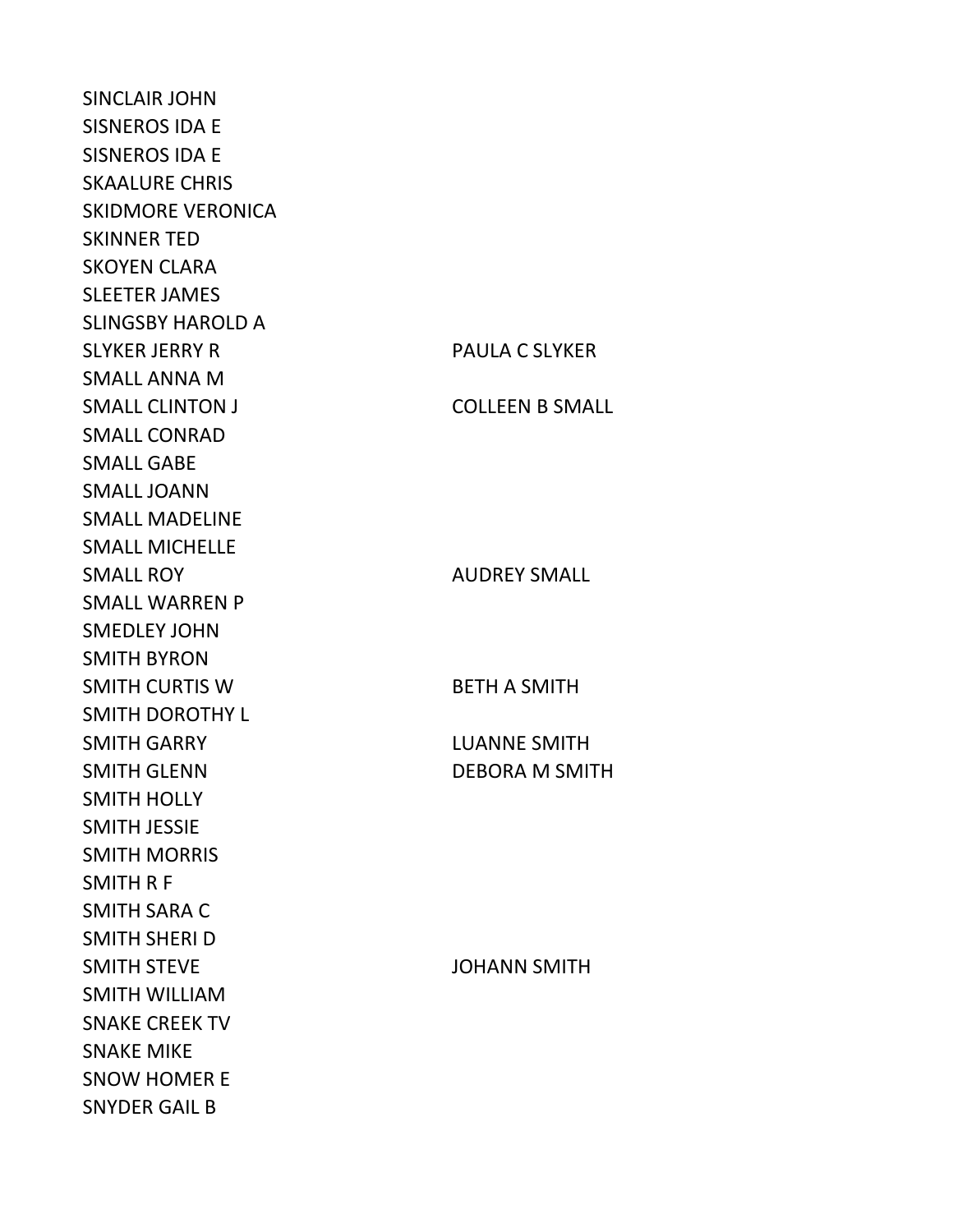| | |
|---|---|
| SINCLAIR JOHN | |
| SISNEROS IDA E | |
| SISNEROS IDA E | |
| SKAALURE CHRIS | |
| SKIDMORE VERONICA | |
| SKINNER TED | |
| SKOYEN CLARA | |
| SLEETER JAMES | |
| SLINGSBY HAROLD A | |
| SLYKER JERRY R | PAULA C SLYKER |
| SMALL ANNA M | |
| SMALL CLINTON J | COLLEEN B SMALL |
| SMALL CONRAD | |
| SMALL GABE | |
| SMALL JOANN | |
| SMALL MADELINE | |
| SMALL MICHELLE | |
| SMALL ROY | AUDREY SMALL |
| SMALL WARREN P | |
| SMEDLEY JOHN | |
| SMITH BYRON | |
| SMITH CURTIS W | BETH A SMITH |
| SMITH DOROTHY L | |
| SMITH GARRY | LUANNE SMITH |
| SMITH GLENN | DEBORA M SMITH |
| SMITH HOLLY | |
| SMITH JESSIE | |
| SMITH MORRIS | |
| SMITH R F | |
| SMITH SARA C | |
| SMITH SHERI D | |
| SMITH STEVE | JOHANN SMITH |
| SMITH WILLIAM | |
| SNAKE CREEK TV | |
| SNAKE MIKE | |
| SNOW HOMER E | |
| SNYDER GAIL B | |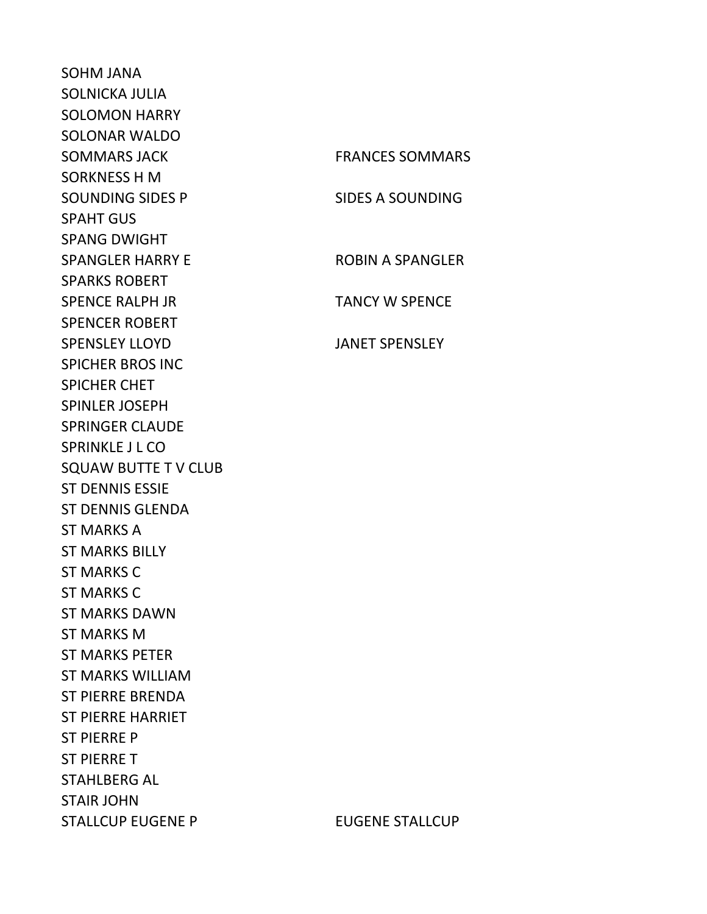| | |
|---|---|
| SOHM JANA | |
| SOLNICKA JULIA | |
| SOLOMON HARRY | |
| SOLONAR WALDO | |
| SOMMARS JACK | FRANCES SOMMARS |
| SORKNESS H M | |
| SOUNDING SIDES P | SIDES A SOUNDING |
| SPAHT GUS | |
| SPANG DWIGHT | |
| SPANGLER HARRY E | ROBIN A SPANGLER |
| SPARKS ROBERT | |
| SPENCE RALPH JR | TANCY W SPENCE |
| SPENCER ROBERT | |
| SPENSLEY LLOYD | JANET SPENSLEY |
| SPICHER BROS INC | |
| SPICHER CHET | |
| SPINLER JOSEPH | |
| SPRINGER CLAUDE | |
| SPRINKLE J L CO | |
| SQUAW BUTTE T V CLUB | |
| ST DENNIS ESSIE | |
| ST DENNIS GLENDA | |
| ST MARKS A | |
| ST MARKS BILLY | |
| ST MARKS C | |
| ST MARKS C | |
| ST MARKS DAWN | |
| ST MARKS M | |
| ST MARKS PETER | |
| ST MARKS WILLIAM | |
| ST PIERRE BRENDA | |
| ST PIERRE HARRIET | |
| ST PIERRE P | |
| ST PIERRE T | |
| STAHLBERG AL | |
| STAIR JOHN | |
| STALLCUP EUGENE P | EUGENE STALLCUP |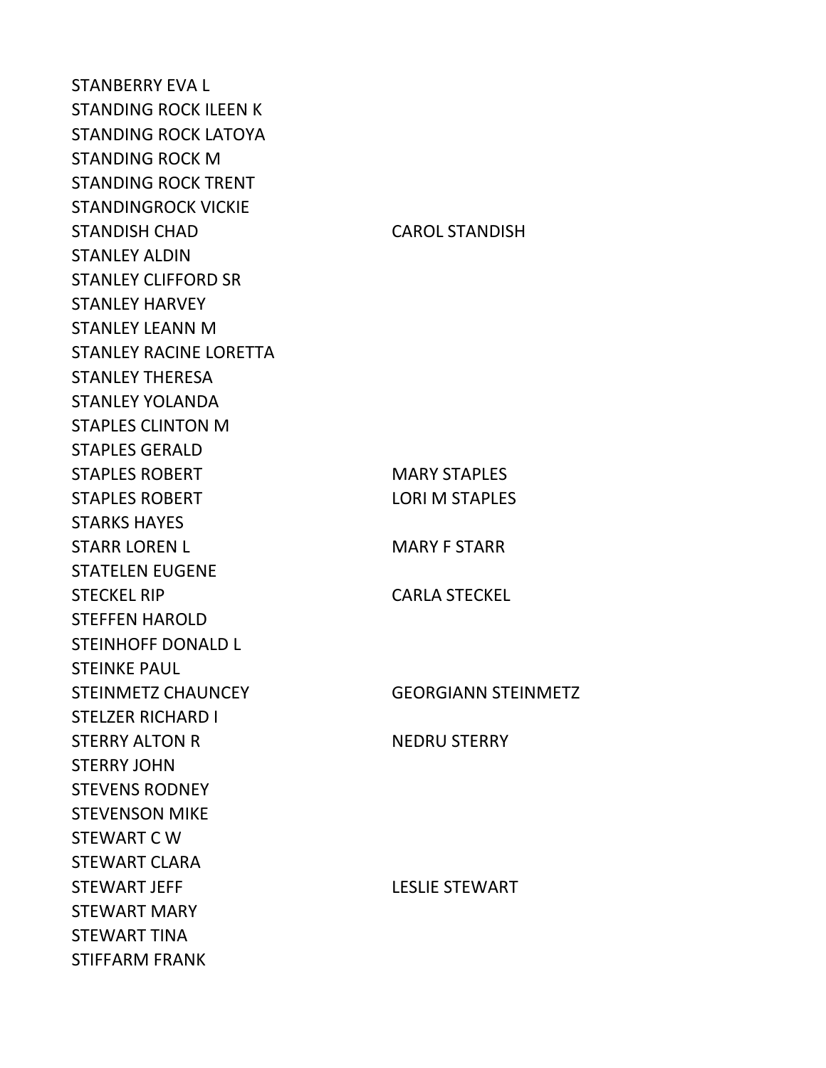| | |
|---|---|
| STANBERRY EVA L | |
| STANDING ROCK ILEEN K | |
| STANDING ROCK LATOYA | |
| STANDING ROCK M | |
| STANDING ROCK TRENT | |
| STANDINGROCK VICKIE | |
| STANDISH CHAD | CAROL STANDISH |
| STANLEY ALDIN | |
| STANLEY CLIFFORD SR | |
| STANLEY HARVEY | |
| STANLEY LEANN M | |
| STANLEY RACINE LORETTA | |
| STANLEY THERESA | |
| STANLEY YOLANDA | |
| STAPLES CLINTON M | |
| STAPLES GERALD | |
| STAPLES ROBERT | MARY STAPLES |
| STAPLES ROBERT | LORI M STAPLES |
| STARKS HAYES | |
| STARR LOREN L | MARY F STARR |
| STATELEN EUGENE | |
| STECKEL RIP | CARLA STECKEL |
| STEFFEN HAROLD | |
| STEINHOFF DONALD L | |
| STEINKE PAUL | |
| STEINMETZ CHAUNCEY | GEORGIANN STEINMETZ |
| STELZER RICHARD I | |
| STERRY ALTON R | NEDRU STERRY |
| STERRY JOHN | |
| STEVENS RODNEY | |
| STEVENSON MIKE | |
| STEWART C W | |
| STEWART CLARA | |
| STEWART JEFF | LESLIE STEWART |
| STEWART MARY | |
| STEWART TINA | |
| STIFFARM FRANK | |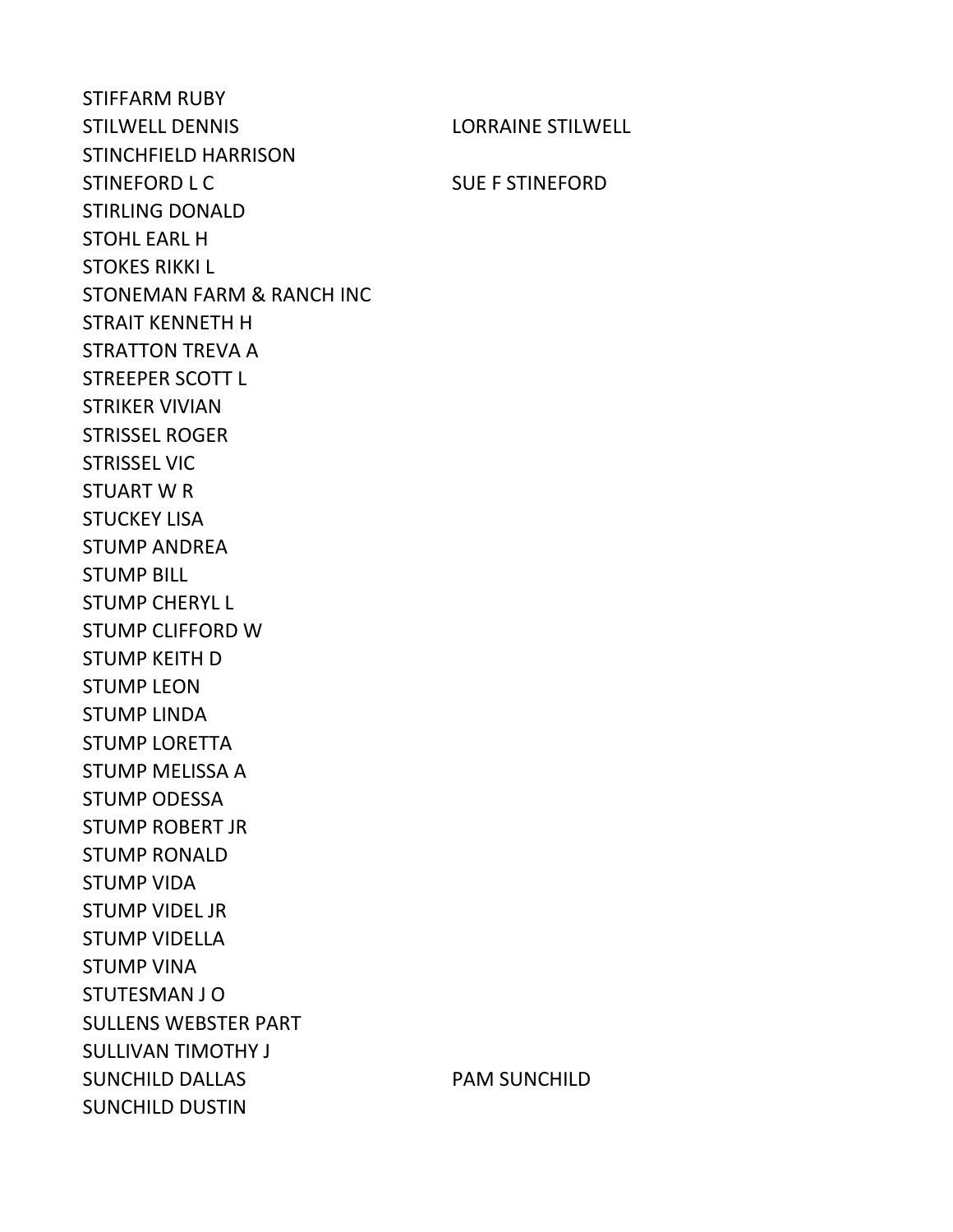| | |
|---|---|
| STIFFARM RUBY | |
| STILWELL DENNIS | LORRAINE STILWELL |
| STINCHFIELD HARRISON | |
| STINEFORD L C | SUE F STINEFORD |
| STIRLING DONALD | |
| STOHL EARL H | |
| STOKES RIKKI L | |
| STONEMAN FARM & RANCH INC | |
| STRAIT KENNETH H | |
| STRATTON TREVA A | |
| STREEPER SCOTT L | |
| STRIKER VIVIAN | |
| STRISSEL ROGER | |
| STRISSEL VIC | |
| STUART W R | |
| STUCKEY LISA | |
| STUMP ANDREA | |
| STUMP BILL | |
| STUMP CHERYL L | |
| STUMP CLIFFORD W | |
| STUMP KEITH D | |
| STUMP LEON | |
| STUMP LINDA | |
| STUMP LORETTA | |
| STUMP MELISSA A | |
| STUMP ODESSA | |
| STUMP ROBERT JR | |
| STUMP RONALD | |
| STUMP VIDA | |
| STUMP VIDEL JR | |
| STUMP VIDELLA | |
| STUMP VINA | |
| STUTESMAN J O | |
| SULLENS WEBSTER PART | |
| SULLIVAN TIMOTHY J | |
| SUNCHILD DALLAS | PAM SUNCHILD |
| SUNCHILD DUSTIN | |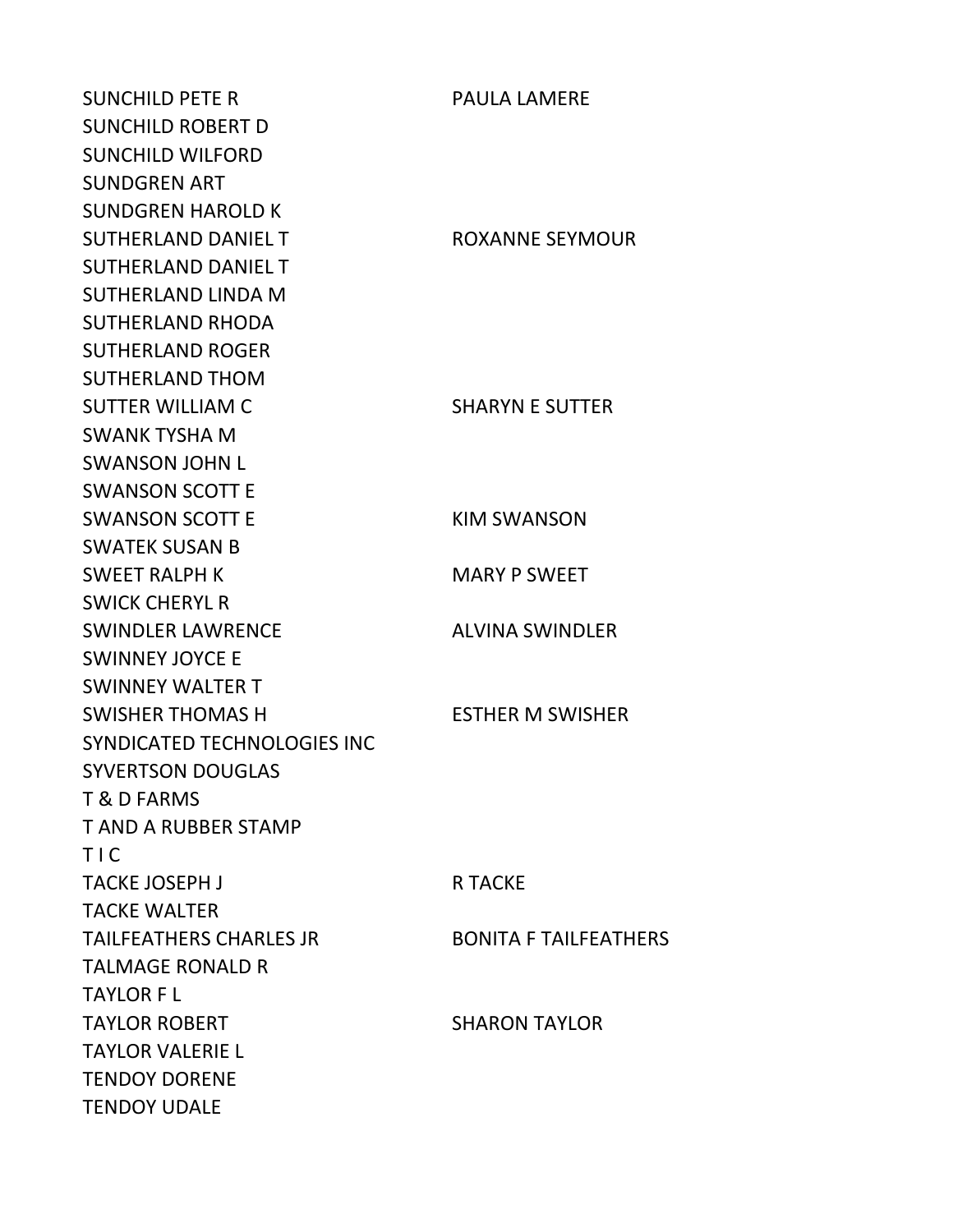| | |
|---|---|
| SUNCHILD PETE R | PAULA LAMERE |
| SUNCHILD ROBERT D | |
| SUNCHILD WILFORD | |
| SUNDGREN ART | |
| SUNDGREN HAROLD K | |
| SUTHERLAND DANIEL T | ROXANNE SEYMOUR |
| SUTHERLAND DANIEL T | |
| SUTHERLAND LINDA M | |
| SUTHERLAND RHODA | |
| SUTHERLAND ROGER | |
| SUTHERLAND THOM | |
| SUTTER WILLIAM C | SHARYN E SUTTER |
| SWANK TYSHA M | |
| SWANSON JOHN L | |
| SWANSON SCOTT E | |
| SWANSON SCOTT E | KIM SWANSON |
| SWATEK SUSAN B | |
| SWEET RALPH K | MARY P SWEET |
| SWICK CHERYL R | |
| SWINDLER LAWRENCE | ALVINA SWINDLER |
| SWINNEY JOYCE E | |
| SWINNEY WALTER T | |
| SWISHER THOMAS H | ESTHER M SWISHER |
| SYNDICATED TECHNOLOGIES INC | |
| SYVERTSON DOUGLAS | |
| T & D FARMS | |
| T AND A RUBBER STAMP | |
| T I C | |
| TACKE JOSEPH J | R TACKE |
| TACKE WALTER | |
| TAILFEATHERS CHARLES JR | BONITA F TAILFEATHERS |
| TALMAGE RONALD R | |
| TAYLOR F L | |
| TAYLOR ROBERT | SHARON TAYLOR |
| TAYLOR VALERIE L | |
| TENDOY DORENE | |
| TENDOY UDALE | |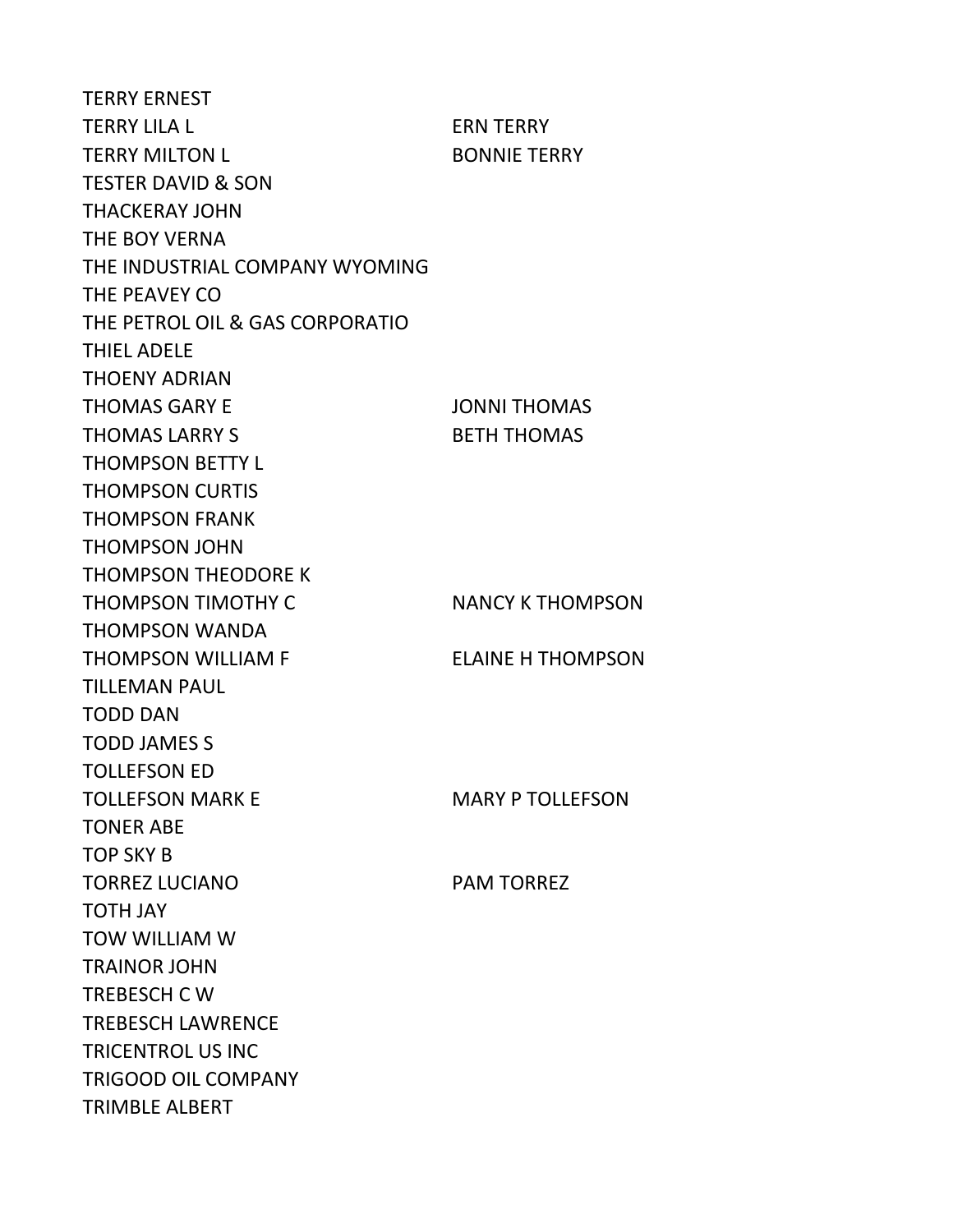| | |
|---|---|
| TERRY ERNEST | |
| TERRY LILA L | ERN TERRY |
| TERRY MILTON L | BONNIE TERRY |
| TESTER DAVID & SON | |
| THACKERAY JOHN | |
| THE BOY VERNA | |
| THE INDUSTRIAL COMPANY WYOMING | |
| THE PEAVEY CO | |
| THE PETROL OIL & GAS CORPORATIO | |
| THIEL ADELE | |
| THOENY ADRIAN | |
| THOMAS GARY E | JONNI THOMAS |
| THOMAS LARRY S | BETH THOMAS |
| THOMPSON BETTY L | |
| THOMPSON CURTIS | |
| THOMPSON FRANK | |
| THOMPSON JOHN | |
| THOMPSON THEODORE K | |
| THOMPSON TIMOTHY C | NANCY K THOMPSON |
| THOMPSON WANDA | |
| THOMPSON WILLIAM F | ELAINE H THOMPSON |
| TILLEMAN PAUL | |
| TODD DAN | |
| TODD JAMES S | |
| TOLLEFSON ED | |
| TOLLEFSON MARK E | MARY P TOLLEFSON |
| TONER ABE | |
| TOP SKY B | |
| TORREZ LUCIANO | PAM TORREZ |
| TOTH JAY | |
| TOW WILLIAM W | |
| TRAINOR JOHN | |
| TREBESCH C W | |
| TREBESCH LAWRENCE | |
| TRICENTROL US INC | |
| TRIGOOD OIL COMPANY | |
| TRIMBLE ALBERT | |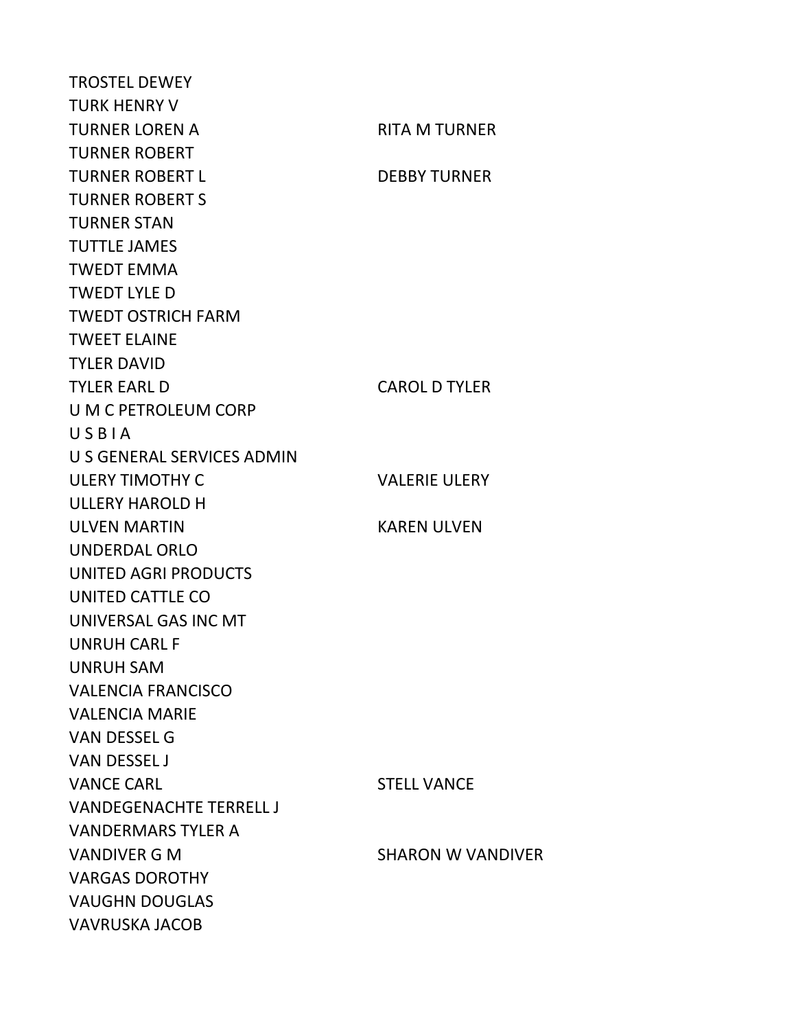| | |
|---|---|
| TROSTEL DEWEY | |
| TURK HENRY V | |
| TURNER LOREN A | RITA M TURNER |
| TURNER ROBERT | |
| TURNER ROBERT L | DEBBY TURNER |
| TURNER ROBERT S | |
| TURNER STAN | |
| TUTTLE JAMES | |
| TWEDT EMMA | |
| TWEDT LYLE D | |
| TWEDT OSTRICH FARM | |
| TWEET ELAINE | |
| TYLER DAVID | |
| TYLER EARL D | CAROL D TYLER |
| U M C PETROLEUM CORP | |
| U S B I A | |
| U S GENERAL SERVICES ADMIN | |
| ULERY TIMOTHY C | VALERIE ULERY |
| ULLERY HAROLD H | |
| ULVEN MARTIN | KAREN ULVEN |
| UNDERDAL ORLO | |
| UNITED AGRI PRODUCTS | |
| UNITED CATTLE CO | |
| UNIVERSAL GAS INC MT | |
| UNRUH CARL F | |
| UNRUH SAM | |
| VALENCIA FRANCISCO | |
| VALENCIA MARIE | |
| VAN DESSEL G | |
| VAN DESSEL J | |
| VANCE CARL | STELL VANCE |
| VANDEGENACHTE TERRELL J | |
| VANDERMARS TYLER A | |
| VANDIVER G M | SHARON W VANDIVER |
| VARGAS DOROTHY | |
| VAUGHN DOUGLAS | |
| VAVRUSKA JACOB | |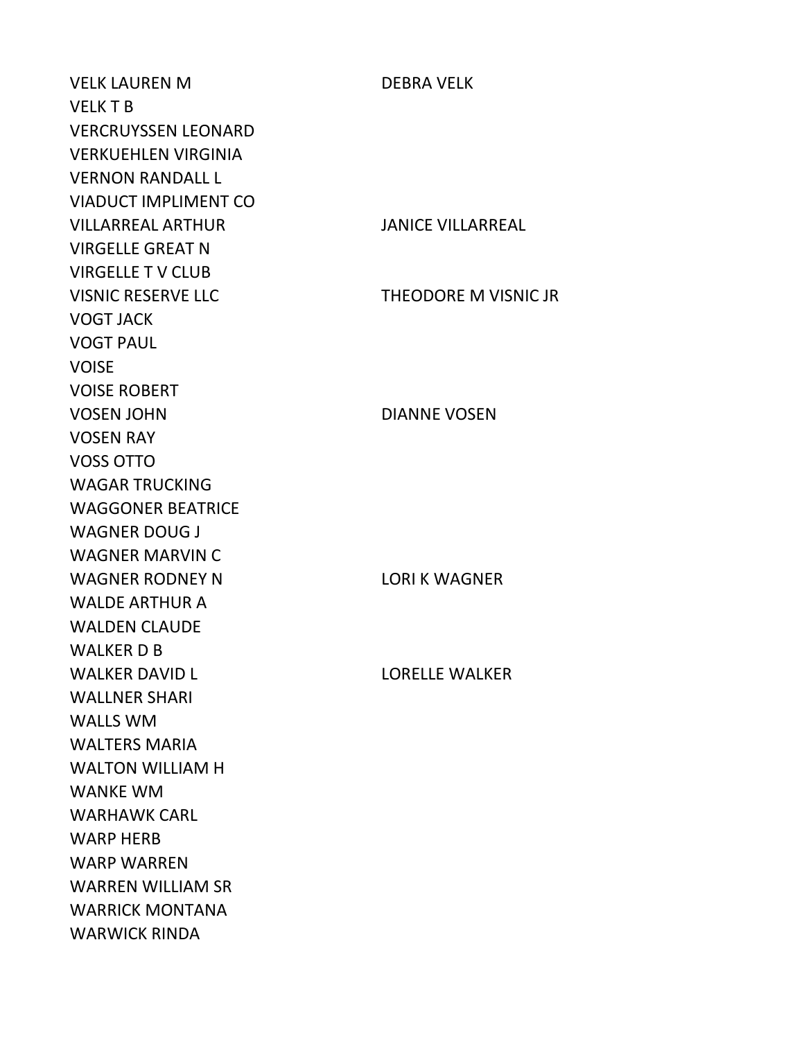| | |
|---|---|
| VELK LAUREN M | DEBRA VELK |
| VELK T B | |
| VERCRUYSSEN LEONARD | |
| VERKUEHLEN VIRGINIA | |
| VERNON RANDALL L | |
| VIADUCT IMPLIMENT CO | |
| VILLARREAL ARTHUR | JANICE VILLARREAL |
| VIRGELLE GREAT N | |
| VIRGELLE T V CLUB | |
| VISNIC RESERVE LLC | THEODORE M VISNIC JR |
| VOGT JACK | |
| VOGT PAUL | |
| VOISE | |
| VOISE ROBERT | |
| VOSEN JOHN | DIANNE VOSEN |
| VOSEN RAY | |
| VOSS OTTO | |
| WAGAR TRUCKING | |
| WAGGONER BEATRICE | |
| WAGNER DOUG J | |
| WAGNER MARVIN C | |
| WAGNER RODNEY N | LORI K WAGNER |
| WALDE ARTHUR A | |
| WALDEN CLAUDE | |
| WALKER D B | |
| WALKER DAVID L | LORELLE WALKER |
| WALLNER SHARI | |
| WALLS WM | |
| WALTERS MARIA | |
| WALTON WILLIAM H | |
| WANKE WM | |
| WARHAWK CARL | |
| WARP HERB | |
| WARP WARREN | |
| WARREN WILLIAM SR | |
| WARRICK MONTANA | |
| WARWICK RINDA | |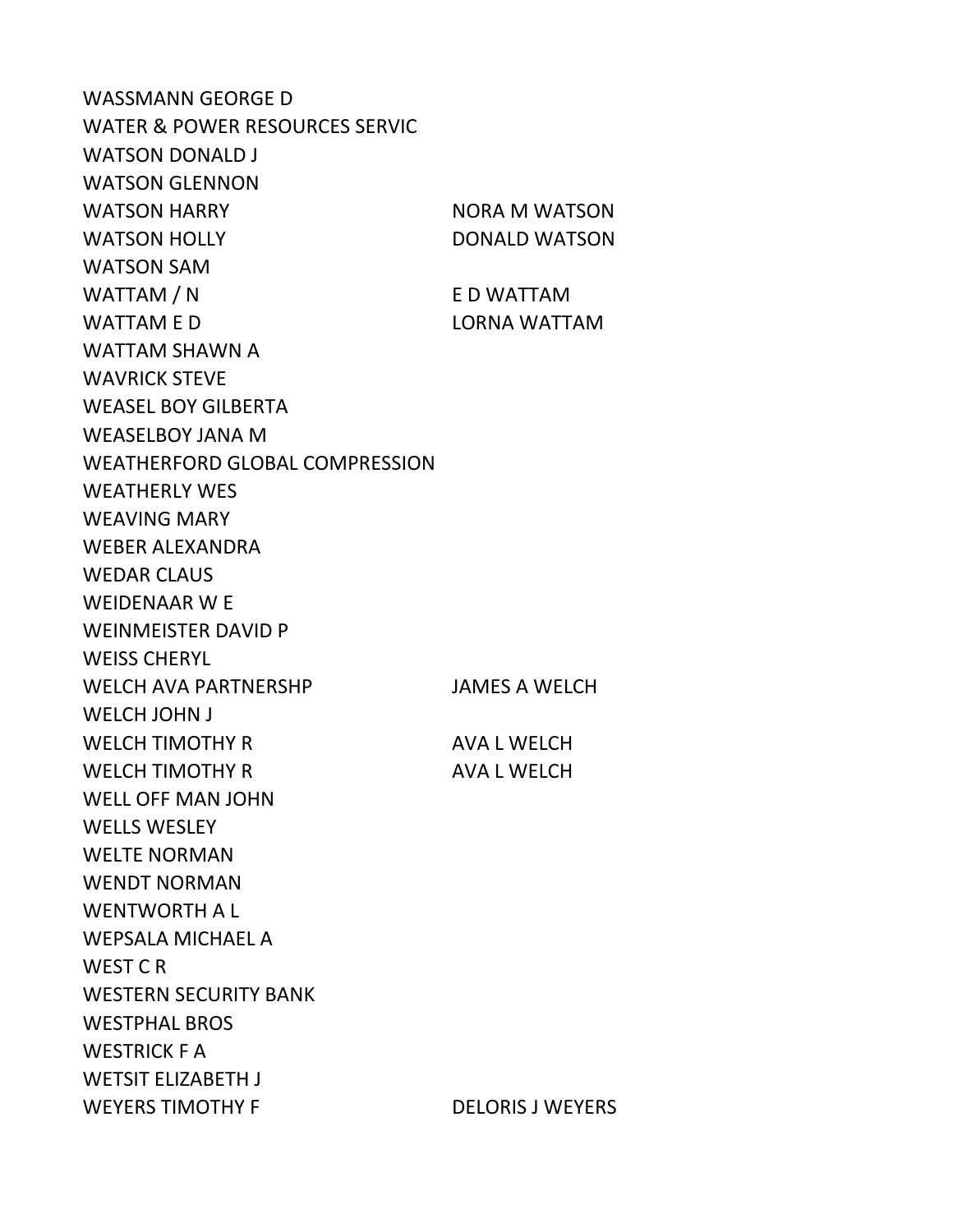| | |
|---|---|
| WASSMANN GEORGE D | |
| WATER & POWER RESOURCES SERVIC | |
| WATSON DONALD J | |
| WATSON GLENNON | |
| WATSON HARRY | NORA M WATSON |
| WATSON HOLLY | DONALD WATSON |
| WATSON SAM | |
| WATTAM / N | E D WATTAM |
| WATTAM E D | LORNA WATTAM |
| WATTAM SHAWN A | |
| WAVRICK STEVE | |
| WEASEL BOY GILBERTA | |
| WEASELBOY JANA M | |
| WEATHERFORD GLOBAL COMPRESSION | |
| WEATHERLY WES | |
| WEAVING MARY | |
| WEBER ALEXANDRA | |
| WEDAR CLAUS | |
| WEIDENAAR W E | |
| WEINMEISTER DAVID P | |
| WEISS CHERYL | |
| WELCH AVA PARTNERSHP | JAMES A WELCH |
| WELCH JOHN J | |
| WELCH TIMOTHY R | AVA L WELCH |
| WELCH TIMOTHY R | AVA L WELCH |
| WELL OFF MAN JOHN | |
| WELLS WESLEY | |
| WELTE NORMAN | |
| WENDT NORMAN | |
| WENTWORTH A L | |
| WEPSALA MICHAEL A | |
| WEST C R | |
| WESTERN SECURITY BANK | |
| WESTPHAL BROS | |
| WESTRICK F A | |
| WETSIT ELIZABETH J | |
| WEYERS TIMOTHY F | DELORIS J WEYERS |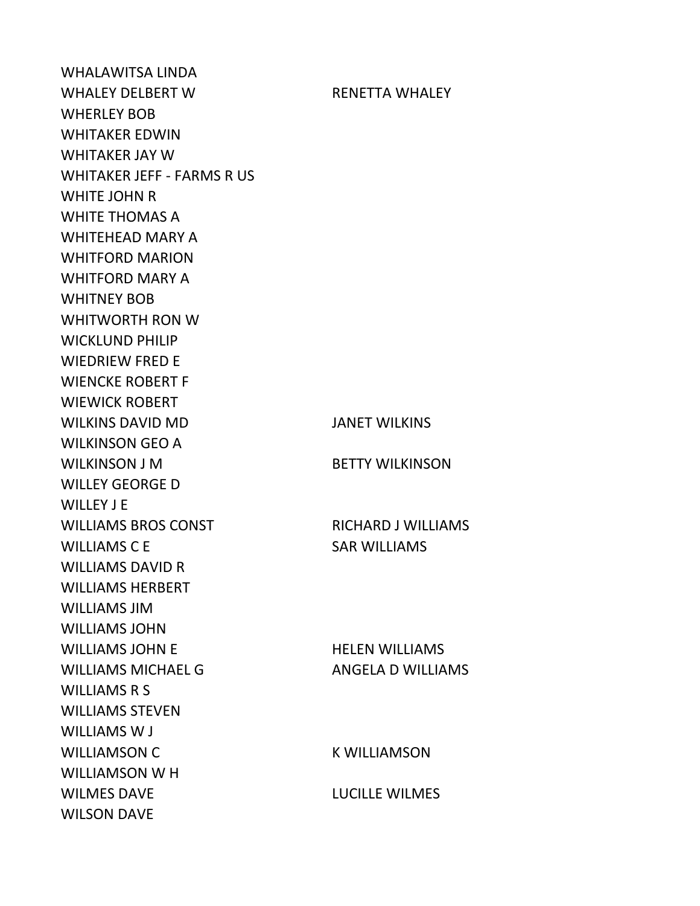| | |
|---|---|
| WHALAWITSA LINDA | |
| WHALEY DELBERT W | RENETTA WHALEY |
| WHERLEY BOB | |
| WHITAKER EDWIN | |
| WHITAKER JAY W | |
| WHITAKER JEFF - FARMS R US | |
| WHITE JOHN R | |
| WHITE THOMAS A | |
| WHITEHEAD MARY A | |
| WHITFORD MARION | |
| WHITFORD MARY A | |
| WHITNEY BOB | |
| WHITWORTH RON W | |
| WICKLUND PHILIP | |
| WIEDRIEW FRED E | |
| WIENCKE ROBERT F | |
| WIEWICK ROBERT | |
| WILKINS DAVID MD | JANET WILKINS |
| WILKINSON GEO A | |
| WILKINSON J M | BETTY WILKINSON |
| WILLEY GEORGE D | |
| WILLEY J E | |
| WILLIAMS BROS CONST | RICHARD J WILLIAMS |
| WILLIAMS C E | SAR WILLIAMS |
| WILLIAMS DAVID R | |
| WILLIAMS HERBERT | |
| WILLIAMS JIM | |
| WILLIAMS JOHN | |
| WILLIAMS JOHN E | HELEN WILLIAMS |
| WILLIAMS MICHAEL G | ANGELA D WILLIAMS |
| WILLIAMS R S | |
| WILLIAMS STEVEN | |
| WILLIAMS W J | |
| WILLIAMSON C | K WILLIAMSON |
| WILLIAMSON W H | |
| WILMES DAVE | LUCILLE WILMES |
| WILSON DAVE | |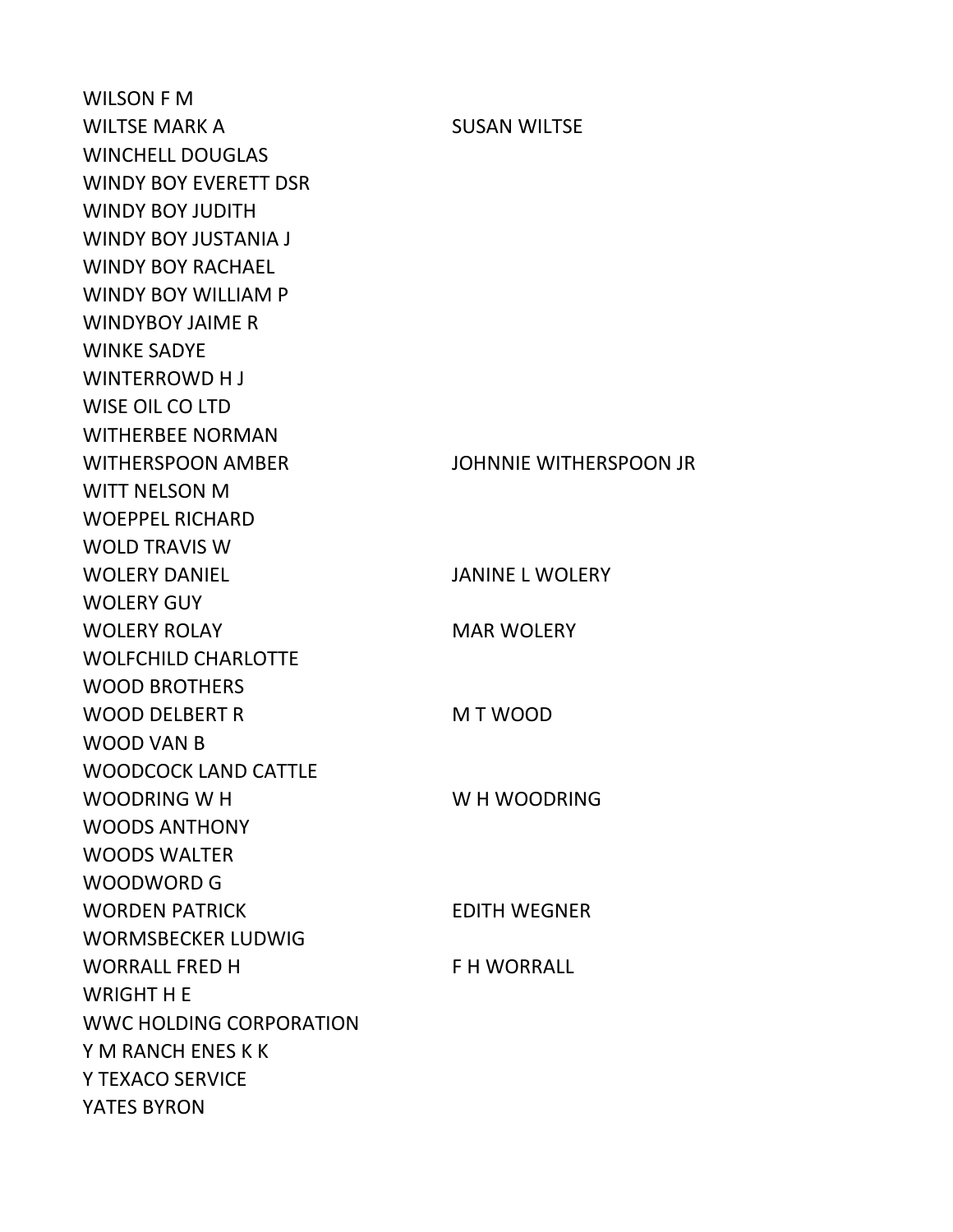| | |
|---|---|
| WILSON F M | |
| WILTSE MARK A | SUSAN WILTSE |
| WINCHELL DOUGLAS | |
| WINDY BOY EVERETT DSR | |
| WINDY BOY JUDITH | |
| WINDY BOY JUSTANIA J | |
| WINDY BOY RACHAEL | |
| WINDY BOY WILLIAM P | |
| WINDYBOY JAIME R | |
| WINKE SADYE | |
| WINTERROWD H J | |
| WISE OIL CO LTD | |
| WITHERBEE NORMAN | |
| WITHERSPOON AMBER | JOHNNIE WITHERSPOON JR |
| WITT NELSON M | |
| WOEPPEL RICHARD | |
| WOLD TRAVIS W | |
| WOLERY DANIEL | JANINE L WOLERY |
| WOLERY GUY | |
| WOLERY ROLAY | MAR WOLERY |
| WOLFCHILD CHARLOTTE | |
| WOOD BROTHERS | |
| WOOD DELBERT R | M T WOOD |
| WOOD VAN B | |
| WOODCOCK LAND CATTLE | |
| WOODRING W H | W H WOODRING |
| WOODS ANTHONY | |
| WOODS WALTER | |
| WOODWORD G | |
| WORDEN PATRICK | EDITH WEGNER |
| WORMSBECKER LUDWIG | |
| WORRALL FRED H | F H WORRALL |
| WRIGHT H E | |
| WWC HOLDING CORPORATION | |
| Y M RANCH ENES K K | |
| Y TEXACO SERVICE | |
| YATES BYRON | |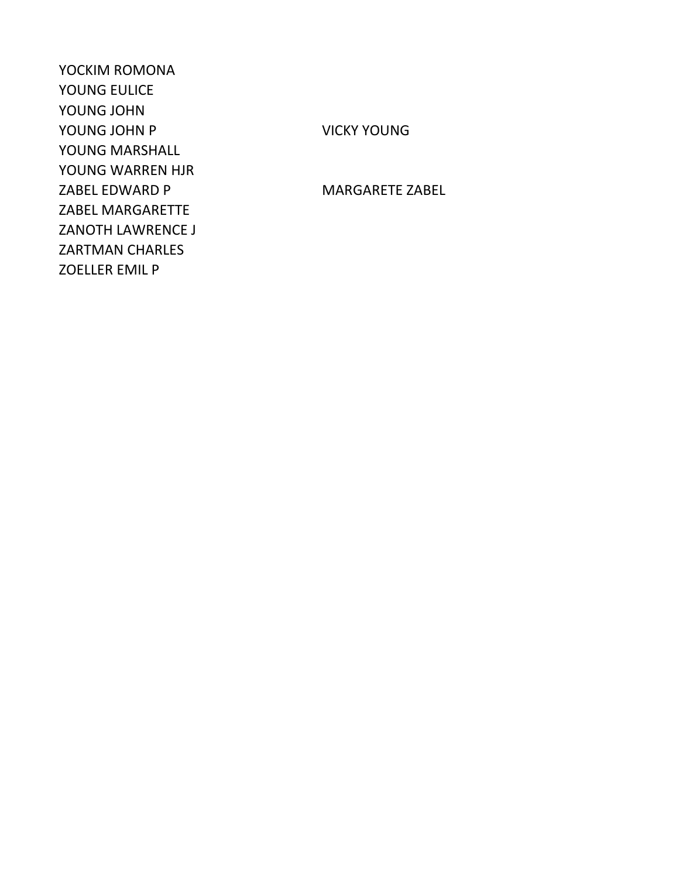| | |
|---|---|
| YOCKIM ROMONA | |
| YOUNG EULICE | |
| YOUNG JOHN | |
| YOUNG JOHN P | VICKY YOUNG |
| YOUNG MARSHALL | |
| YOUNG WARREN HJR | |
| ZABEL EDWARD P | MARGARETE ZABEL |
| ZABEL MARGARETTE | |
| ZANOTH LAWRENCE J | |
| ZARTMAN CHARLES | |
| ZOELLER EMIL P | |